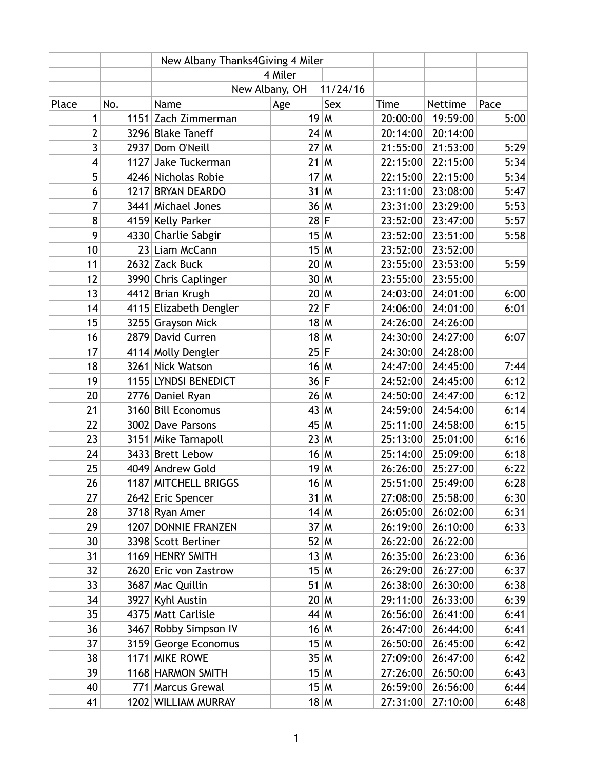| | | | | | | | |
|---|---|---|---|---|---|---|---|
| | | New Albany Thanks4Giving 4 Miler | | | | | |
| | | 4 Miler | | | | | |
| | | New Albany, OH 11/24/16 | | | | | |
| Place | No. | Name | Age | Sex | Time | Nettime | Pace |
| 1 | 1151 | Zach Zimmerman | 19 | M | 20:00:00 | 19:59:00 | 5:00 |
| 2 | 3296 | Blake Taneff | 24 | M | 20:14:00 | 20:14:00 | |
| 3 | 2937 | Dom O'Neill | 27 | M | 21:55:00 | 21:53:00 | 5:29 |
| 4 | 1127 | Jake Tuckerman | 21 | M | 22:15:00 | 22:15:00 | 5:34 |
| 5 | 4246 | Nicholas Robie | 17 | M | 22:15:00 | 22:15:00 | 5:34 |
| 6 | 1217 | BRYAN DEARDO | 31 | M | 23:11:00 | 23:08:00 | 5:47 |
| 7 | 3441 | Michael Jones | 36 | M | 23:31:00 | 23:29:00 | 5:53 |
| 8 | 4159 | Kelly Parker | 28 | F | 23:52:00 | 23:47:00 | 5:57 |
| 9 | 4330 | Charlie Sabgir | 15 | M | 23:52:00 | 23:51:00 | 5:58 |
| 10 | 23 | Liam McCann | 15 | M | 23:52:00 | 23:52:00 | |
| 11 | 2632 | Zack Buck | 20 | M | 23:55:00 | 23:53:00 | 5:59 |
| 12 | 3990 | Chris Caplinger | 30 | M | 23:55:00 | 23:55:00 | |
| 13 | 4412 | Brian Krugh | 20 | M | 24:03:00 | 24:01:00 | 6:00 |
| 14 | 4115 | Elizabeth Dengler | 22 | F | 24:06:00 | 24:01:00 | 6:01 |
| 15 | 3255 | Grayson Mick | 18 | M | 24:26:00 | 24:26:00 | |
| 16 | 2879 | David Curren | 18 | M | 24:30:00 | 24:27:00 | 6:07 |
| 17 | 4114 | Molly Dengler | 25 | F | 24:30:00 | 24:28:00 | |
| 18 | 3261 | Nick Watson | 16 | M | 24:47:00 | 24:45:00 | 7:44 |
| 19 | 1155 | LYNDSI BENEDICT | 36 | F | 24:52:00 | 24:45:00 | 6:12 |
| 20 | 2776 | Daniel Ryan | 26 | M | 24:50:00 | 24:47:00 | 6:12 |
| 21 | 3160 | Bill Economus | 43 | M | 24:59:00 | 24:54:00 | 6:14 |
| 22 | 3002 | Dave Parsons | 45 | M | 25:11:00 | 24:58:00 | 6:15 |
| 23 | 3151 | Mike Tarnapoll | 23 | M | 25:13:00 | 25:01:00 | 6:16 |
| 24 | 3433 | Brett Lebow | 16 | M | 25:14:00 | 25:09:00 | 6:18 |
| 25 | 4049 | Andrew Gold | 19 | M | 26:26:00 | 25:27:00 | 6:22 |
| 26 | 1187 | MITCHELL BRIGGS | 16 | M | 25:51:00 | 25:49:00 | 6:28 |
| 27 | 2642 | Eric Spencer | 31 | M | 27:08:00 | 25:58:00 | 6:30 |
| 28 | 3718 | Ryan Amer | 14 | M | 26:05:00 | 26:02:00 | 6:31 |
| 29 | 1207 | DONNIE FRANZEN | 37 | M | 26:19:00 | 26:10:00 | 6:33 |
| 30 | 3398 | Scott Berliner | 52 | M | 26:22:00 | 26:22:00 | |
| 31 | 1169 | HENRY SMITH | 13 | M | 26:35:00 | 26:23:00 | 6:36 |
| 32 | 2620 | Eric von Zastrow | 15 | M | 26:29:00 | 26:27:00 | 6:37 |
| 33 | 3687 | Mac Quillin | 51 | M | 26:38:00 | 26:30:00 | 6:38 |
| 34 | 3927 | Kyhl Austin | 20 | M | 29:11:00 | 26:33:00 | 6:39 |
| 35 | 4375 | Matt Carlisle | 44 | M | 26:56:00 | 26:41:00 | 6:41 |
| 36 | 3467 | Robby Simpson IV | 16 | M | 26:47:00 | 26:44:00 | 6:41 |
| 37 | 3159 | George Economus | 15 | M | 26:50:00 | 26:45:00 | 6:42 |
| 38 | 1171 | MIKE ROWE | 35 | M | 27:09:00 | 26:47:00 | 6:42 |
| 39 | 1168 | HARMON SMITH | 15 | M | 27:26:00 | 26:50:00 | 6:43 |
| 40 | 771 | Marcus Grewal | 15 | M | 26:59:00 | 26:56:00 | 6:44 |
| 41 | 1202 | WILLIAM MURRAY | 18 | M | 27:31:00 | 27:10:00 | 6:48 |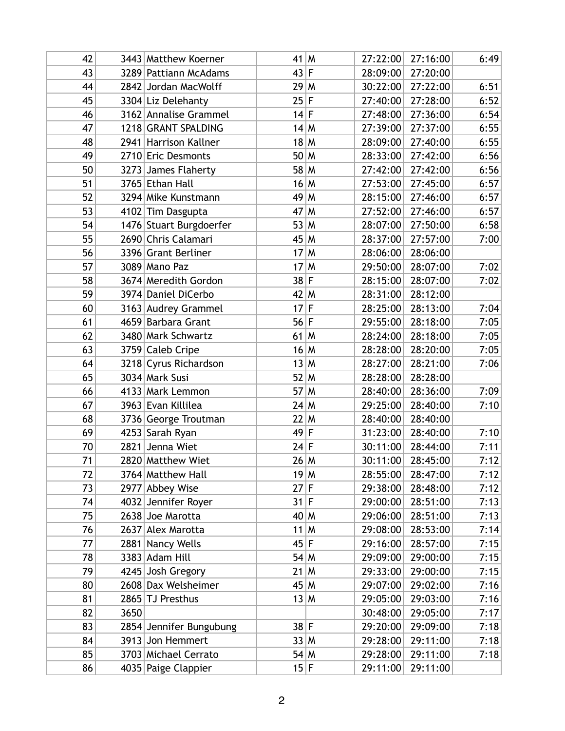| | | | | | | | |
|---|---|---|---|---|---|---|---|
| 42 | 3443 | Matthew Koerner | 41 | M | 27:22:00 | 27:16:00 | 6:49 |
| 43 | 3289 | Pattiann McAdams | 43 | F | 28:09:00 | 27:20:00 | |
| 44 | 2842 | Jordan MacWolff | 29 | M | 30:22:00 | 27:22:00 | 6:51 |
| 45 | 3304 | Liz Delehanty | 25 | F | 27:40:00 | 27:28:00 | 6:52 |
| 46 | 3162 | Annalise Grammel | 14 | F | 27:48:00 | 27:36:00 | 6:54 |
| 47 | 1218 | GRANT SPALDING | 14 | M | 27:39:00 | 27:37:00 | 6:55 |
| 48 | 2941 | Harrison Kallner | 18 | M | 28:09:00 | 27:40:00 | 6:55 |
| 49 | 2710 | Eric Desmonts | 50 | M | 28:33:00 | 27:42:00 | 6:56 |
| 50 | 3273 | James Flaherty | 58 | M | 27:42:00 | 27:42:00 | 6:56 |
| 51 | 3765 | Ethan Hall | 16 | M | 27:53:00 | 27:45:00 | 6:57 |
| 52 | 3294 | Mike Kunstmann | 49 | M | 28:15:00 | 27:46:00 | 6:57 |
| 53 | 4102 | Tim Dasgupta | 47 | M | 27:52:00 | 27:46:00 | 6:57 |
| 54 | 1476 | Stuart Burgdoerfer | 53 | M | 28:07:00 | 27:50:00 | 6:58 |
| 55 | 2690 | Chris Calamari | 45 | M | 28:37:00 | 27:57:00 | 7:00 |
| 56 | 3396 | Grant Berliner | 17 | M | 28:06:00 | 28:06:00 | |
| 57 | 3089 | Mano Paz | 17 | M | 29:50:00 | 28:07:00 | 7:02 |
| 58 | 3674 | Meredith Gordon | 38 | F | 28:15:00 | 28:07:00 | 7:02 |
| 59 | 3974 | Daniel DiCerbo | 42 | M | 28:31:00 | 28:12:00 | |
| 60 | 3163 | Audrey Grammel | 17 | F | 28:25:00 | 28:13:00 | 7:04 |
| 61 | 4659 | Barbara Grant | 56 | F | 29:55:00 | 28:18:00 | 7:05 |
| 62 | 3480 | Mark Schwartz | 61 | M | 28:24:00 | 28:18:00 | 7:05 |
| 63 | 3759 | Caleb Cripe | 16 | M | 28:28:00 | 28:20:00 | 7:05 |
| 64 | 3218 | Cyrus Richardson | 13 | M | 28:27:00 | 28:21:00 | 7:06 |
| 65 | 3034 | Mark Susi | 52 | M | 28:28:00 | 28:28:00 | |
| 66 | 4133 | Mark Lemmon | 57 | M | 28:40:00 | 28:36:00 | 7:09 |
| 67 | 3963 | Evan Killilea | 24 | M | 29:25:00 | 28:40:00 | 7:10 |
| 68 | 3736 | George Troutman | 22 | M | 28:40:00 | 28:40:00 | |
| 69 | 4253 | Sarah Ryan | 49 | F | 31:23:00 | 28:40:00 | 7:10 |
| 70 | 2821 | Jenna Wiet | 24 | F | 30:11:00 | 28:44:00 | 7:11 |
| 71 | 2820 | Matthew Wiet | 26 | M | 30:11:00 | 28:45:00 | 7:12 |
| 72 | 3764 | Matthew Hall | 19 | M | 28:55:00 | 28:47:00 | 7:12 |
| 73 | 2977 | Abbey Wise | 27 | F | 29:38:00 | 28:48:00 | 7:12 |
| 74 | 4032 | Jennifer Royer | 31 | F | 29:00:00 | 28:51:00 | 7:13 |
| 75 | 2638 | Joe Marotta | 40 | M | 29:06:00 | 28:51:00 | 7:13 |
| 76 | 2637 | Alex Marotta | 11 | M | 29:08:00 | 28:53:00 | 7:14 |
| 77 | 2881 | Nancy Wells | 45 | F | 29:16:00 | 28:57:00 | 7:15 |
| 78 | 3383 | Adam Hill | 54 | M | 29:09:00 | 29:00:00 | 7:15 |
| 79 | 4245 | Josh Gregory | 21 | M | 29:33:00 | 29:00:00 | 7:15 |
| 80 | 2608 | Dax Welsheimer | 45 | M | 29:07:00 | 29:02:00 | 7:16 |
| 81 | 2865 | TJ Presthus | 13 | M | 29:05:00 | 29:03:00 | 7:16 |
| 82 | 3650 | | | | 30:48:00 | 29:05:00 | 7:17 |
| 83 | 2854 | Jennifer Bungubung | 38 | F | 29:20:00 | 29:09:00 | 7:18 |
| 84 | 3913 | Jon Hemmert | 33 | M | 29:28:00 | 29:11:00 | 7:18 |
| 85 | 3703 | Michael Cerrato | 54 | M | 29:28:00 | 29:11:00 | 7:18 |
| 86 | 4035 | Paige Clappier | 15 | F | 29:11:00 | 29:11:00 | |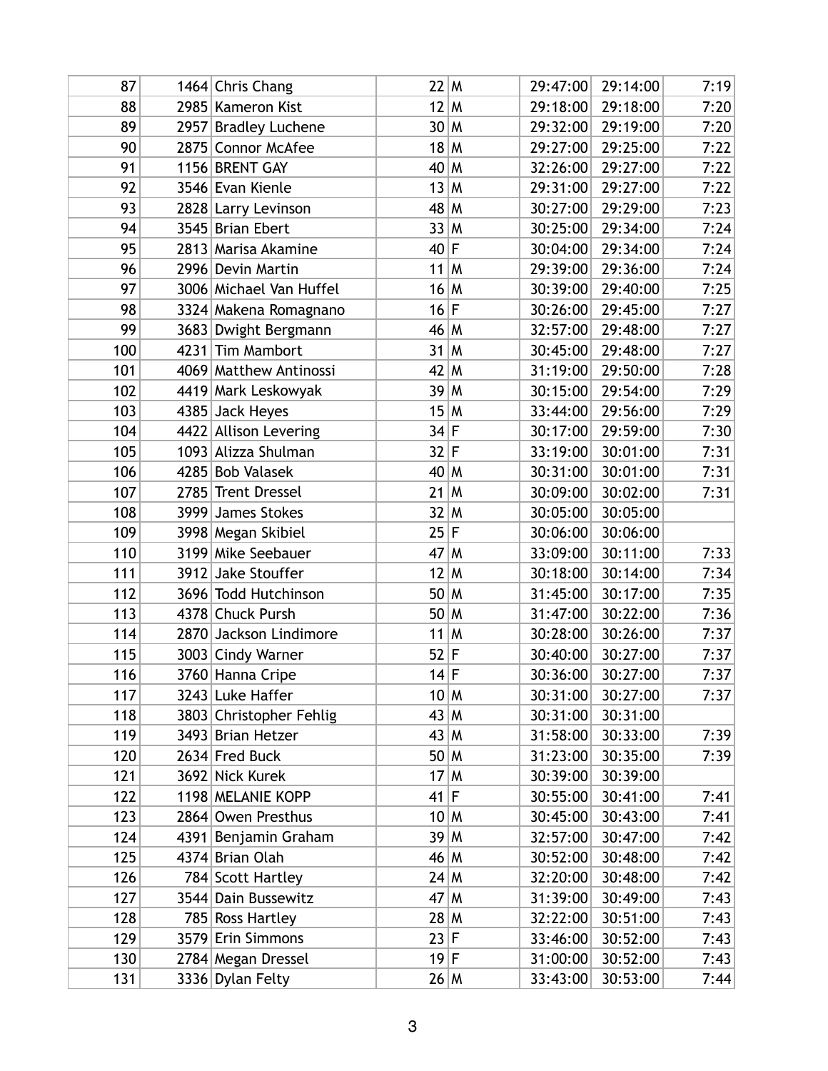| | | | | | | | |
|---|---|---|---|---|---|---|---|
| 87 | 1464 | Chris Chang | 22 | M | 29:47:00 | 29:14:00 | 7:19 |
| 88 | 2985 | Kameron Kist | 12 | M | 29:18:00 | 29:18:00 | 7:20 |
| 89 | 2957 | Bradley Luchene | 30 | M | 29:32:00 | 29:19:00 | 7:20 |
| 90 | 2875 | Connor McAfee | 18 | M | 29:27:00 | 29:25:00 | 7:22 |
| 91 | 1156 | BRENT GAY | 40 | M | 32:26:00 | 29:27:00 | 7:22 |
| 92 | 3546 | Evan Kienle | 13 | M | 29:31:00 | 29:27:00 | 7:22 |
| 93 | 2828 | Larry Levinson | 48 | M | 30:27:00 | 29:29:00 | 7:23 |
| 94 | 3545 | Brian Ebert | 33 | M | 30:25:00 | 29:34:00 | 7:24 |
| 95 | 2813 | Marisa Akamine | 40 | F | 30:04:00 | 29:34:00 | 7:24 |
| 96 | 2996 | Devin Martin | 11 | M | 29:39:00 | 29:36:00 | 7:24 |
| 97 | 3006 | Michael Van Huffel | 16 | M | 30:39:00 | 29:40:00 | 7:25 |
| 98 | 3324 | Makena Romagnano | 16 | F | 30:26:00 | 29:45:00 | 7:27 |
| 99 | 3683 | Dwight Bergmann | 46 | M | 32:57:00 | 29:48:00 | 7:27 |
| 100 | 4231 | Tim Mambort | 31 | M | 30:45:00 | 29:48:00 | 7:27 |
| 101 | 4069 | Matthew Antinossi | 42 | M | 31:19:00 | 29:50:00 | 7:28 |
| 102 | 4419 | Mark Leskowyak | 39 | M | 30:15:00 | 29:54:00 | 7:29 |
| 103 | 4385 | Jack Heyes | 15 | M | 33:44:00 | 29:56:00 | 7:29 |
| 104 | 4422 | Allison Levering | 34 | F | 30:17:00 | 29:59:00 | 7:30 |
| 105 | 1093 | Alizza Shulman | 32 | F | 33:19:00 | 30:01:00 | 7:31 |
| 106 | 4285 | Bob Valasek | 40 | M | 30:31:00 | 30:01:00 | 7:31 |
| 107 | 2785 | Trent Dressel | 21 | M | 30:09:00 | 30:02:00 | 7:31 |
| 108 | 3999 | James Stokes | 32 | M | 30:05:00 | 30:05:00 | |
| 109 | 3998 | Megan Skibiel | 25 | F | 30:06:00 | 30:06:00 | |
| 110 | 3199 | Mike Seebauer | 47 | M | 33:09:00 | 30:11:00 | 7:33 |
| 111 | 3912 | Jake Stouffer | 12 | M | 30:18:00 | 30:14:00 | 7:34 |
| 112 | 3696 | Todd Hutchinson | 50 | M | 31:45:00 | 30:17:00 | 7:35 |
| 113 | 4378 | Chuck Pursh | 50 | M | 31:47:00 | 30:22:00 | 7:36 |
| 114 | 2870 | Jackson Lindimore | 11 | M | 30:28:00 | 30:26:00 | 7:37 |
| 115 | 3003 | Cindy Warner | 52 | F | 30:40:00 | 30:27:00 | 7:37 |
| 116 | 3760 | Hanna Cripe | 14 | F | 30:36:00 | 30:27:00 | 7:37 |
| 117 | 3243 | Luke Haffer | 10 | M | 30:31:00 | 30:27:00 | 7:37 |
| 118 | 3803 | Christopher Fehlig | 43 | M | 30:31:00 | 30:31:00 | |
| 119 | 3493 | Brian Hetzer | 43 | M | 31:58:00 | 30:33:00 | 7:39 |
| 120 | 2634 | Fred Buck | 50 | M | 31:23:00 | 30:35:00 | 7:39 |
| 121 | 3692 | Nick Kurek | 17 | M | 30:39:00 | 30:39:00 | |
| 122 | 1198 | MELANIE KOPP | 41 | F | 30:55:00 | 30:41:00 | 7:41 |
| 123 | 2864 | Owen Presthus | 10 | M | 30:45:00 | 30:43:00 | 7:41 |
| 124 | 4391 | Benjamin Graham | 39 | M | 32:57:00 | 30:47:00 | 7:42 |
| 125 | 4374 | Brian Olah | 46 | M | 30:52:00 | 30:48:00 | 7:42 |
| 126 | 784 | Scott Hartley | 24 | M | 32:20:00 | 30:48:00 | 7:42 |
| 127 | 3544 | Dain Bussewitz | 47 | M | 31:39:00 | 30:49:00 | 7:43 |
| 128 | 785 | Ross Hartley | 28 | M | 32:22:00 | 30:51:00 | 7:43 |
| 129 | 3579 | Erin Simmons | 23 | F | 33:46:00 | 30:52:00 | 7:43 |
| 130 | 2784 | Megan Dressel | 19 | F | 31:00:00 | 30:52:00 | 7:43 |
| 131 | 3336 | Dylan Felty | 26 | M | 33:43:00 | 30:53:00 | 7:44 |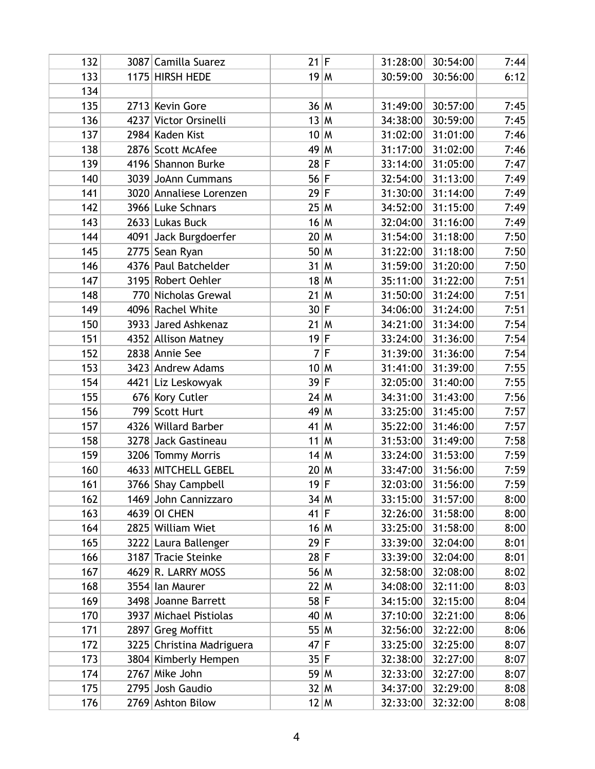| | | | | | | | |
|---|---|---|---|---|---|---|---|
| 132 | 3087 | Camilla Suarez | 21 | F | 31:28:00 | 30:54:00 | 7:44 |
| 133 | 1175 | HIRSH HEDE | 19 | M | 30:59:00 | 30:56:00 | 6:12 |
| 134 | | | | | | | |
| 135 | 2713 | Kevin Gore | 36 | M | 31:49:00 | 30:57:00 | 7:45 |
| 136 | 4237 | Victor Orsinelli | 13 | M | 34:38:00 | 30:59:00 | 7:45 |
| 137 | 2984 | Kaden Kist | 10 | M | 31:02:00 | 31:01:00 | 7:46 |
| 138 | 2876 | Scott McAfee | 49 | M | 31:17:00 | 31:02:00 | 7:46 |
| 139 | 4196 | Shannon Burke | 28 | F | 33:14:00 | 31:05:00 | 7:47 |
| 140 | 3039 | JoAnn Cummans | 56 | F | 32:54:00 | 31:13:00 | 7:49 |
| 141 | 3020 | Annaliese Lorenzen | 29 | F | 31:30:00 | 31:14:00 | 7:49 |
| 142 | 3966 | Luke Schnars | 25 | M | 34:52:00 | 31:15:00 | 7:49 |
| 143 | 2633 | Lukas Buck | 16 | M | 32:04:00 | 31:16:00 | 7:49 |
| 144 | 4091 | Jack Burgdoerfer | 20 | M | 31:54:00 | 31:18:00 | 7:50 |
| 145 | 2775 | Sean Ryan | 50 | M | 31:22:00 | 31:18:00 | 7:50 |
| 146 | 4376 | Paul Batchelder | 31 | M | 31:59:00 | 31:20:00 | 7:50 |
| 147 | 3195 | Robert Oehler | 18 | M | 35:11:00 | 31:22:00 | 7:51 |
| 148 | 770 | Nicholas Grewal | 21 | M | 31:50:00 | 31:24:00 | 7:51 |
| 149 | 4096 | Rachel White | 30 | F | 34:06:00 | 31:24:00 | 7:51 |
| 150 | 3933 | Jared Ashkenaz | 21 | M | 34:21:00 | 31:34:00 | 7:54 |
| 151 | 4352 | Allison Matney | 19 | F | 33:24:00 | 31:36:00 | 7:54 |
| 152 | 2838 | Annie See | 7 | F | 31:39:00 | 31:36:00 | 7:54 |
| 153 | 3423 | Andrew Adams | 10 | M | 31:41:00 | 31:39:00 | 7:55 |
| 154 | 4421 | Liz Leskowyak | 39 | F | 32:05:00 | 31:40:00 | 7:55 |
| 155 | 676 | Kory Cutler | 24 | M | 34:31:00 | 31:43:00 | 7:56 |
| 156 | 799 | Scott Hurt | 49 | M | 33:25:00 | 31:45:00 | 7:57 |
| 157 | 4326 | Willard Barber | 41 | M | 35:22:00 | 31:46:00 | 7:57 |
| 158 | 3278 | Jack Gastineau | 11 | M | 31:53:00 | 31:49:00 | 7:58 |
| 159 | 3206 | Tommy Morris | 14 | M | 33:24:00 | 31:53:00 | 7:59 |
| 160 | 4633 | MITCHELL GEBEL | 20 | M | 33:47:00 | 31:56:00 | 7:59 |
| 161 | 3766 | Shay Campbell | 19 | F | 32:03:00 | 31:56:00 | 7:59 |
| 162 | 1469 | John Cannizzaro | 34 | M | 33:15:00 | 31:57:00 | 8:00 |
| 163 | 4639 | OI CHEN | 41 | F | 32:26:00 | 31:58:00 | 8:00 |
| 164 | 2825 | William Wiet | 16 | M | 33:25:00 | 31:58:00 | 8:00 |
| 165 | 3222 | Laura Ballenger | 29 | F | 33:39:00 | 32:04:00 | 8:01 |
| 166 | 3187 | Tracie Steinke | 28 | F | 33:39:00 | 32:04:00 | 8:01 |
| 167 | 4629 | R. LARRY MOSS | 56 | M | 32:58:00 | 32:08:00 | 8:02 |
| 168 | 3554 | Ian Maurer | 22 | M | 34:08:00 | 32:11:00 | 8:03 |
| 169 | 3498 | Joanne Barrett | 58 | F | 34:15:00 | 32:15:00 | 8:04 |
| 170 | 3937 | Michael Pistiolas | 40 | M | 37:10:00 | 32:21:00 | 8:06 |
| 171 | 2897 | Greg Moffitt | 55 | M | 32:56:00 | 32:22:00 | 8:06 |
| 172 | 3225 | Christina Madriguera | 47 | F | 33:25:00 | 32:25:00 | 8:07 |
| 173 | 3804 | Kimberly Hempen | 35 | F | 32:38:00 | 32:27:00 | 8:07 |
| 174 | 2767 | Mike John | 59 | M | 32:33:00 | 32:27:00 | 8:07 |
| 175 | 2795 | Josh Gaudio | 32 | M | 34:37:00 | 32:29:00 | 8:08 |
| 176 | 2769 | Ashton Bilow | 12 | M | 32:33:00 | 32:32:00 | 8:08 |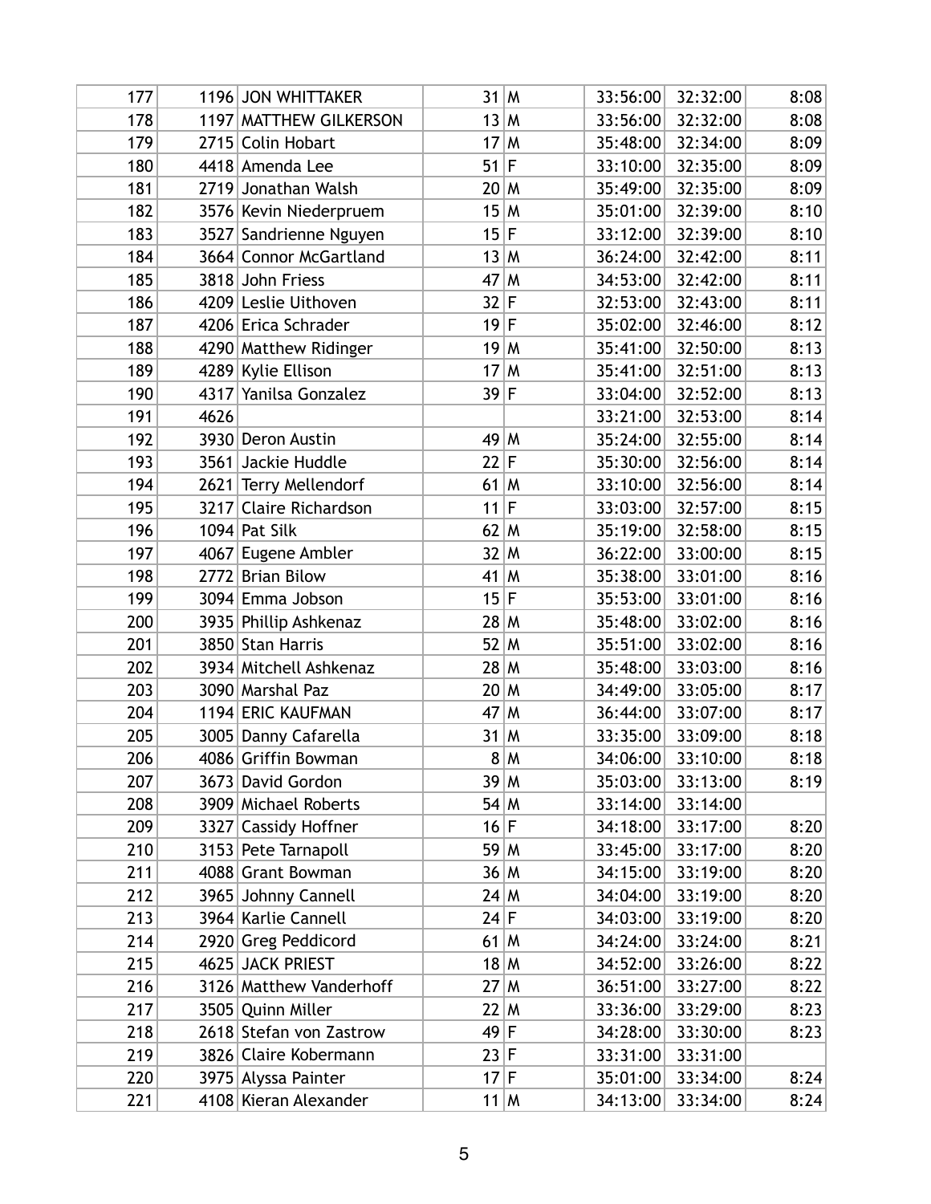| | | | | | | | |
|---|---|---|---|---|---|---|---|
| 177 | 1196 | JON WHITTAKER | 31 | M | 33:56:00 | 32:32:00 | 8:08 |
| 178 | 1197 | MATTHEW GILKERSON | 13 | M | 33:56:00 | 32:32:00 | 8:08 |
| 179 | 2715 | Colin Hobart | 17 | M | 35:48:00 | 32:34:00 | 8:09 |
| 180 | 4418 | Amenda Lee | 51 | F | 33:10:00 | 32:35:00 | 8:09 |
| 181 | 2719 | Jonathan Walsh | 20 | M | 35:49:00 | 32:35:00 | 8:09 |
| 182 | 3576 | Kevin Niederpruem | 15 | M | 35:01:00 | 32:39:00 | 8:10 |
| 183 | 3527 | Sandrienne Nguyen | 15 | F | 33:12:00 | 32:39:00 | 8:10 |
| 184 | 3664 | Connor McGartland | 13 | M | 36:24:00 | 32:42:00 | 8:11 |
| 185 | 3818 | John Friess | 47 | M | 34:53:00 | 32:42:00 | 8:11 |
| 186 | 4209 | Leslie Uithoven | 32 | F | 32:53:00 | 32:43:00 | 8:11 |
| 187 | 4206 | Erica Schrader | 19 | F | 35:02:00 | 32:46:00 | 8:12 |
| 188 | 4290 | Matthew Ridinger | 19 | M | 35:41:00 | 32:50:00 | 8:13 |
| 189 | 4289 | Kylie Ellison | 17 | M | 35:41:00 | 32:51:00 | 8:13 |
| 190 | 4317 | Yanilsa Gonzalez | 39 | F | 33:04:00 | 32:52:00 | 8:13 |
| 191 | 4626 | | | | 33:21:00 | 32:53:00 | 8:14 |
| 192 | 3930 | Deron Austin | 49 | M | 35:24:00 | 32:55:00 | 8:14 |
| 193 | 3561 | Jackie Huddle | 22 | F | 35:30:00 | 32:56:00 | 8:14 |
| 194 | 2621 | Terry Mellendorf | 61 | M | 33:10:00 | 32:56:00 | 8:14 |
| 195 | 3217 | Claire Richardson | 11 | F | 33:03:00 | 32:57:00 | 8:15 |
| 196 | 1094 | Pat Silk | 62 | M | 35:19:00 | 32:58:00 | 8:15 |
| 197 | 4067 | Eugene Ambler | 32 | M | 36:22:00 | 33:00:00 | 8:15 |
| 198 | 2772 | Brian Bilow | 41 | M | 35:38:00 | 33:01:00 | 8:16 |
| 199 | 3094 | Emma Jobson | 15 | F | 35:53:00 | 33:01:00 | 8:16 |
| 200 | 3935 | Phillip Ashkenaz | 28 | M | 35:48:00 | 33:02:00 | 8:16 |
| 201 | 3850 | Stan Harris | 52 | M | 35:51:00 | 33:02:00 | 8:16 |
| 202 | 3934 | Mitchell Ashkenaz | 28 | M | 35:48:00 | 33:03:00 | 8:16 |
| 203 | 3090 | Marshal Paz | 20 | M | 34:49:00 | 33:05:00 | 8:17 |
| 204 | 1194 | ERIC KAUFMAN | 47 | M | 36:44:00 | 33:07:00 | 8:17 |
| 205 | 3005 | Danny Cafarella | 31 | M | 33:35:00 | 33:09:00 | 8:18 |
| 206 | 4086 | Griffin Bowman | 8 | M | 34:06:00 | 33:10:00 | 8:18 |
| 207 | 3673 | David Gordon | 39 | M | 35:03:00 | 33:13:00 | 8:19 |
| 208 | 3909 | Michael Roberts | 54 | M | 33:14:00 | 33:14:00 | |
| 209 | 3327 | Cassidy Hoffner | 16 | F | 34:18:00 | 33:17:00 | 8:20 |
| 210 | 3153 | Pete Tarnapoll | 59 | M | 33:45:00 | 33:17:00 | 8:20 |
| 211 | 4088 | Grant Bowman | 36 | M | 34:15:00 | 33:19:00 | 8:20 |
| 212 | 3965 | Johnny Cannell | 24 | M | 34:04:00 | 33:19:00 | 8:20 |
| 213 | 3964 | Karlie Cannell | 24 | F | 34:03:00 | 33:19:00 | 8:20 |
| 214 | 2920 | Greg Peddicord | 61 | M | 34:24:00 | 33:24:00 | 8:21 |
| 215 | 4625 | JACK PRIEST | 18 | M | 34:52:00 | 33:26:00 | 8:22 |
| 216 | 3126 | Matthew Vanderhoff | 27 | M | 36:51:00 | 33:27:00 | 8:22 |
| 217 | 3505 | Quinn Miller | 22 | M | 33:36:00 | 33:29:00 | 8:23 |
| 218 | 2618 | Stefan von Zastrow | 49 | F | 34:28:00 | 33:30:00 | 8:23 |
| 219 | 3826 | Claire Kobermann | 23 | F | 33:31:00 | 33:31:00 | |
| 220 | 3975 | Alyssa Painter | 17 | F | 35:01:00 | 33:34:00 | 8:24 |
| 221 | 4108 | Kieran Alexander | 11 | M | 34:13:00 | 33:34:00 | 8:24 |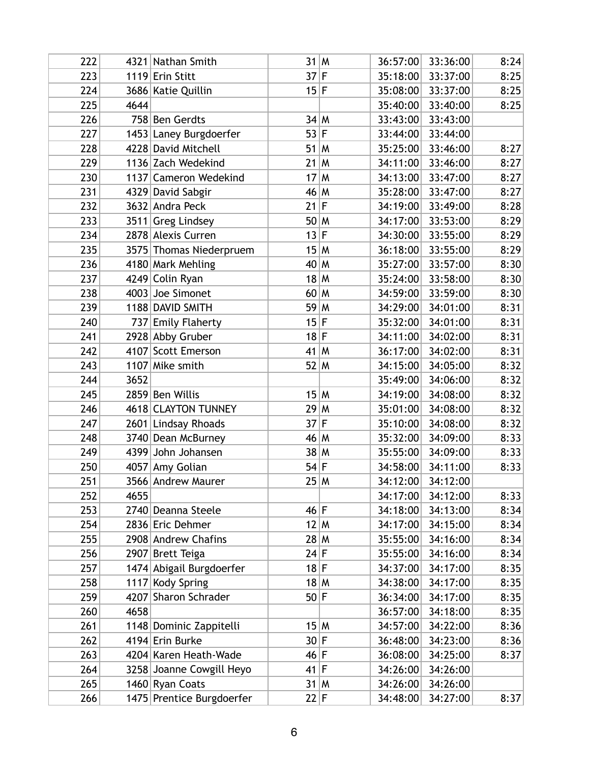| | | | | | | | |
|---|---|---|---|---|---|---|---|
| 222 | 4321 | Nathan Smith | 31 | M | 36:57:00 | 33:36:00 | 8:24 |
| 223 | 1119 | Erin Stitt | 37 | F | 35:18:00 | 33:37:00 | 8:25 |
| 224 | 3686 | Katie Quillin | 15 | F | 35:08:00 | 33:37:00 | 8:25 |
| 225 | 4644 | | | | 35:40:00 | 33:40:00 | 8:25 |
| 226 | 758 | Ben Gerdts | 34 | M | 33:43:00 | 33:43:00 | |
| 227 | 1453 | Laney Burgdoerfer | 53 | F | 33:44:00 | 33:44:00 | |
| 228 | 4228 | David Mitchell | 51 | M | 35:25:00 | 33:46:00 | 8:27 |
| 229 | 1136 | Zach Wedekind | 21 | M | 34:11:00 | 33:46:00 | 8:27 |
| 230 | 1137 | Cameron Wedekind | 17 | M | 34:13:00 | 33:47:00 | 8:27 |
| 231 | 4329 | David Sabgir | 46 | M | 35:28:00 | 33:47:00 | 8:27 |
| 232 | 3632 | Andra Peck | 21 | F | 34:19:00 | 33:49:00 | 8:28 |
| 233 | 3511 | Greg Lindsey | 50 | M | 34:17:00 | 33:53:00 | 8:29 |
| 234 | 2878 | Alexis Curren | 13 | F | 34:30:00 | 33:55:00 | 8:29 |
| 235 | 3575 | Thomas Niederpruem | 15 | M | 36:18:00 | 33:55:00 | 8:29 |
| 236 | 4180 | Mark Mehling | 40 | M | 35:27:00 | 33:57:00 | 8:30 |
| 237 | 4249 | Colin Ryan | 18 | M | 35:24:00 | 33:58:00 | 8:30 |
| 238 | 4003 | Joe Simonet | 60 | M | 34:59:00 | 33:59:00 | 8:30 |
| 239 | 1188 | DAVID SMITH | 59 | M | 34:29:00 | 34:01:00 | 8:31 |
| 240 | 737 | Emily Flaherty | 15 | F | 35:32:00 | 34:01:00 | 8:31 |
| 241 | 2928 | Abby Gruber | 18 | F | 34:11:00 | 34:02:00 | 8:31 |
| 242 | 4107 | Scott Emerson | 41 | M | 36:17:00 | 34:02:00 | 8:31 |
| 243 | 1107 | Mike smith | 52 | M | 34:15:00 | 34:05:00 | 8:32 |
| 244 | 3652 | | | | 35:49:00 | 34:06:00 | 8:32 |
| 245 | 2859 | Ben Willis | 15 | M | 34:19:00 | 34:08:00 | 8:32 |
| 246 | 4618 | CLAYTON TUNNEY | 29 | M | 35:01:00 | 34:08:00 | 8:32 |
| 247 | 2601 | Lindsay Rhoads | 37 | F | 35:10:00 | 34:08:00 | 8:32 |
| 248 | 3740 | Dean McBurney | 46 | M | 35:32:00 | 34:09:00 | 8:33 |
| 249 | 4399 | John Johansen | 38 | M | 35:55:00 | 34:09:00 | 8:33 |
| 250 | 4057 | Amy Golian | 54 | F | 34:58:00 | 34:11:00 | 8:33 |
| 251 | 3566 | Andrew Maurer | 25 | M | 34:12:00 | 34:12:00 | |
| 252 | 4655 | | | | 34:17:00 | 34:12:00 | 8:33 |
| 253 | 2740 | Deanna Steele | 46 | F | 34:18:00 | 34:13:00 | 8:34 |
| 254 | 2836 | Eric Dehmer | 12 | M | 34:17:00 | 34:15:00 | 8:34 |
| 255 | 2908 | Andrew Chafins | 28 | M | 35:55:00 | 34:16:00 | 8:34 |
| 256 | 2907 | Brett Teiga | 24 | F | 35:55:00 | 34:16:00 | 8:34 |
| 257 | 1474 | Abigail Burgdoerfer | 18 | F | 34:37:00 | 34:17:00 | 8:35 |
| 258 | 1117 | Kody Spring | 18 | M | 34:38:00 | 34:17:00 | 8:35 |
| 259 | 4207 | Sharon Schrader | 50 | F | 36:34:00 | 34:17:00 | 8:35 |
| 260 | 4658 | | | | 36:57:00 | 34:18:00 | 8:35 |
| 261 | 1148 | Dominic Zappitelli | 15 | M | 34:57:00 | 34:22:00 | 8:36 |
| 262 | 4194 | Erin Burke | 30 | F | 36:48:00 | 34:23:00 | 8:36 |
| 263 | 4204 | Karen Heath-Wade | 46 | F | 36:08:00 | 34:25:00 | 8:37 |
| 264 | 3258 | Joanne Cowgill Heyo | 41 | F | 34:26:00 | 34:26:00 | |
| 265 | 1460 | Ryan Coats | 31 | M | 34:26:00 | 34:26:00 | |
| 266 | 1475 | Prentice Burgdoerfer | 22 | F | 34:48:00 | 34:27:00 | 8:37 |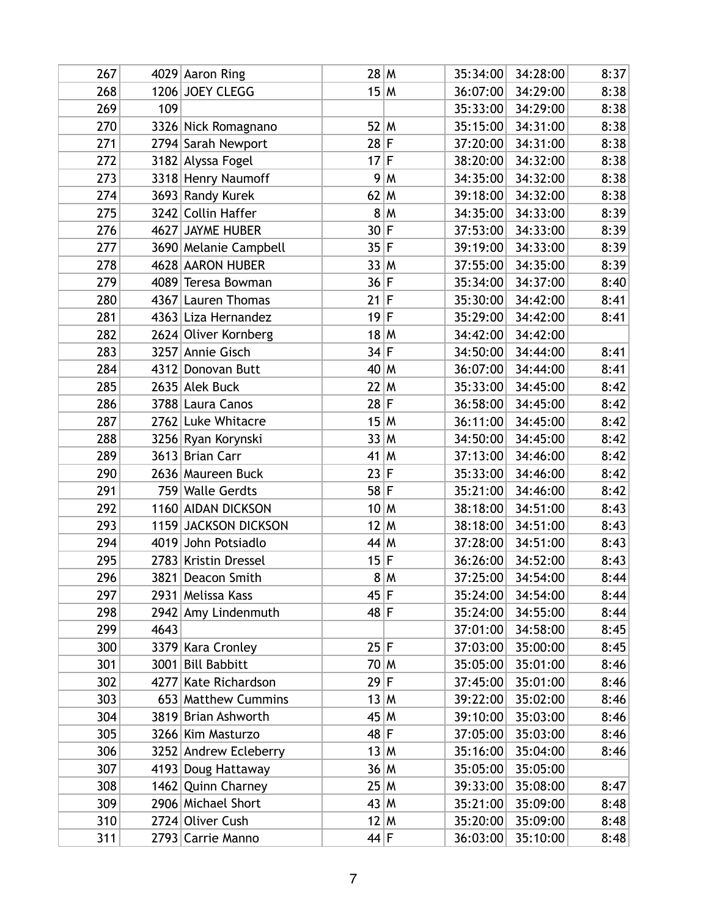| | | | | | | | |
|---|---|---|---|---|---|---|---|
| 267 | 4029 | Aaron Ring | 28 | M | 35:34:00 | 34:28:00 | 8:37 |
| 268 | 1206 | JOEY CLEGG | 15 | M | 36:07:00 | 34:29:00 | 8:38 |
| 269 | 109 | | | | 35:33:00 | 34:29:00 | 8:38 |
| 270 | 3326 | Nick Romagnano | 52 | M | 35:15:00 | 34:31:00 | 8:38 |
| 271 | 2794 | Sarah Newport | 28 | F | 37:20:00 | 34:31:00 | 8:38 |
| 272 | 3182 | Alyssa Fogel | 17 | F | 38:20:00 | 34:32:00 | 8:38 |
| 273 | 3318 | Henry Naumoff | 9 | M | 34:35:00 | 34:32:00 | 8:38 |
| 274 | 3693 | Randy Kurek | 62 | M | 39:18:00 | 34:32:00 | 8:38 |
| 275 | 3242 | Collin Haffer | 8 | M | 34:35:00 | 34:33:00 | 8:39 |
| 276 | 4627 | JAYME HUBER | 30 | F | 37:53:00 | 34:33:00 | 8:39 |
| 277 | 3690 | Melanie Campbell | 35 | F | 39:19:00 | 34:33:00 | 8:39 |
| 278 | 4628 | AARON HUBER | 33 | M | 37:55:00 | 34:35:00 | 8:39 |
| 279 | 4089 | Teresa Bowman | 36 | F | 35:34:00 | 34:37:00 | 8:40 |
| 280 | 4367 | Lauren Thomas | 21 | F | 35:30:00 | 34:42:00 | 8:41 |
| 281 | 4363 | Liza Hernandez | 19 | F | 35:29:00 | 34:42:00 | 8:41 |
| 282 | 2624 | Oliver Kornberg | 18 | M | 34:42:00 | 34:42:00 | |
| 283 | 3257 | Annie Gisch | 34 | F | 34:50:00 | 34:44:00 | 8:41 |
| 284 | 4312 | Donovan Butt | 40 | M | 36:07:00 | 34:44:00 | 8:41 |
| 285 | 2635 | Alek Buck | 22 | M | 35:33:00 | 34:45:00 | 8:42 |
| 286 | 3788 | Laura Canos | 28 | F | 36:58:00 | 34:45:00 | 8:42 |
| 287 | 2762 | Luke Whitacre | 15 | M | 36:11:00 | 34:45:00 | 8:42 |
| 288 | 3256 | Ryan Korynski | 33 | M | 34:50:00 | 34:45:00 | 8:42 |
| 289 | 3613 | Brian Carr | 41 | M | 37:13:00 | 34:46:00 | 8:42 |
| 290 | 2636 | Maureen Buck | 23 | F | 35:33:00 | 34:46:00 | 8:42 |
| 291 | 759 | Walle Gerdts | 58 | F | 35:21:00 | 34:46:00 | 8:42 |
| 292 | 1160 | AIDAN DICKSON | 10 | M | 38:18:00 | 34:51:00 | 8:43 |
| 293 | 1159 | JACKSON DICKSON | 12 | M | 38:18:00 | 34:51:00 | 8:43 |
| 294 | 4019 | John Potsiadlo | 44 | M | 37:28:00 | 34:51:00 | 8:43 |
| 295 | 2783 | Kristin Dressel | 15 | F | 36:26:00 | 34:52:00 | 8:43 |
| 296 | 3821 | Deacon Smith | 8 | M | 37:25:00 | 34:54:00 | 8:44 |
| 297 | 2931 | Melissa Kass | 45 | F | 35:24:00 | 34:54:00 | 8:44 |
| 298 | 2942 | Amy Lindenmuth | 48 | F | 35:24:00 | 34:55:00 | 8:44 |
| 299 | 4643 | | | | 37:01:00 | 34:58:00 | 8:45 |
| 300 | 3379 | Kara Cronley | 25 | F | 37:03:00 | 35:00:00 | 8:45 |
| 301 | 3001 | Bill Babbitt | 70 | M | 35:05:00 | 35:01:00 | 8:46 |
| 302 | 4277 | Kate Richardson | 29 | F | 37:45:00 | 35:01:00 | 8:46 |
| 303 | 653 | Matthew Cummins | 13 | M | 39:22:00 | 35:02:00 | 8:46 |
| 304 | 3819 | Brian Ashworth | 45 | M | 39:10:00 | 35:03:00 | 8:46 |
| 305 | 3266 | Kim Masturzo | 48 | F | 37:05:00 | 35:03:00 | 8:46 |
| 306 | 3252 | Andrew Ecleberry | 13 | M | 35:16:00 | 35:04:00 | 8:46 |
| 307 | 4193 | Doug Hattaway | 36 | M | 35:05:00 | 35:05:00 | |
| 308 | 1462 | Quinn Charney | 25 | M | 39:33:00 | 35:08:00 | 8:47 |
| 309 | 2906 | Michael Short | 43 | M | 35:21:00 | 35:09:00 | 8:48 |
| 310 | 2724 | Oliver Cush | 12 | M | 35:20:00 | 35:09:00 | 8:48 |
| 311 | 2793 | Carrie Manno | 44 | F | 36:03:00 | 35:10:00 | 8:48 |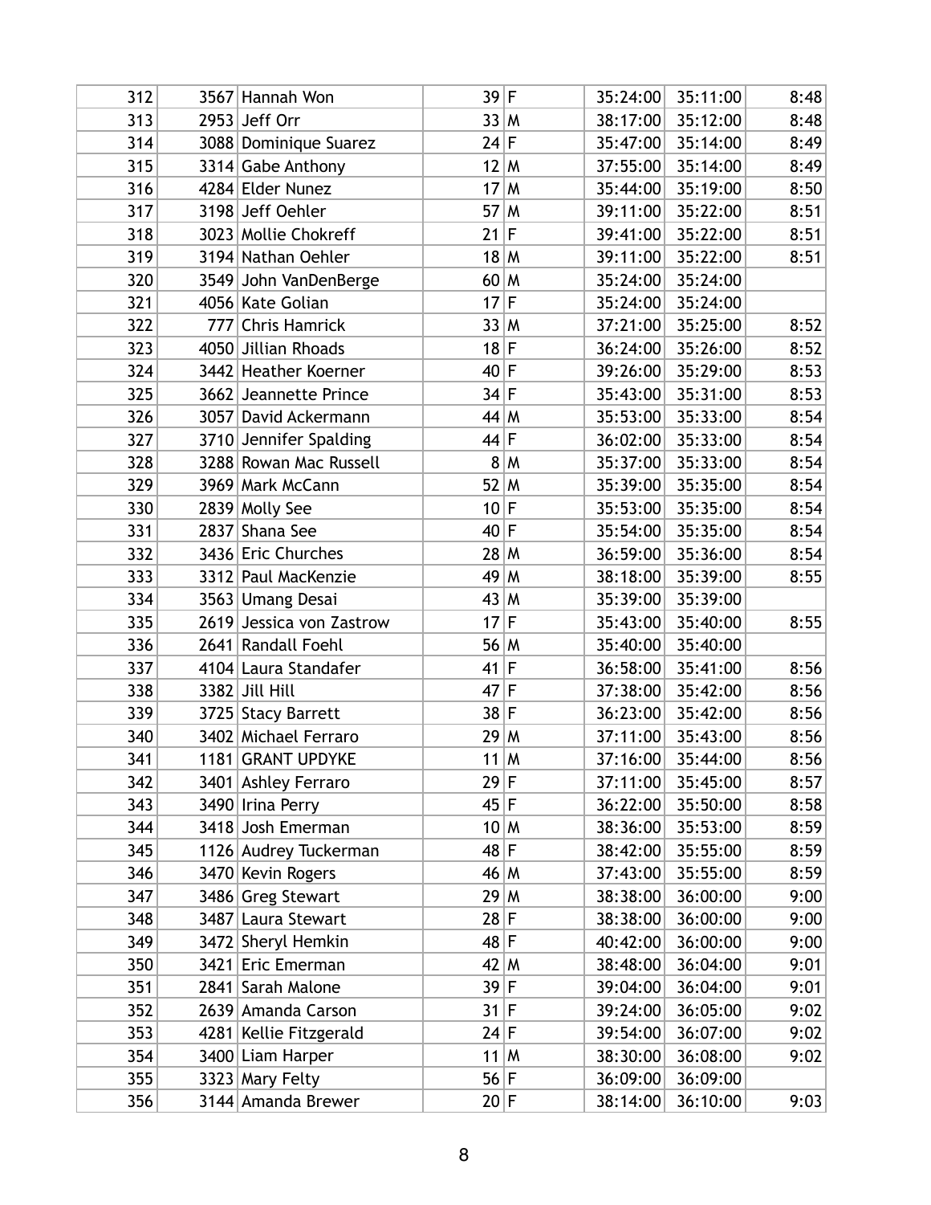| | | | | | | | |
|---|---|---|---|---|---|---|---|
| 312 | 3567 | Hannah Won | 39 | F | 35:24:00 | 35:11:00 | 8:48 |
| 313 | 2953 | Jeff Orr | 33 | M | 38:17:00 | 35:12:00 | 8:48 |
| 314 | 3088 | Dominique Suarez | 24 | F | 35:47:00 | 35:14:00 | 8:49 |
| 315 | 3314 | Gabe Anthony | 12 | M | 37:55:00 | 35:14:00 | 8:49 |
| 316 | 4284 | Elder Nunez | 17 | M | 35:44:00 | 35:19:00 | 8:50 |
| 317 | 3198 | Jeff Oehler | 57 | M | 39:11:00 | 35:22:00 | 8:51 |
| 318 | 3023 | Mollie Chokreff | 21 | F | 39:41:00 | 35:22:00 | 8:51 |
| 319 | 3194 | Nathan Oehler | 18 | M | 39:11:00 | 35:22:00 | 8:51 |
| 320 | 3549 | John VanDenBerge | 60 | M | 35:24:00 | 35:24:00 | |
| 321 | 4056 | Kate Golian | 17 | F | 35:24:00 | 35:24:00 | |
| 322 | 777 | Chris Hamrick | 33 | M | 37:21:00 | 35:25:00 | 8:52 |
| 323 | 4050 | Jillian Rhoads | 18 | F | 36:24:00 | 35:26:00 | 8:52 |
| 324 | 3442 | Heather Koerner | 40 | F | 39:26:00 | 35:29:00 | 8:53 |
| 325 | 3662 | Jeannette Prince | 34 | F | 35:43:00 | 35:31:00 | 8:53 |
| 326 | 3057 | David Ackermann | 44 | M | 35:53:00 | 35:33:00 | 8:54 |
| 327 | 3710 | Jennifer Spalding | 44 | F | 36:02:00 | 35:33:00 | 8:54 |
| 328 | 3288 | Rowan Mac Russell | 8 | M | 35:37:00 | 35:33:00 | 8:54 |
| 329 | 3969 | Mark McCann | 52 | M | 35:39:00 | 35:35:00 | 8:54 |
| 330 | 2839 | Molly See | 10 | F | 35:53:00 | 35:35:00 | 8:54 |
| 331 | 2837 | Shana See | 40 | F | 35:54:00 | 35:35:00 | 8:54 |
| 332 | 3436 | Eric Churches | 28 | M | 36:59:00 | 35:36:00 | 8:54 |
| 333 | 3312 | Paul MacKenzie | 49 | M | 38:18:00 | 35:39:00 | 8:55 |
| 334 | 3563 | Umang Desai | 43 | M | 35:39:00 | 35:39:00 | |
| 335 | 2619 | Jessica von Zastrow | 17 | F | 35:43:00 | 35:40:00 | 8:55 |
| 336 | 2641 | Randall Foehl | 56 | M | 35:40:00 | 35:40:00 | |
| 337 | 4104 | Laura Standafer | 41 | F | 36:58:00 | 35:41:00 | 8:56 |
| 338 | 3382 | Jill Hill | 47 | F | 37:38:00 | 35:42:00 | 8:56 |
| 339 | 3725 | Stacy Barrett | 38 | F | 36:23:00 | 35:42:00 | 8:56 |
| 340 | 3402 | Michael Ferraro | 29 | M | 37:11:00 | 35:43:00 | 8:56 |
| 341 | 1181 | GRANT UPDYKE | 11 | M | 37:16:00 | 35:44:00 | 8:56 |
| 342 | 3401 | Ashley Ferraro | 29 | F | 37:11:00 | 35:45:00 | 8:57 |
| 343 | 3490 | Irina Perry | 45 | F | 36:22:00 | 35:50:00 | 8:58 |
| 344 | 3418 | Josh Emerman | 10 | M | 38:36:00 | 35:53:00 | 8:59 |
| 345 | 1126 | Audrey Tuckerman | 48 | F | 38:42:00 | 35:55:00 | 8:59 |
| 346 | 3470 | Kevin Rogers | 46 | M | 37:43:00 | 35:55:00 | 8:59 |
| 347 | 3486 | Greg Stewart | 29 | M | 38:38:00 | 36:00:00 | 9:00 |
| 348 | 3487 | Laura Stewart | 28 | F | 38:38:00 | 36:00:00 | 9:00 |
| 349 | 3472 | Sheryl Hemkin | 48 | F | 40:42:00 | 36:00:00 | 9:00 |
| 350 | 3421 | Eric Emerman | 42 | M | 38:48:00 | 36:04:00 | 9:01 |
| 351 | 2841 | Sarah Malone | 39 | F | 39:04:00 | 36:04:00 | 9:01 |
| 352 | 2639 | Amanda Carson | 31 | F | 39:24:00 | 36:05:00 | 9:02 |
| 353 | 4281 | Kellie Fitzgerald | 24 | F | 39:54:00 | 36:07:00 | 9:02 |
| 354 | 3400 | Liam Harper | 11 | M | 38:30:00 | 36:08:00 | 9:02 |
| 355 | 3323 | Mary Felty | 56 | F | 36:09:00 | 36:09:00 | |
| 356 | 3144 | Amanda Brewer | 20 | F | 38:14:00 | 36:10:00 | 9:03 |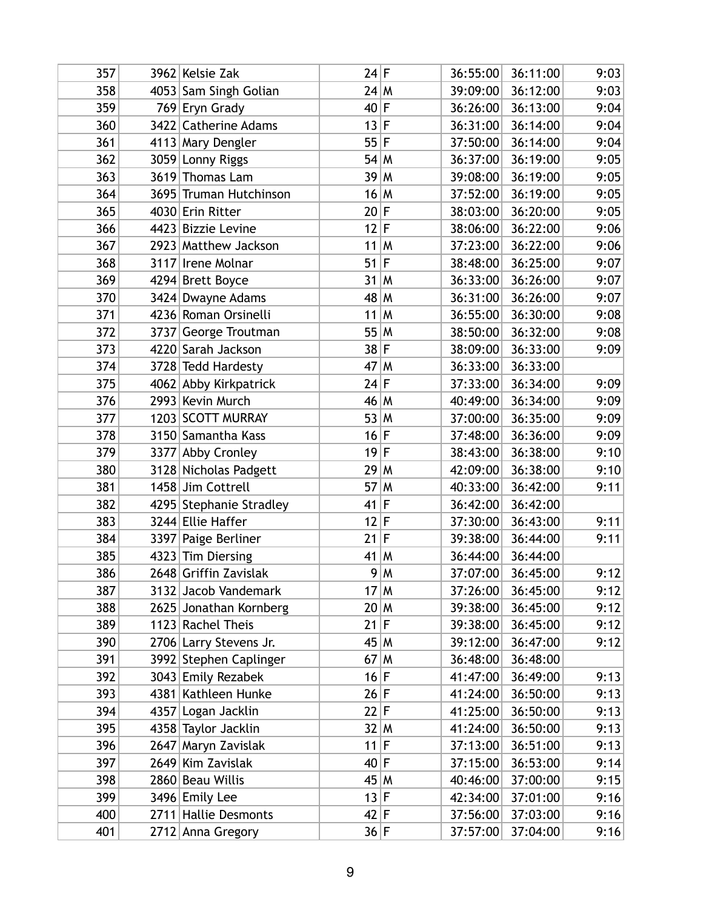| | | | | | | | |
|---|---|---|---|---|---|---|---|
| 357 | 3962 | Kelsie Zak | 24 | F | 36:55:00 | 36:11:00 | 9:03 |
| 358 | 4053 | Sam Singh Golian | 24 | M | 39:09:00 | 36:12:00 | 9:03 |
| 359 | 769 | Eryn Grady | 40 | F | 36:26:00 | 36:13:00 | 9:04 |
| 360 | 3422 | Catherine Adams | 13 | F | 36:31:00 | 36:14:00 | 9:04 |
| 361 | 4113 | Mary Dengler | 55 | F | 37:50:00 | 36:14:00 | 9:04 |
| 362 | 3059 | Lonny Riggs | 54 | M | 36:37:00 | 36:19:00 | 9:05 |
| 363 | 3619 | Thomas Lam | 39 | M | 39:08:00 | 36:19:00 | 9:05 |
| 364 | 3695 | Truman Hutchinson | 16 | M | 37:52:00 | 36:19:00 | 9:05 |
| 365 | 4030 | Erin Ritter | 20 | F | 38:03:00 | 36:20:00 | 9:05 |
| 366 | 4423 | Bizzie Levine | 12 | F | 38:06:00 | 36:22:00 | 9:06 |
| 367 | 2923 | Matthew Jackson | 11 | M | 37:23:00 | 36:22:00 | 9:06 |
| 368 | 3117 | Irene Molnar | 51 | F | 38:48:00 | 36:25:00 | 9:07 |
| 369 | 4294 | Brett Boyce | 31 | M | 36:33:00 | 36:26:00 | 9:07 |
| 370 | 3424 | Dwayne Adams | 48 | M | 36:31:00 | 36:26:00 | 9:07 |
| 371 | 4236 | Roman Orsinelli | 11 | M | 36:55:00 | 36:30:00 | 9:08 |
| 372 | 3737 | George Troutman | 55 | M | 38:50:00 | 36:32:00 | 9:08 |
| 373 | 4220 | Sarah Jackson | 38 | F | 38:09:00 | 36:33:00 | 9:09 |
| 374 | 3728 | Tedd Hardesty | 47 | M | 36:33:00 | 36:33:00 | |
| 375 | 4062 | Abby Kirkpatrick | 24 | F | 37:33:00 | 36:34:00 | 9:09 |
| 376 | 2993 | Kevin Murch | 46 | M | 40:49:00 | 36:34:00 | 9:09 |
| 377 | 1203 | SCOTT MURRAY | 53 | M | 37:00:00 | 36:35:00 | 9:09 |
| 378 | 3150 | Samantha Kass | 16 | F | 37:48:00 | 36:36:00 | 9:09 |
| 379 | 3377 | Abby Cronley | 19 | F | 38:43:00 | 36:38:00 | 9:10 |
| 380 | 3128 | Nicholas Padgett | 29 | M | 42:09:00 | 36:38:00 | 9:10 |
| 381 | 1458 | Jim Cottrell | 57 | M | 40:33:00 | 36:42:00 | 9:11 |
| 382 | 4295 | Stephanie Stradley | 41 | F | 36:42:00 | 36:42:00 | |
| 383 | 3244 | Ellie Haffer | 12 | F | 37:30:00 | 36:43:00 | 9:11 |
| 384 | 3397 | Paige Berliner | 21 | F | 39:38:00 | 36:44:00 | 9:11 |
| 385 | 4323 | Tim Diersing | 41 | M | 36:44:00 | 36:44:00 | |
| 386 | 2648 | Griffin Zavislak | 9 | M | 37:07:00 | 36:45:00 | 9:12 |
| 387 | 3132 | Jacob Vandemark | 17 | M | 37:26:00 | 36:45:00 | 9:12 |
| 388 | 2625 | Jonathan Kornberg | 20 | M | 39:38:00 | 36:45:00 | 9:12 |
| 389 | 1123 | Rachel Theis | 21 | F | 39:38:00 | 36:45:00 | 9:12 |
| 390 | 2706 | Larry Stevens Jr. | 45 | M | 39:12:00 | 36:47:00 | 9:12 |
| 391 | 3992 | Stephen Caplinger | 67 | M | 36:48:00 | 36:48:00 | |
| 392 | 3043 | Emily Rezabek | 16 | F | 41:47:00 | 36:49:00 | 9:13 |
| 393 | 4381 | Kathleen Hunke | 26 | F | 41:24:00 | 36:50:00 | 9:13 |
| 394 | 4357 | Logan Jacklin | 22 | F | 41:25:00 | 36:50:00 | 9:13 |
| 395 | 4358 | Taylor Jacklin | 32 | M | 41:24:00 | 36:50:00 | 9:13 |
| 396 | 2647 | Maryn Zavislak | 11 | F | 37:13:00 | 36:51:00 | 9:13 |
| 397 | 2649 | Kim Zavislak | 40 | F | 37:15:00 | 36:53:00 | 9:14 |
| 398 | 2860 | Beau Willis | 45 | M | 40:46:00 | 37:00:00 | 9:15 |
| 399 | 3496 | Emily Lee | 13 | F | 42:34:00 | 37:01:00 | 9:16 |
| 400 | 2711 | Hallie Desmonts | 42 | F | 37:56:00 | 37:03:00 | 9:16 |
| 401 | 2712 | Anna Gregory | 36 | F | 37:57:00 | 37:04:00 | 9:16 |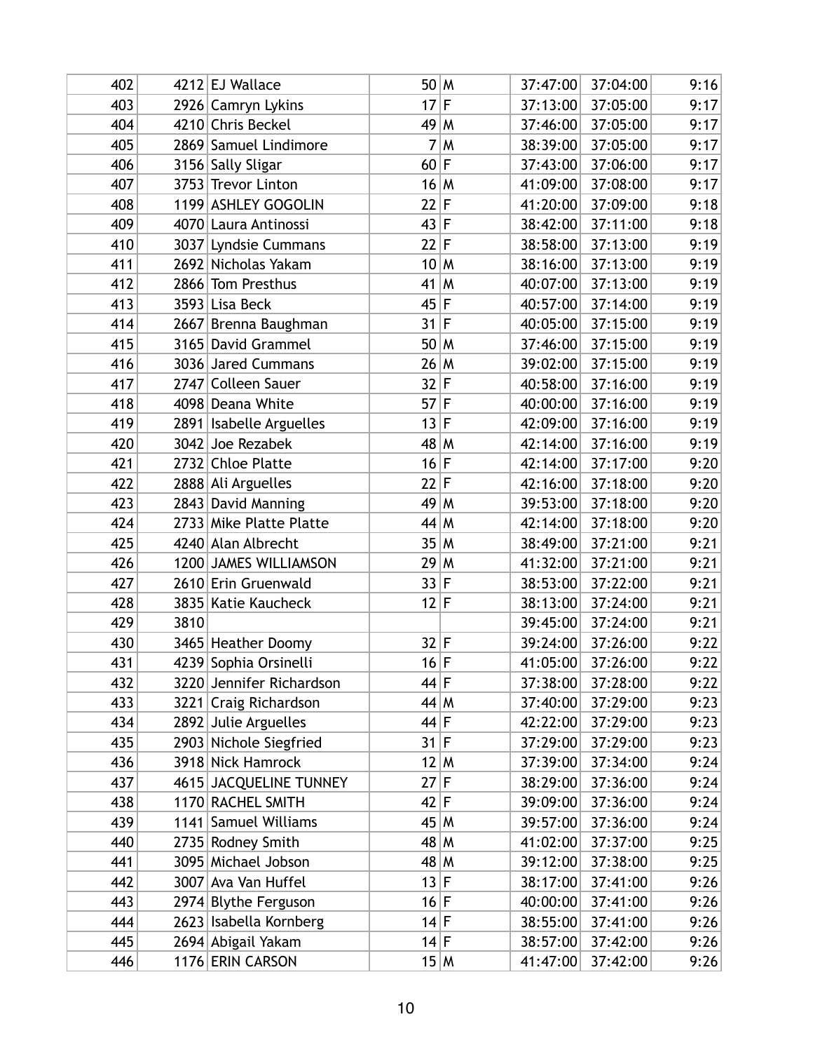| | | | | | | | |
|---|---|---|---|---|---|---|---|
| 402 | 4212 | EJ Wallace | 50 | M | 37:47:00 | 37:04:00 | 9:16 |
| 403 | 2926 | Camryn Lykins | 17 | F | 37:13:00 | 37:05:00 | 9:17 |
| 404 | 4210 | Chris Beckel | 49 | M | 37:46:00 | 37:05:00 | 9:17 |
| 405 | 2869 | Samuel Lindimore | 7 | M | 38:39:00 | 37:05:00 | 9:17 |
| 406 | 3156 | Sally Sligar | 60 | F | 37:43:00 | 37:06:00 | 9:17 |
| 407 | 3753 | Trevor Linton | 16 | M | 41:09:00 | 37:08:00 | 9:17 |
| 408 | 1199 | ASHLEY GOGOLIN | 22 | F | 41:20:00 | 37:09:00 | 9:18 |
| 409 | 4070 | Laura Antinossi | 43 | F | 38:42:00 | 37:11:00 | 9:18 |
| 410 | 3037 | Lyndsie Cummans | 22 | F | 38:58:00 | 37:13:00 | 9:19 |
| 411 | 2692 | Nicholas Yakam | 10 | M | 38:16:00 | 37:13:00 | 9:19 |
| 412 | 2866 | Tom Presthus | 41 | M | 40:07:00 | 37:13:00 | 9:19 |
| 413 | 3593 | Lisa Beck | 45 | F | 40:57:00 | 37:14:00 | 9:19 |
| 414 | 2667 | Brenna Baughman | 31 | F | 40:05:00 | 37:15:00 | 9:19 |
| 415 | 3165 | David Grammel | 50 | M | 37:46:00 | 37:15:00 | 9:19 |
| 416 | 3036 | Jared Cummans | 26 | M | 39:02:00 | 37:15:00 | 9:19 |
| 417 | 2747 | Colleen Sauer | 32 | F | 40:58:00 | 37:16:00 | 9:19 |
| 418 | 4098 | Deana White | 57 | F | 40:00:00 | 37:16:00 | 9:19 |
| 419 | 2891 | Isabelle Arguelles | 13 | F | 42:09:00 | 37:16:00 | 9:19 |
| 420 | 3042 | Joe Rezabek | 48 | M | 42:14:00 | 37:16:00 | 9:19 |
| 421 | 2732 | Chloe Platte | 16 | F | 42:14:00 | 37:17:00 | 9:20 |
| 422 | 2888 | Ali Arguelles | 22 | F | 42:16:00 | 37:18:00 | 9:20 |
| 423 | 2843 | David Manning | 49 | M | 39:53:00 | 37:18:00 | 9:20 |
| 424 | 2733 | Mike Platte Platte | 44 | M | 42:14:00 | 37:18:00 | 9:20 |
| 425 | 4240 | Alan Albrecht | 35 | M | 38:49:00 | 37:21:00 | 9:21 |
| 426 | 1200 | JAMES WILLIAMSON | 29 | M | 41:32:00 | 37:21:00 | 9:21 |
| 427 | 2610 | Erin Gruenwald | 33 | F | 38:53:00 | 37:22:00 | 9:21 |
| 428 | 3835 | Katie Kaucheck | 12 | F | 38:13:00 | 37:24:00 | 9:21 |
| 429 | 3810 | | | | 39:45:00 | 37:24:00 | 9:21 |
| 430 | 3465 | Heather Doomy | 32 | F | 39:24:00 | 37:26:00 | 9:22 |
| 431 | 4239 | Sophia Orsinelli | 16 | F | 41:05:00 | 37:26:00 | 9:22 |
| 432 | 3220 | Jennifer Richardson | 44 | F | 37:38:00 | 37:28:00 | 9:22 |
| 433 | 3221 | Craig Richardson | 44 | M | 37:40:00 | 37:29:00 | 9:23 |
| 434 | 2892 | Julie Arguelles | 44 | F | 42:22:00 | 37:29:00 | 9:23 |
| 435 | 2903 | Nichole Siegfried | 31 | F | 37:29:00 | 37:29:00 | 9:23 |
| 436 | 3918 | Nick Hamrock | 12 | M | 37:39:00 | 37:34:00 | 9:24 |
| 437 | 4615 | JACQUELINE TUNNEY | 27 | F | 38:29:00 | 37:36:00 | 9:24 |
| 438 | 1170 | RACHEL SMITH | 42 | F | 39:09:00 | 37:36:00 | 9:24 |
| 439 | 1141 | Samuel Williams | 45 | M | 39:57:00 | 37:36:00 | 9:24 |
| 440 | 2735 | Rodney Smith | 48 | M | 41:02:00 | 37:37:00 | 9:25 |
| 441 | 3095 | Michael Jobson | 48 | M | 39:12:00 | 37:38:00 | 9:25 |
| 442 | 3007 | Ava Van Huffel | 13 | F | 38:17:00 | 37:41:00 | 9:26 |
| 443 | 2974 | Blythe Ferguson | 16 | F | 40:00:00 | 37:41:00 | 9:26 |
| 444 | 2623 | Isabella Kornberg | 14 | F | 38:55:00 | 37:41:00 | 9:26 |
| 445 | 2694 | Abigail Yakam | 14 | F | 38:57:00 | 37:42:00 | 9:26 |
| 446 | 1176 | ERIN CARSON | 15 | M | 41:47:00 | 37:42:00 | 9:26 |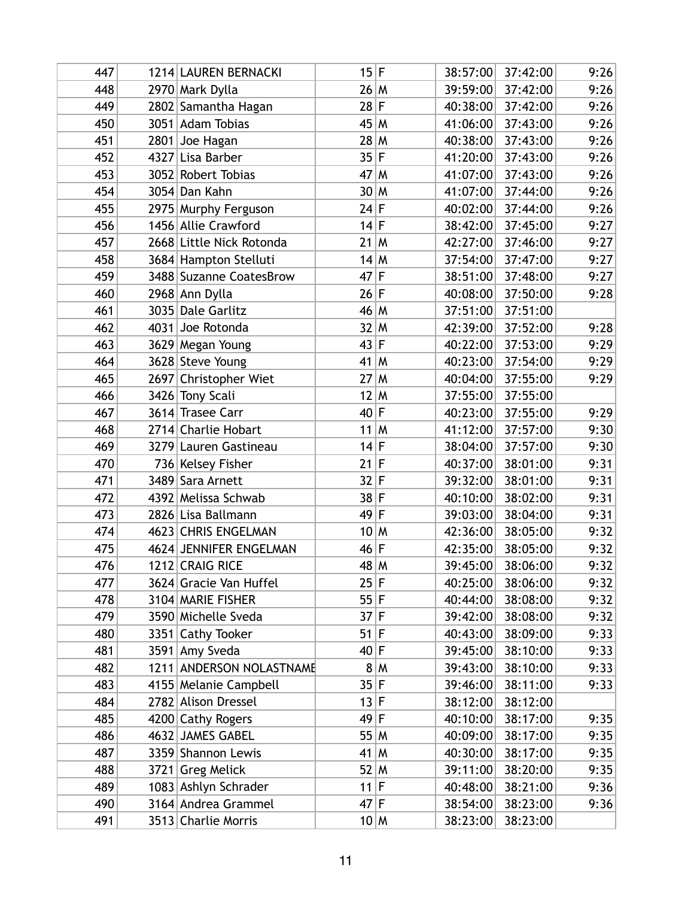| | | | | | | | |
|---|---|---|---|---|---|---|---|
| 447 | 1214 | LAUREN BERNACKI | 15 | F | 38:57:00 | 37:42:00 | 9:26 |
| 448 | 2970 | Mark Dylla | 26 | M | 39:59:00 | 37:42:00 | 9:26 |
| 449 | 2802 | Samantha Hagan | 28 | F | 40:38:00 | 37:42:00 | 9:26 |
| 450 | 3051 | Adam Tobias | 45 | M | 41:06:00 | 37:43:00 | 9:26 |
| 451 | 2801 | Joe Hagan | 28 | M | 40:38:00 | 37:43:00 | 9:26 |
| 452 | 4327 | Lisa Barber | 35 | F | 41:20:00 | 37:43:00 | 9:26 |
| 453 | 3052 | Robert Tobias | 47 | M | 41:07:00 | 37:43:00 | 9:26 |
| 454 | 3054 | Dan Kahn | 30 | M | 41:07:00 | 37:44:00 | 9:26 |
| 455 | 2975 | Murphy Ferguson | 24 | F | 40:02:00 | 37:44:00 | 9:26 |
| 456 | 1456 | Allie Crawford | 14 | F | 38:42:00 | 37:45:00 | 9:27 |
| 457 | 2668 | Little Nick Rotonda | 21 | M | 42:27:00 | 37:46:00 | 9:27 |
| 458 | 3684 | Hampton Stelluti | 14 | M | 37:54:00 | 37:47:00 | 9:27 |
| 459 | 3488 | Suzanne CoatesBrow | 47 | F | 38:51:00 | 37:48:00 | 9:27 |
| 460 | 2968 | Ann Dylla | 26 | F | 40:08:00 | 37:50:00 | 9:28 |
| 461 | 3035 | Dale Garlitz | 46 | M | 37:51:00 | 37:51:00 | |
| 462 | 4031 | Joe Rotonda | 32 | M | 42:39:00 | 37:52:00 | 9:28 |
| 463 | 3629 | Megan Young | 43 | F | 40:22:00 | 37:53:00 | 9:29 |
| 464 | 3628 | Steve Young | 41 | M | 40:23:00 | 37:54:00 | 9:29 |
| 465 | 2697 | Christopher Wiet | 27 | M | 40:04:00 | 37:55:00 | 9:29 |
| 466 | 3426 | Tony Scali | 12 | M | 37:55:00 | 37:55:00 | |
| 467 | 3614 | Trasee Carr | 40 | F | 40:23:00 | 37:55:00 | 9:29 |
| 468 | 2714 | Charlie Hobart | 11 | M | 41:12:00 | 37:57:00 | 9:30 |
| 469 | 3279 | Lauren Gastineau | 14 | F | 38:04:00 | 37:57:00 | 9:30 |
| 470 | 736 | Kelsey Fisher | 21 | F | 40:37:00 | 38:01:00 | 9:31 |
| 471 | 3489 | Sara Arnett | 32 | F | 39:32:00 | 38:01:00 | 9:31 |
| 472 | 4392 | Melissa Schwab | 38 | F | 40:10:00 | 38:02:00 | 9:31 |
| 473 | 2826 | Lisa Ballmann | 49 | F | 39:03:00 | 38:04:00 | 9:31 |
| 474 | 4623 | CHRIS ENGELMAN | 10 | M | 42:36:00 | 38:05:00 | 9:32 |
| 475 | 4624 | JENNIFER ENGELMAN | 46 | F | 42:35:00 | 38:05:00 | 9:32 |
| 476 | 1212 | CRAIG RICE | 48 | M | 39:45:00 | 38:06:00 | 9:32 |
| 477 | 3624 | Gracie Van Huffel | 25 | F | 40:25:00 | 38:06:00 | 9:32 |
| 478 | 3104 | MARIE FISHER | 55 | F | 40:44:00 | 38:08:00 | 9:32 |
| 479 | 3590 | Michelle Sveda | 37 | F | 39:42:00 | 38:08:00 | 9:32 |
| 480 | 3351 | Cathy Tooker | 51 | F | 40:43:00 | 38:09:00 | 9:33 |
| 481 | 3591 | Amy Sveda | 40 | F | 39:45:00 | 38:10:00 | 9:33 |
| 482 | 1211 | ANDERSON NOLASTNAME | 8 | M | 39:43:00 | 38:10:00 | 9:33 |
| 483 | 4155 | Melanie Campbell | 35 | F | 39:46:00 | 38:11:00 | 9:33 |
| 484 | 2782 | Alison Dressel | 13 | F | 38:12:00 | 38:12:00 | |
| 485 | 4200 | Cathy Rogers | 49 | F | 40:10:00 | 38:17:00 | 9:35 |
| 486 | 4632 | JAMES GABEL | 55 | M | 40:09:00 | 38:17:00 | 9:35 |
| 487 | 3359 | Shannon Lewis | 41 | M | 40:30:00 | 38:17:00 | 9:35 |
| 488 | 3721 | Greg Melick | 52 | M | 39:11:00 | 38:20:00 | 9:35 |
| 489 | 1083 | Ashlyn Schrader | 11 | F | 40:48:00 | 38:21:00 | 9:36 |
| 490 | 3164 | Andrea Grammel | 47 | F | 38:54:00 | 38:23:00 | 9:36 |
| 491 | 3513 | Charlie Morris | 10 | M | 38:23:00 | 38:23:00 | |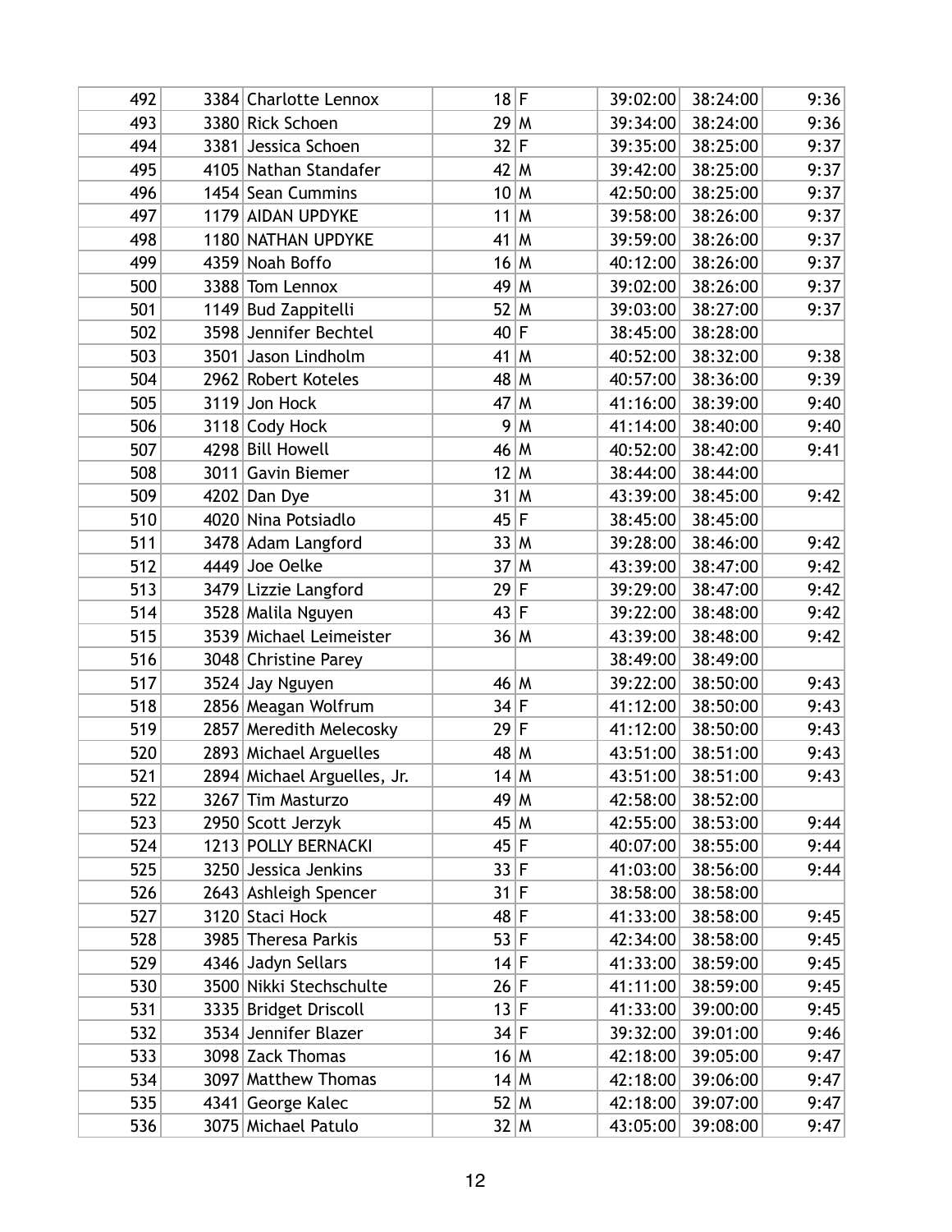| | | | | | | | |
|---|---|---|---|---|---|---|---|
| 492 | 3384 | Charlotte Lennox | 18 | F | 39:02:00 | 38:24:00 | 9:36 |
| 493 | 3380 | Rick Schoen | 29 | M | 39:34:00 | 38:24:00 | 9:36 |
| 494 | 3381 | Jessica Schoen | 32 | F | 39:35:00 | 38:25:00 | 9:37 |
| 495 | 4105 | Nathan Standafer | 42 | M | 39:42:00 | 38:25:00 | 9:37 |
| 496 | 1454 | Sean Cummins | 10 | M | 42:50:00 | 38:25:00 | 9:37 |
| 497 | 1179 | AIDAN UPDYKE | 11 | M | 39:58:00 | 38:26:00 | 9:37 |
| 498 | 1180 | NATHAN UPDYKE | 41 | M | 39:59:00 | 38:26:00 | 9:37 |
| 499 | 4359 | Noah Boffo | 16 | M | 40:12:00 | 38:26:00 | 9:37 |
| 500 | 3388 | Tom Lennox | 49 | M | 39:02:00 | 38:26:00 | 9:37 |
| 501 | 1149 | Bud Zappitelli | 52 | M | 39:03:00 | 38:27:00 | 9:37 |
| 502 | 3598 | Jennifer Bechtel | 40 | F | 38:45:00 | 38:28:00 | |
| 503 | 3501 | Jason Lindholm | 41 | M | 40:52:00 | 38:32:00 | 9:38 |
| 504 | 2962 | Robert Koteles | 48 | M | 40:57:00 | 38:36:00 | 9:39 |
| 505 | 3119 | Jon Hock | 47 | M | 41:16:00 | 38:39:00 | 9:40 |
| 506 | 3118 | Cody Hock | 9 | M | 41:14:00 | 38:40:00 | 9:40 |
| 507 | 4298 | Bill Howell | 46 | M | 40:52:00 | 38:42:00 | 9:41 |
| 508 | 3011 | Gavin Biemer | 12 | M | 38:44:00 | 38:44:00 | |
| 509 | 4202 | Dan Dye | 31 | M | 43:39:00 | 38:45:00 | 9:42 |
| 510 | 4020 | Nina Potsiadlo | 45 | F | 38:45:00 | 38:45:00 | |
| 511 | 3478 | Adam Langford | 33 | M | 39:28:00 | 38:46:00 | 9:42 |
| 512 | 4449 | Joe Oelke | 37 | M | 43:39:00 | 38:47:00 | 9:42 |
| 513 | 3479 | Lizzie Langford | 29 | F | 39:29:00 | 38:47:00 | 9:42 |
| 514 | 3528 | Malila Nguyen | 43 | F | 39:22:00 | 38:48:00 | 9:42 |
| 515 | 3539 | Michael Leimeister | 36 | M | 43:39:00 | 38:48:00 | 9:42 |
| 516 | 3048 | Christine Parey | | | 38:49:00 | 38:49:00 | |
| 517 | 3524 | Jay Nguyen | 46 | M | 39:22:00 | 38:50:00 | 9:43 |
| 518 | 2856 | Meagan Wolfrum | 34 | F | 41:12:00 | 38:50:00 | 9:43 |
| 519 | 2857 | Meredith Melecosky | 29 | F | 41:12:00 | 38:50:00 | 9:43 |
| 520 | 2893 | Michael Arguelles | 48 | M | 43:51:00 | 38:51:00 | 9:43 |
| 521 | 2894 | Michael Arguelles, Jr. | 14 | M | 43:51:00 | 38:51:00 | 9:43 |
| 522 | 3267 | Tim Masturzo | 49 | M | 42:58:00 | 38:52:00 | |
| 523 | 2950 | Scott Jerzyk | 45 | M | 42:55:00 | 38:53:00 | 9:44 |
| 524 | 1213 | POLLY BERNACKI | 45 | F | 40:07:00 | 38:55:00 | 9:44 |
| 525 | 3250 | Jessica Jenkins | 33 | F | 41:03:00 | 38:56:00 | 9:44 |
| 526 | 2643 | Ashleigh Spencer | 31 | F | 38:58:00 | 38:58:00 | |
| 527 | 3120 | Staci Hock | 48 | F | 41:33:00 | 38:58:00 | 9:45 |
| 528 | 3985 | Theresa Parkis | 53 | F | 42:34:00 | 38:58:00 | 9:45 |
| 529 | 4346 | Jadyn Sellars | 14 | F | 41:33:00 | 38:59:00 | 9:45 |
| 530 | 3500 | Nikki Stechschulte | 26 | F | 41:11:00 | 38:59:00 | 9:45 |
| 531 | 3335 | Bridget Driscoll | 13 | F | 41:33:00 | 39:00:00 | 9:45 |
| 532 | 3534 | Jennifer Blazer | 34 | F | 39:32:00 | 39:01:00 | 9:46 |
| 533 | 3098 | Zack Thomas | 16 | M | 42:18:00 | 39:05:00 | 9:47 |
| 534 | 3097 | Matthew Thomas | 14 | M | 42:18:00 | 39:06:00 | 9:47 |
| 535 | 4341 | George Kalec | 52 | M | 42:18:00 | 39:07:00 | 9:47 |
| 536 | 3075 | Michael Patulo | 32 | M | 43:05:00 | 39:08:00 | 9:47 |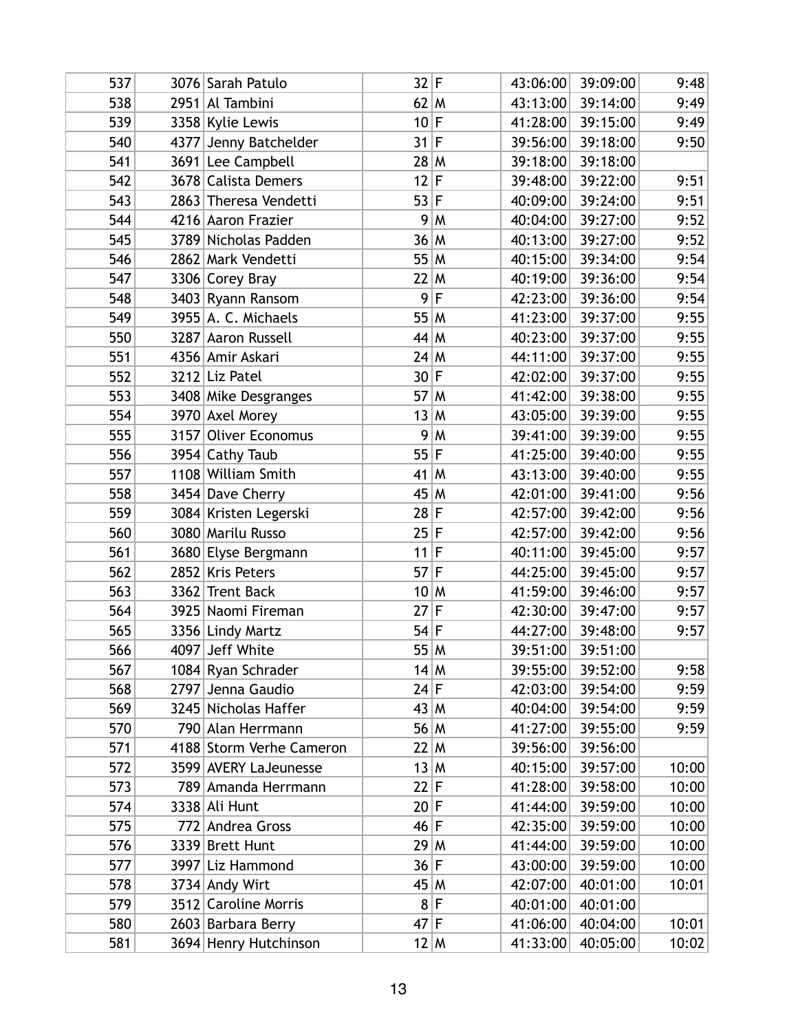| | | | | | | | |
|---|---|---|---|---|---|---|---|
| 537 | 3076 | Sarah Patulo | 32 | F | 43:06:00 | 39:09:00 | 9:48 |
| 538 | 2951 | Al Tambini | 62 | M | 43:13:00 | 39:14:00 | 9:49 |
| 539 | 3358 | Kylie Lewis | 10 | F | 41:28:00 | 39:15:00 | 9:49 |
| 540 | 4377 | Jenny Batchelder | 31 | F | 39:56:00 | 39:18:00 | 9:50 |
| 541 | 3691 | Lee Campbell | 28 | M | 39:18:00 | 39:18:00 | |
| 542 | 3678 | Calista Demers | 12 | F | 39:48:00 | 39:22:00 | 9:51 |
| 543 | 2863 | Theresa Vendetti | 53 | F | 40:09:00 | 39:24:00 | 9:51 |
| 544 | 4216 | Aaron Frazier | 9 | M | 40:04:00 | 39:27:00 | 9:52 |
| 545 | 3789 | Nicholas Padden | 36 | M | 40:13:00 | 39:27:00 | 9:52 |
| 546 | 2862 | Mark Vendetti | 55 | M | 40:15:00 | 39:34:00 | 9:54 |
| 547 | 3306 | Corey Bray | 22 | M | 40:19:00 | 39:36:00 | 9:54 |
| 548 | 3403 | Ryann Ransom | 9 | F | 42:23:00 | 39:36:00 | 9:54 |
| 549 | 3955 | A. C. Michaels | 55 | M | 41:23:00 | 39:37:00 | 9:55 |
| 550 | 3287 | Aaron Russell | 44 | M | 40:23:00 | 39:37:00 | 9:55 |
| 551 | 4356 | Amir Askari | 24 | M | 44:11:00 | 39:37:00 | 9:55 |
| 552 | 3212 | Liz Patel | 30 | F | 42:02:00 | 39:37:00 | 9:55 |
| 553 | 3408 | Mike Desgranges | 57 | M | 41:42:00 | 39:38:00 | 9:55 |
| 554 | 3970 | Axel Morey | 13 | M | 43:05:00 | 39:39:00 | 9:55 |
| 555 | 3157 | Oliver Economus | 9 | M | 39:41:00 | 39:39:00 | 9:55 |
| 556 | 3954 | Cathy Taub | 55 | F | 41:25:00 | 39:40:00 | 9:55 |
| 557 | 1108 | William Smith | 41 | M | 43:13:00 | 39:40:00 | 9:55 |
| 558 | 3454 | Dave Cherry | 45 | M | 42:01:00 | 39:41:00 | 9:56 |
| 559 | 3084 | Kristen Legerski | 28 | F | 42:57:00 | 39:42:00 | 9:56 |
| 560 | 3080 | Marilu Russo | 25 | F | 42:57:00 | 39:42:00 | 9:56 |
| 561 | 3680 | Elyse Bergmann | 11 | F | 40:11:00 | 39:45:00 | 9:57 |
| 562 | 2852 | Kris Peters | 57 | F | 44:25:00 | 39:45:00 | 9:57 |
| 563 | 3362 | Trent Back | 10 | M | 41:59:00 | 39:46:00 | 9:57 |
| 564 | 3925 | Naomi Fireman | 27 | F | 42:30:00 | 39:47:00 | 9:57 |
| 565 | 3356 | Lindy Martz | 54 | F | 44:27:00 | 39:48:00 | 9:57 |
| 566 | 4097 | Jeff White | 55 | M | 39:51:00 | 39:51:00 | |
| 567 | 1084 | Ryan Schrader | 14 | M | 39:55:00 | 39:52:00 | 9:58 |
| 568 | 2797 | Jenna Gaudio | 24 | F | 42:03:00 | 39:54:00 | 9:59 |
| 569 | 3245 | Nicholas Haffer | 43 | M | 40:04:00 | 39:54:00 | 9:59 |
| 570 | 790 | Alan Herrmann | 56 | M | 41:27:00 | 39:55:00 | 9:59 |
| 571 | 4188 | Storm Verhe Cameron | 22 | M | 39:56:00 | 39:56:00 | |
| 572 | 3599 | AVERY LaJeunesse | 13 | M | 40:15:00 | 39:57:00 | 10:00 |
| 573 | 789 | Amanda Herrmann | 22 | F | 41:28:00 | 39:58:00 | 10:00 |
| 574 | 3338 | Ali Hunt | 20 | F | 41:44:00 | 39:59:00 | 10:00 |
| 575 | 772 | Andrea Gross | 46 | F | 42:35:00 | 39:59:00 | 10:00 |
| 576 | 3339 | Brett Hunt | 29 | M | 41:44:00 | 39:59:00 | 10:00 |
| 577 | 3997 | Liz Hammond | 36 | F | 43:00:00 | 39:59:00 | 10:00 |
| 578 | 3734 | Andy Wirt | 45 | M | 42:07:00 | 40:01:00 | 10:01 |
| 579 | 3512 | Caroline Morris | 8 | F | 40:01:00 | 40:01:00 | |
| 580 | 2603 | Barbara Berry | 47 | F | 41:06:00 | 40:04:00 | 10:01 |
| 581 | 3694 | Henry Hutchinson | 12 | M | 41:33:00 | 40:05:00 | 10:02 |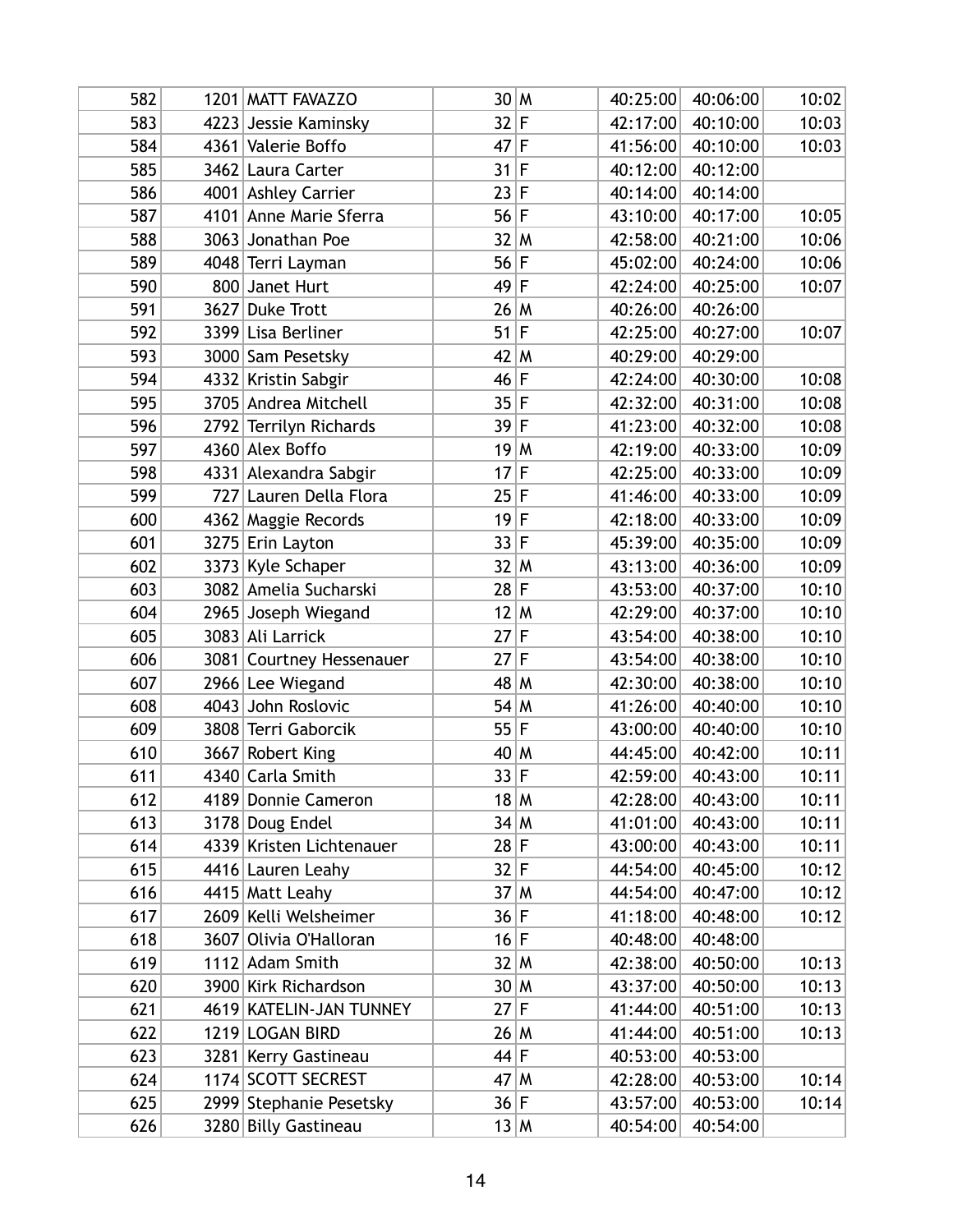| | | | | | | | |
|---|---|---|---|---|---|---|---|
| 582 | 1201 | MATT FAVAZZO | 30 | M | 40:25:00 | 40:06:00 | 10:02 |
| 583 | 4223 | Jessie Kaminsky | 32 | F | 42:17:00 | 40:10:00 | 10:03 |
| 584 | 4361 | Valerie Boffo | 47 | F | 41:56:00 | 40:10:00 | 10:03 |
| 585 | 3462 | Laura Carter | 31 | F | 40:12:00 | 40:12:00 | |
| 586 | 4001 | Ashley Carrier | 23 | F | 40:14:00 | 40:14:00 | |
| 587 | 4101 | Anne Marie Sferra | 56 | F | 43:10:00 | 40:17:00 | 10:05 |
| 588 | 3063 | Jonathan Poe | 32 | M | 42:58:00 | 40:21:00 | 10:06 |
| 589 | 4048 | Terri Layman | 56 | F | 45:02:00 | 40:24:00 | 10:06 |
| 590 | 800 | Janet Hurt | 49 | F | 42:24:00 | 40:25:00 | 10:07 |
| 591 | 3627 | Duke Trott | 26 | M | 40:26:00 | 40:26:00 | |
| 592 | 3399 | Lisa Berliner | 51 | F | 42:25:00 | 40:27:00 | 10:07 |
| 593 | 3000 | Sam Pesetsky | 42 | M | 40:29:00 | 40:29:00 | |
| 594 | 4332 | Kristin Sabgir | 46 | F | 42:24:00 | 40:30:00 | 10:08 |
| 595 | 3705 | Andrea Mitchell | 35 | F | 42:32:00 | 40:31:00 | 10:08 |
| 596 | 2792 | Terrilyn Richards | 39 | F | 41:23:00 | 40:32:00 | 10:08 |
| 597 | 4360 | Alex Boffo | 19 | M | 42:19:00 | 40:33:00 | 10:09 |
| 598 | 4331 | Alexandra Sabgir | 17 | F | 42:25:00 | 40:33:00 | 10:09 |
| 599 | 727 | Lauren Della Flora | 25 | F | 41:46:00 | 40:33:00 | 10:09 |
| 600 | 4362 | Maggie Records | 19 | F | 42:18:00 | 40:33:00 | 10:09 |
| 601 | 3275 | Erin Layton | 33 | F | 45:39:00 | 40:35:00 | 10:09 |
| 602 | 3373 | Kyle Schaper | 32 | M | 43:13:00 | 40:36:00 | 10:09 |
| 603 | 3082 | Amelia Sucharski | 28 | F | 43:53:00 | 40:37:00 | 10:10 |
| 604 | 2965 | Joseph Wiegand | 12 | M | 42:29:00 | 40:37:00 | 10:10 |
| 605 | 3083 | Ali Larrick | 27 | F | 43:54:00 | 40:38:00 | 10:10 |
| 606 | 3081 | Courtney Hessenauer | 27 | F | 43:54:00 | 40:38:00 | 10:10 |
| 607 | 2966 | Lee Wiegand | 48 | M | 42:30:00 | 40:38:00 | 10:10 |
| 608 | 4043 | John Roslovic | 54 | M | 41:26:00 | 40:40:00 | 10:10 |
| 609 | 3808 | Terri Gaborcik | 55 | F | 43:00:00 | 40:40:00 | 10:10 |
| 610 | 3667 | Robert King | 40 | M | 44:45:00 | 40:42:00 | 10:11 |
| 611 | 4340 | Carla Smith | 33 | F | 42:59:00 | 40:43:00 | 10:11 |
| 612 | 4189 | Donnie Cameron | 18 | M | 42:28:00 | 40:43:00 | 10:11 |
| 613 | 3178 | Doug Endel | 34 | M | 41:01:00 | 40:43:00 | 10:11 |
| 614 | 4339 | Kristen Lichtenauer | 28 | F | 43:00:00 | 40:43:00 | 10:11 |
| 615 | 4416 | Lauren Leahy | 32 | F | 44:54:00 | 40:45:00 | 10:12 |
| 616 | 4415 | Matt Leahy | 37 | M | 44:54:00 | 40:47:00 | 10:12 |
| 617 | 2609 | Kelli Welsheimer | 36 | F | 41:18:00 | 40:48:00 | 10:12 |
| 618 | 3607 | Olivia O'Halloran | 16 | F | 40:48:00 | 40:48:00 | |
| 619 | 1112 | Adam Smith | 32 | M | 42:38:00 | 40:50:00 | 10:13 |
| 620 | 3900 | Kirk Richardson | 30 | M | 43:37:00 | 40:50:00 | 10:13 |
| 621 | 4619 | KATELIN-JAN TUNNEY | 27 | F | 41:44:00 | 40:51:00 | 10:13 |
| 622 | 1219 | LOGAN BIRD | 26 | M | 41:44:00 | 40:51:00 | 10:13 |
| 623 | 3281 | Kerry Gastineau | 44 | F | 40:53:00 | 40:53:00 | |
| 624 | 1174 | SCOTT SECREST | 47 | M | 42:28:00 | 40:53:00 | 10:14 |
| 625 | 2999 | Stephanie Pesetsky | 36 | F | 43:57:00 | 40:53:00 | 10:14 |
| 626 | 3280 | Billy Gastineau | 13 | M | 40:54:00 | 40:54:00 | |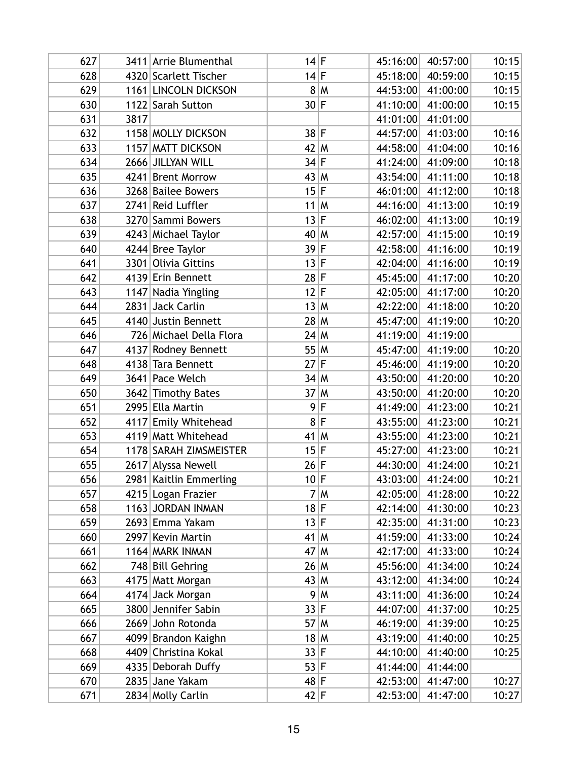| | | | | | | | |
|---|---|---|---|---|---|---|---|
| 627 | 3411 | Arrie Blumenthal | 14 | F | 45:16:00 | 40:57:00 | 10:15 |
| 628 | 4320 | Scarlett Tischer | 14 | F | 45:18:00 | 40:59:00 | 10:15 |
| 629 | 1161 | LINCOLN DICKSON | 8 | M | 44:53:00 | 41:00:00 | 10:15 |
| 630 | 1122 | Sarah Sutton | 30 | F | 41:10:00 | 41:00:00 | 10:15 |
| 631 | 3817 | | | | 41:01:00 | 41:01:00 | |
| 632 | 1158 | MOLLY DICKSON | 38 | F | 44:57:00 | 41:03:00 | 10:16 |
| 633 | 1157 | MATT DICKSON | 42 | M | 44:58:00 | 41:04:00 | 10:16 |
| 634 | 2666 | JILLYAN WILL | 34 | F | 41:24:00 | 41:09:00 | 10:18 |
| 635 | 4241 | Brent Morrow | 43 | M | 43:54:00 | 41:11:00 | 10:18 |
| 636 | 3268 | Bailee Bowers | 15 | F | 46:01:00 | 41:12:00 | 10:18 |
| 637 | 2741 | Reid Luffler | 11 | M | 44:16:00 | 41:13:00 | 10:19 |
| 638 | 3270 | Sammi Bowers | 13 | F | 46:02:00 | 41:13:00 | 10:19 |
| 639 | 4243 | Michael Taylor | 40 | M | 42:57:00 | 41:15:00 | 10:19 |
| 640 | 4244 | Bree Taylor | 39 | F | 42:58:00 | 41:16:00 | 10:19 |
| 641 | 3301 | Olivia Gittins | 13 | F | 42:04:00 | 41:16:00 | 10:19 |
| 642 | 4139 | Erin Bennett | 28 | F | 45:45:00 | 41:17:00 | 10:20 |
| 643 | 1147 | Nadia Yingling | 12 | F | 42:05:00 | 41:17:00 | 10:20 |
| 644 | 2831 | Jack Carlin | 13 | M | 42:22:00 | 41:18:00 | 10:20 |
| 645 | 4140 | Justin Bennett | 28 | M | 45:47:00 | 41:19:00 | 10:20 |
| 646 | 726 | Michael Della Flora | 24 | M | 41:19:00 | 41:19:00 | |
| 647 | 4137 | Rodney Bennett | 55 | M | 45:47:00 | 41:19:00 | 10:20 |
| 648 | 4138 | Tara Bennett | 27 | F | 45:46:00 | 41:19:00 | 10:20 |
| 649 | 3641 | Pace Welch | 34 | M | 43:50:00 | 41:20:00 | 10:20 |
| 650 | 3642 | Timothy Bates | 37 | M | 43:50:00 | 41:20:00 | 10:20 |
| 651 | 2995 | Ella Martin | 9 | F | 41:49:00 | 41:23:00 | 10:21 |
| 652 | 4117 | Emily Whitehead | 8 | F | 43:55:00 | 41:23:00 | 10:21 |
| 653 | 4119 | Matt Whitehead | 41 | M | 43:55:00 | 41:23:00 | 10:21 |
| 654 | 1178 | SARAH ZIMSMEISTER | 15 | F | 45:27:00 | 41:23:00 | 10:21 |
| 655 | 2617 | Alyssa Newell | 26 | F | 44:30:00 | 41:24:00 | 10:21 |
| 656 | 2981 | Kaitlin Emmerling | 10 | F | 43:03:00 | 41:24:00 | 10:21 |
| 657 | 4215 | Logan Frazier | 7 | M | 42:05:00 | 41:28:00 | 10:22 |
| 658 | 1163 | JORDAN INMAN | 18 | F | 42:14:00 | 41:30:00 | 10:23 |
| 659 | 2693 | Emma Yakam | 13 | F | 42:35:00 | 41:31:00 | 10:23 |
| 660 | 2997 | Kevin Martin | 41 | M | 41:59:00 | 41:33:00 | 10:24 |
| 661 | 1164 | MARK INMAN | 47 | M | 42:17:00 | 41:33:00 | 10:24 |
| 662 | 748 | Bill Gehring | 26 | M | 45:56:00 | 41:34:00 | 10:24 |
| 663 | 4175 | Matt Morgan | 43 | M | 43:12:00 | 41:34:00 | 10:24 |
| 664 | 4174 | Jack Morgan | 9 | M | 43:11:00 | 41:36:00 | 10:24 |
| 665 | 3800 | Jennifer Sabin | 33 | F | 44:07:00 | 41:37:00 | 10:25 |
| 666 | 2669 | John Rotonda | 57 | M | 46:19:00 | 41:39:00 | 10:25 |
| 667 | 4099 | Brandon Kaighn | 18 | M | 43:19:00 | 41:40:00 | 10:25 |
| 668 | 4409 | Christina Kokal | 33 | F | 44:10:00 | 41:40:00 | 10:25 |
| 669 | 4335 | Deborah Duffy | 53 | F | 41:44:00 | 41:44:00 | |
| 670 | 2835 | Jane Yakam | 48 | F | 42:53:00 | 41:47:00 | 10:27 |
| 671 | 2834 | Molly Carlin | 42 | F | 42:53:00 | 41:47:00 | 10:27 |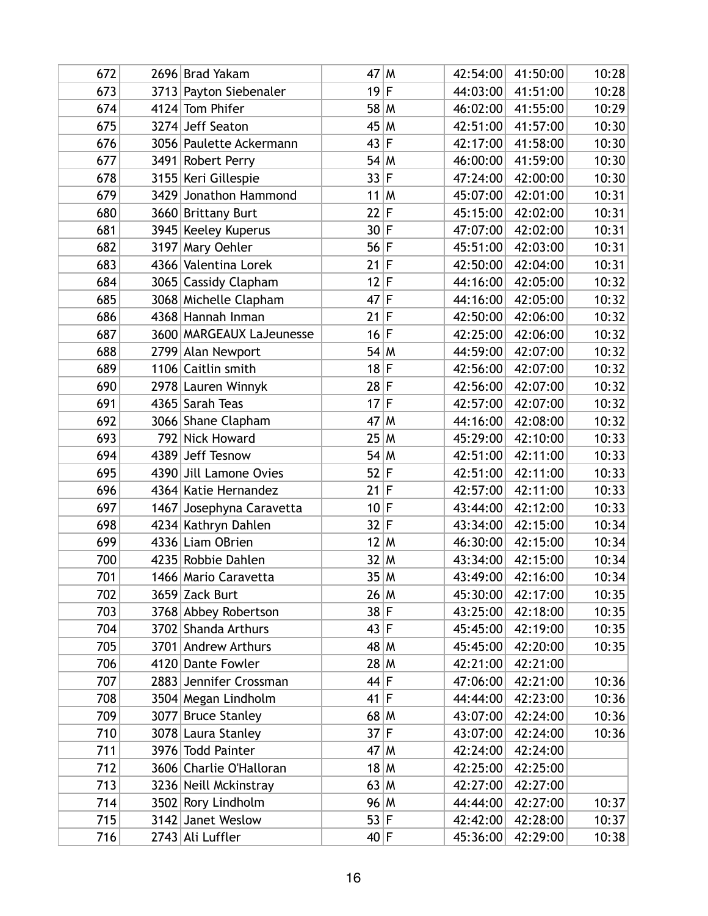| | | | | | | | |
|---|---|---|---|---|---|---|---|
| 672 | 2696 | Brad Yakam | 47 | M | 42:54:00 | 41:50:00 | 10:28 |
| 673 | 3713 | Payton Siebenaler | 19 | F | 44:03:00 | 41:51:00 | 10:28 |
| 674 | 4124 | Tom Phifer | 58 | M | 46:02:00 | 41:55:00 | 10:29 |
| 675 | 3274 | Jeff Seaton | 45 | M | 42:51:00 | 41:57:00 | 10:30 |
| 676 | 3056 | Paulette Ackermann | 43 | F | 42:17:00 | 41:58:00 | 10:30 |
| 677 | 3491 | Robert Perry | 54 | M | 46:00:00 | 41:59:00 | 10:30 |
| 678 | 3155 | Keri Gillespie | 33 | F | 47:24:00 | 42:00:00 | 10:30 |
| 679 | 3429 | Jonathon Hammond | 11 | M | 45:07:00 | 42:01:00 | 10:31 |
| 680 | 3660 | Brittany Burt | 22 | F | 45:15:00 | 42:02:00 | 10:31 |
| 681 | 3945 | Keeley Kuperus | 30 | F | 47:07:00 | 42:02:00 | 10:31 |
| 682 | 3197 | Mary Oehler | 56 | F | 45:51:00 | 42:03:00 | 10:31 |
| 683 | 4366 | Valentina Lorek | 21 | F | 42:50:00 | 42:04:00 | 10:31 |
| 684 | 3065 | Cassidy Clapham | 12 | F | 44:16:00 | 42:05:00 | 10:32 |
| 685 | 3068 | Michelle Clapham | 47 | F | 44:16:00 | 42:05:00 | 10:32 |
| 686 | 4368 | Hannah Inman | 21 | F | 42:50:00 | 42:06:00 | 10:32 |
| 687 | 3600 | MARGEAUX LaJeunesse | 16 | F | 42:25:00 | 42:06:00 | 10:32 |
| 688 | 2799 | Alan Newport | 54 | M | 44:59:00 | 42:07:00 | 10:32 |
| 689 | 1106 | Caitlin smith | 18 | F | 42:56:00 | 42:07:00 | 10:32 |
| 690 | 2978 | Lauren Winnyk | 28 | F | 42:56:00 | 42:07:00 | 10:32 |
| 691 | 4365 | Sarah Teas | 17 | F | 42:57:00 | 42:07:00 | 10:32 |
| 692 | 3066 | Shane Clapham | 47 | M | 44:16:00 | 42:08:00 | 10:32 |
| 693 | 792 | Nick Howard | 25 | M | 45:29:00 | 42:10:00 | 10:33 |
| 694 | 4389 | Jeff Tesnow | 54 | M | 42:51:00 | 42:11:00 | 10:33 |
| 695 | 4390 | Jill Lamone Ovies | 52 | F | 42:51:00 | 42:11:00 | 10:33 |
| 696 | 4364 | Katie Hernandez | 21 | F | 42:57:00 | 42:11:00 | 10:33 |
| 697 | 1467 | Josephyna Caravetta | 10 | F | 43:44:00 | 42:12:00 | 10:33 |
| 698 | 4234 | Kathryn Dahlen | 32 | F | 43:34:00 | 42:15:00 | 10:34 |
| 699 | 4336 | Liam OBrien | 12 | M | 46:30:00 | 42:15:00 | 10:34 |
| 700 | 4235 | Robbie Dahlen | 32 | M | 43:34:00 | 42:15:00 | 10:34 |
| 701 | 1466 | Mario Caravetta | 35 | M | 43:49:00 | 42:16:00 | 10:34 |
| 702 | 3659 | Zack Burt | 26 | M | 45:30:00 | 42:17:00 | 10:35 |
| 703 | 3768 | Abbey Robertson | 38 | F | 43:25:00 | 42:18:00 | 10:35 |
| 704 | 3702 | Shanda Arthurs | 43 | F | 45:45:00 | 42:19:00 | 10:35 |
| 705 | 3701 | Andrew Arthurs | 48 | M | 45:45:00 | 42:20:00 | 10:35 |
| 706 | 4120 | Dante Fowler | 28 | M | 42:21:00 | 42:21:00 | |
| 707 | 2883 | Jennifer Crossman | 44 | F | 47:06:00 | 42:21:00 | 10:36 |
| 708 | 3504 | Megan Lindholm | 41 | F | 44:44:00 | 42:23:00 | 10:36 |
| 709 | 3077 | Bruce Stanley | 68 | M | 43:07:00 | 42:24:00 | 10:36 |
| 710 | 3078 | Laura Stanley | 37 | F | 43:07:00 | 42:24:00 | 10:36 |
| 711 | 3976 | Todd Painter | 47 | M | 42:24:00 | 42:24:00 | |
| 712 | 3606 | Charlie O'Halloran | 18 | M | 42:25:00 | 42:25:00 | |
| 713 | 3236 | Neill Mckinstray | 63 | M | 42:27:00 | 42:27:00 | |
| 714 | 3502 | Rory Lindholm | 96 | M | 44:44:00 | 42:27:00 | 10:37 |
| 715 | 3142 | Janet Weslow | 53 | F | 42:42:00 | 42:28:00 | 10:37 |
| 716 | 2743 | Ali Luffler | 40 | F | 45:36:00 | 42:29:00 | 10:38 |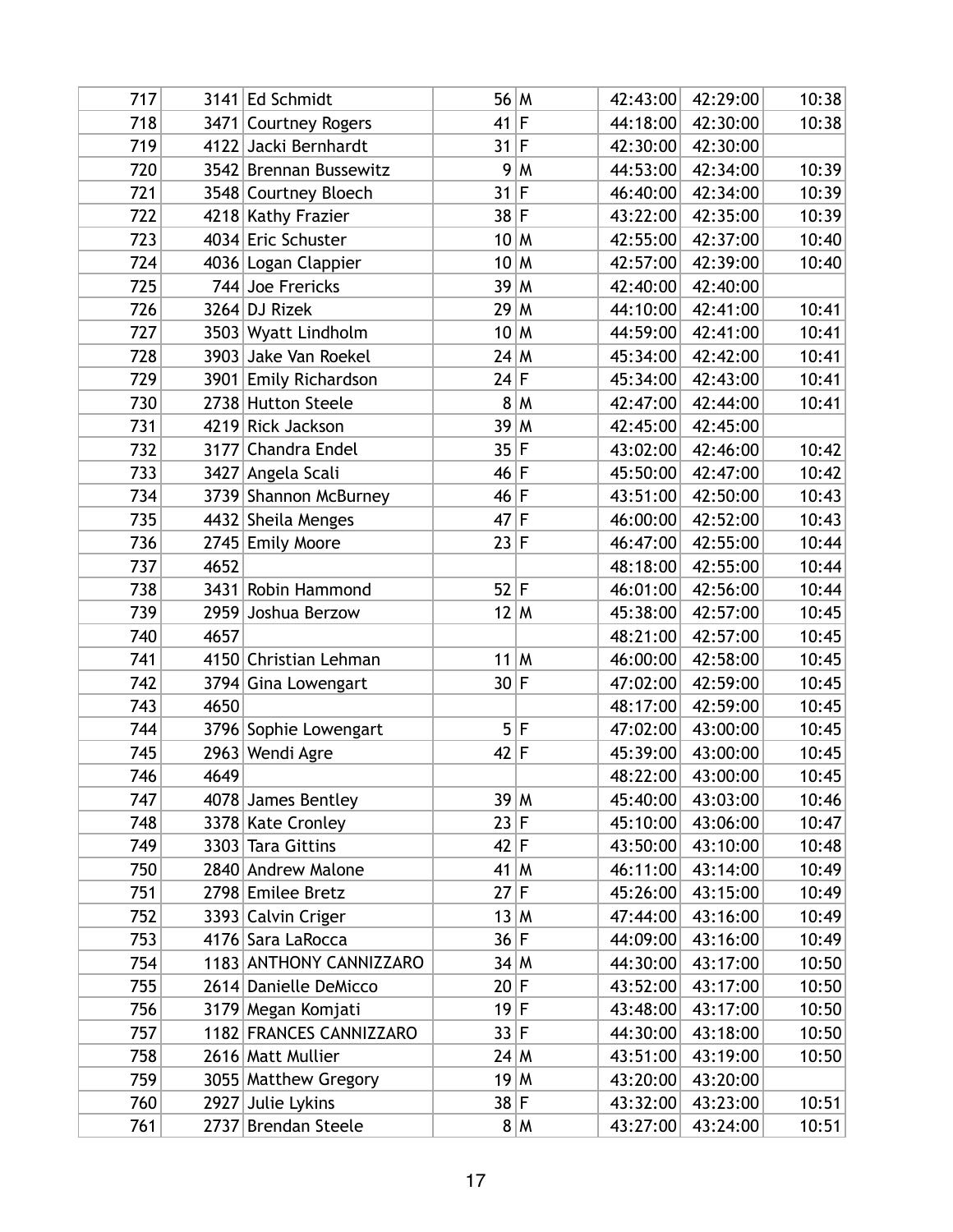| | | | | | | | |
|---|---|---|---|---|---|---|---|
| 717 | 3141 | Ed Schmidt | 56 | M | 42:43:00 | 42:29:00 | 10:38 |
| 718 | 3471 | Courtney Rogers | 41 | F | 44:18:00 | 42:30:00 | 10:38 |
| 719 | 4122 | Jacki Bernhardt | 31 | F | 42:30:00 | 42:30:00 | |
| 720 | 3542 | Brennan Bussewitz | 9 | M | 44:53:00 | 42:34:00 | 10:39 |
| 721 | 3548 | Courtney Bloech | 31 | F | 46:40:00 | 42:34:00 | 10:39 |
| 722 | 4218 | Kathy Frazier | 38 | F | 43:22:00 | 42:35:00 | 10:39 |
| 723 | 4034 | Eric Schuster | 10 | M | 42:55:00 | 42:37:00 | 10:40 |
| 724 | 4036 | Logan Clappier | 10 | M | 42:57:00 | 42:39:00 | 10:40 |
| 725 | 744 | Joe Frericks | 39 | M | 42:40:00 | 42:40:00 | |
| 726 | 3264 | DJ Rizek | 29 | M | 44:10:00 | 42:41:00 | 10:41 |
| 727 | 3503 | Wyatt Lindholm | 10 | M | 44:59:00 | 42:41:00 | 10:41 |
| 728 | 3903 | Jake Van Roekel | 24 | M | 45:34:00 | 42:42:00 | 10:41 |
| 729 | 3901 | Emily Richardson | 24 | F | 45:34:00 | 42:43:00 | 10:41 |
| 730 | 2738 | Hutton Steele | 8 | M | 42:47:00 | 42:44:00 | 10:41 |
| 731 | 4219 | Rick Jackson | 39 | M | 42:45:00 | 42:45:00 | |
| 732 | 3177 | Chandra Endel | 35 | F | 43:02:00 | 42:46:00 | 10:42 |
| 733 | 3427 | Angela Scali | 46 | F | 45:50:00 | 42:47:00 | 10:42 |
| 734 | 3739 | Shannon McBurney | 46 | F | 43:51:00 | 42:50:00 | 10:43 |
| 735 | 4432 | Sheila Menges | 47 | F | 46:00:00 | 42:52:00 | 10:43 |
| 736 | 2745 | Emily Moore | 23 | F | 46:47:00 | 42:55:00 | 10:44 |
| 737 | 4652 | | | | 48:18:00 | 42:55:00 | 10:44 |
| 738 | 3431 | Robin Hammond | 52 | F | 46:01:00 | 42:56:00 | 10:44 |
| 739 | 2959 | Joshua Berzow | 12 | M | 45:38:00 | 42:57:00 | 10:45 |
| 740 | 4657 | | | | 48:21:00 | 42:57:00 | 10:45 |
| 741 | 4150 | Christian Lehman | 11 | M | 46:00:00 | 42:58:00 | 10:45 |
| 742 | 3794 | Gina Lowengart | 30 | F | 47:02:00 | 42:59:00 | 10:45 |
| 743 | 4650 | | | | 48:17:00 | 42:59:00 | 10:45 |
| 744 | 3796 | Sophie Lowengart | 5 | F | 47:02:00 | 43:00:00 | 10:45 |
| 745 | 2963 | Wendi Agre | 42 | F | 45:39:00 | 43:00:00 | 10:45 |
| 746 | 4649 | | | | 48:22:00 | 43:00:00 | 10:45 |
| 747 | 4078 | James Bentley | 39 | M | 45:40:00 | 43:03:00 | 10:46 |
| 748 | 3378 | Kate Cronley | 23 | F | 45:10:00 | 43:06:00 | 10:47 |
| 749 | 3303 | Tara Gittins | 42 | F | 43:50:00 | 43:10:00 | 10:48 |
| 750 | 2840 | Andrew Malone | 41 | M | 46:11:00 | 43:14:00 | 10:49 |
| 751 | 2798 | Emilee Bretz | 27 | F | 45:26:00 | 43:15:00 | 10:49 |
| 752 | 3393 | Calvin Criger | 13 | M | 47:44:00 | 43:16:00 | 10:49 |
| 753 | 4176 | Sara LaRocca | 36 | F | 44:09:00 | 43:16:00 | 10:49 |
| 754 | 1183 | ANTHONY CANNIZZARO | 34 | M | 44:30:00 | 43:17:00 | 10:50 |
| 755 | 2614 | Danielle DeMicco | 20 | F | 43:52:00 | 43:17:00 | 10:50 |
| 756 | 3179 | Megan Komjati | 19 | F | 43:48:00 | 43:17:00 | 10:50 |
| 757 | 1182 | FRANCES CANNIZZARO | 33 | F | 44:30:00 | 43:18:00 | 10:50 |
| 758 | 2616 | Matt Mullier | 24 | M | 43:51:00 | 43:19:00 | 10:50 |
| 759 | 3055 | Matthew Gregory | 19 | M | 43:20:00 | 43:20:00 | |
| 760 | 2927 | Julie Lykins | 38 | F | 43:32:00 | 43:23:00 | 10:51 |
| 761 | 2737 | Brendan Steele | 8 | M | 43:27:00 | 43:24:00 | 10:51 |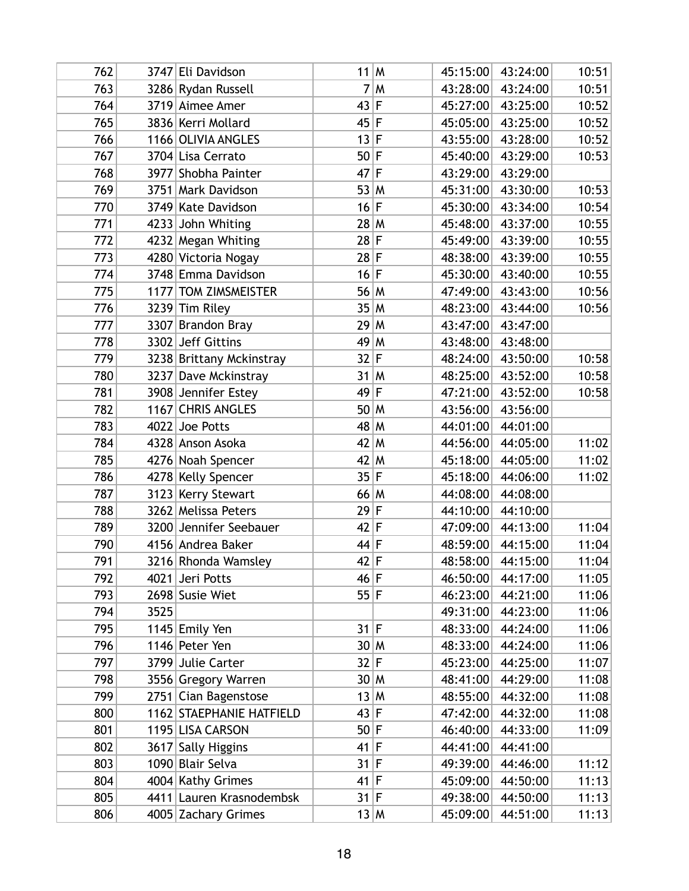| | | | | | | | |
|---|---|---|---|---|---|---|---|
| 762 | 3747 | Eli Davidson | 11 | M | 45:15:00 | 43:24:00 | 10:51 |
| 763 | 3286 | Rydan Russell | 7 | M | 43:28:00 | 43:24:00 | 10:51 |
| 764 | 3719 | Aimee Amer | 43 | F | 45:27:00 | 43:25:00 | 10:52 |
| 765 | 3836 | Kerri Mollard | 45 | F | 45:05:00 | 43:25:00 | 10:52 |
| 766 | 1166 | OLIVIA ANGLES | 13 | F | 43:55:00 | 43:28:00 | 10:52 |
| 767 | 3704 | Lisa Cerrato | 50 | F | 45:40:00 | 43:29:00 | 10:53 |
| 768 | 3977 | Shobha Painter | 47 | F | 43:29:00 | 43:29:00 | |
| 769 | 3751 | Mark Davidson | 53 | M | 45:31:00 | 43:30:00 | 10:53 |
| 770 | 3749 | Kate Davidson | 16 | F | 45:30:00 | 43:34:00 | 10:54 |
| 771 | 4233 | John Whiting | 28 | M | 45:48:00 | 43:37:00 | 10:55 |
| 772 | 4232 | Megan Whiting | 28 | F | 45:49:00 | 43:39:00 | 10:55 |
| 773 | 4280 | Victoria Nogay | 28 | F | 48:38:00 | 43:39:00 | 10:55 |
| 774 | 3748 | Emma Davidson | 16 | F | 45:30:00 | 43:40:00 | 10:55 |
| 775 | 1177 | TOM ZIMSMEISTER | 56 | M | 47:49:00 | 43:43:00 | 10:56 |
| 776 | 3239 | Tim Riley | 35 | M | 48:23:00 | 43:44:00 | 10:56 |
| 777 | 3307 | Brandon Bray | 29 | M | 43:47:00 | 43:47:00 | |
| 778 | 3302 | Jeff Gittins | 49 | M | 43:48:00 | 43:48:00 | |
| 779 | 3238 | Brittany Mckinstray | 32 | F | 48:24:00 | 43:50:00 | 10:58 |
| 780 | 3237 | Dave Mckinstray | 31 | M | 48:25:00 | 43:52:00 | 10:58 |
| 781 | 3908 | Jennifer Estey | 49 | F | 47:21:00 | 43:52:00 | 10:58 |
| 782 | 1167 | CHRIS ANGLES | 50 | M | 43:56:00 | 43:56:00 | |
| 783 | 4022 | Joe Potts | 48 | M | 44:01:00 | 44:01:00 | |
| 784 | 4328 | Anson Asoka | 42 | M | 44:56:00 | 44:05:00 | 11:02 |
| 785 | 4276 | Noah Spencer | 42 | M | 45:18:00 | 44:05:00 | 11:02 |
| 786 | 4278 | Kelly Spencer | 35 | F | 45:18:00 | 44:06:00 | 11:02 |
| 787 | 3123 | Kerry Stewart | 66 | M | 44:08:00 | 44:08:00 | |
| 788 | 3262 | Melissa Peters | 29 | F | 44:10:00 | 44:10:00 | |
| 789 | 3200 | Jennifer Seebauer | 42 | F | 47:09:00 | 44:13:00 | 11:04 |
| 790 | 4156 | Andrea Baker | 44 | F | 48:59:00 | 44:15:00 | 11:04 |
| 791 | 3216 | Rhonda Wamsley | 42 | F | 48:58:00 | 44:15:00 | 11:04 |
| 792 | 4021 | Jeri Potts | 46 | F | 46:50:00 | 44:17:00 | 11:05 |
| 793 | 2698 | Susie Wiet | 55 | F | 46:23:00 | 44:21:00 | 11:06 |
| 794 | 3525 | | | | 49:31:00 | 44:23:00 | 11:06 |
| 795 | 1145 | Emily Yen | 31 | F | 48:33:00 | 44:24:00 | 11:06 |
| 796 | 1146 | Peter Yen | 30 | M | 48:33:00 | 44:24:00 | 11:06 |
| 797 | 3799 | Julie Carter | 32 | F | 45:23:00 | 44:25:00 | 11:07 |
| 798 | 3556 | Gregory Warren | 30 | M | 48:41:00 | 44:29:00 | 11:08 |
| 799 | 2751 | Cian Bagenstose | 13 | M | 48:55:00 | 44:32:00 | 11:08 |
| 800 | 1162 | STAEPHANIE HATFIELD | 43 | F | 47:42:00 | 44:32:00 | 11:08 |
| 801 | 1195 | LISA CARSON | 50 | F | 46:40:00 | 44:33:00 | 11:09 |
| 802 | 3617 | Sally Higgins | 41 | F | 44:41:00 | 44:41:00 | |
| 803 | 1090 | Blair Selva | 31 | F | 49:39:00 | 44:46:00 | 11:12 |
| 804 | 4004 | Kathy Grimes | 41 | F | 45:09:00 | 44:50:00 | 11:13 |
| 805 | 4411 | Lauren Krasnodembsk | 31 | F | 49:38:00 | 44:50:00 | 11:13 |
| 806 | 4005 | Zachary Grimes | 13 | M | 45:09:00 | 44:51:00 | 11:13 |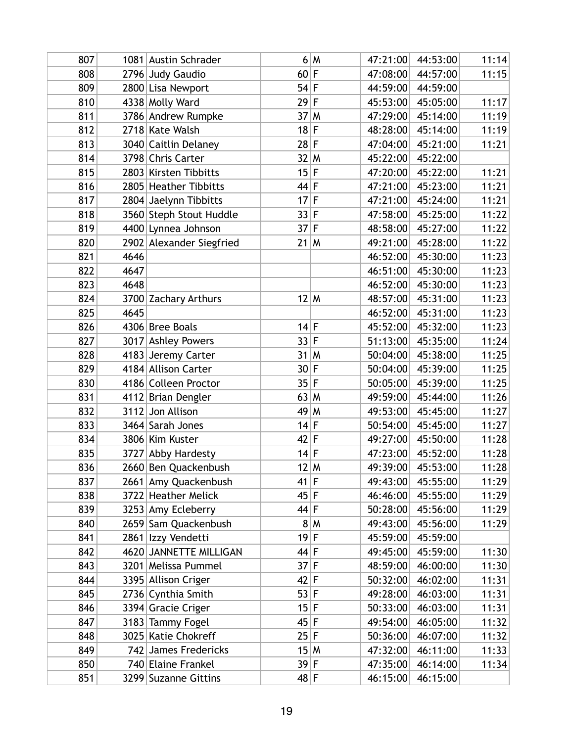| | | | | | | | |
|---|---|---|---|---|---|---|---|
| 807 | 1081 | Austin Schrader | 6 | M | 47:21:00 | 44:53:00 | 11:14 |
| 808 | 2796 | Judy Gaudio | 60 | F | 47:08:00 | 44:57:00 | 11:15 |
| 809 | 2800 | Lisa Newport | 54 | F | 44:59:00 | 44:59:00 | |
| 810 | 4338 | Molly Ward | 29 | F | 45:53:00 | 45:05:00 | 11:17 |
| 811 | 3786 | Andrew Rumpke | 37 | M | 47:29:00 | 45:14:00 | 11:19 |
| 812 | 2718 | Kate Walsh | 18 | F | 48:28:00 | 45:14:00 | 11:19 |
| 813 | 3040 | Caitlin Delaney | 28 | F | 47:04:00 | 45:21:00 | 11:21 |
| 814 | 3798 | Chris Carter | 32 | M | 45:22:00 | 45:22:00 | |
| 815 | 2803 | Kirsten Tibbitts | 15 | F | 47:20:00 | 45:22:00 | 11:21 |
| 816 | 2805 | Heather Tibbitts | 44 | F | 47:21:00 | 45:23:00 | 11:21 |
| 817 | 2804 | Jaelynn Tibbitts | 17 | F | 47:21:00 | 45:24:00 | 11:21 |
| 818 | 3560 | Steph Stout Huddle | 33 | F | 47:58:00 | 45:25:00 | 11:22 |
| 819 | 4400 | Lynnea Johnson | 37 | F | 48:58:00 | 45:27:00 | 11:22 |
| 820 | 2902 | Alexander Siegfried | 21 | M | 49:21:00 | 45:28:00 | 11:22 |
| 821 | 4646 | | | | 46:52:00 | 45:30:00 | 11:23 |
| 822 | 4647 | | | | 46:51:00 | 45:30:00 | 11:23 |
| 823 | 4648 | | | | 46:52:00 | 45:30:00 | 11:23 |
| 824 | 3700 | Zachary Arthurs | 12 | M | 48:57:00 | 45:31:00 | 11:23 |
| 825 | 4645 | | | | 46:52:00 | 45:31:00 | 11:23 |
| 826 | 4306 | Bree Boals | 14 | F | 45:52:00 | 45:32:00 | 11:23 |
| 827 | 3017 | Ashley Powers | 33 | F | 51:13:00 | 45:35:00 | 11:24 |
| 828 | 4183 | Jeremy Carter | 31 | M | 50:04:00 | 45:38:00 | 11:25 |
| 829 | 4184 | Allison Carter | 30 | F | 50:04:00 | 45:39:00 | 11:25 |
| 830 | 4186 | Colleen Proctor | 35 | F | 50:05:00 | 45:39:00 | 11:25 |
| 831 | 4112 | Brian Dengler | 63 | M | 49:59:00 | 45:44:00 | 11:26 |
| 832 | 3112 | Jon Allison | 49 | M | 49:53:00 | 45:45:00 | 11:27 |
| 833 | 3464 | Sarah Jones | 14 | F | 50:54:00 | 45:45:00 | 11:27 |
| 834 | 3806 | Kim Kuster | 42 | F | 49:27:00 | 45:50:00 | 11:28 |
| 835 | 3727 | Abby Hardesty | 14 | F | 47:23:00 | 45:52:00 | 11:28 |
| 836 | 2660 | Ben Quackenbush | 12 | M | 49:39:00 | 45:53:00 | 11:28 |
| 837 | 2661 | Amy Quackenbush | 41 | F | 49:43:00 | 45:55:00 | 11:29 |
| 838 | 3722 | Heather Melick | 45 | F | 46:46:00 | 45:55:00 | 11:29 |
| 839 | 3253 | Amy Ecleberry | 44 | F | 50:28:00 | 45:56:00 | 11:29 |
| 840 | 2659 | Sam Quackenbush | 8 | M | 49:43:00 | 45:56:00 | 11:29 |
| 841 | 2861 | Izzy Vendetti | 19 | F | 45:59:00 | 45:59:00 | |
| 842 | 4620 | JANNETTE MILLIGAN | 44 | F | 49:45:00 | 45:59:00 | 11:30 |
| 843 | 3201 | Melissa Pummel | 37 | F | 48:59:00 | 46:00:00 | 11:30 |
| 844 | 3395 | Allison Criger | 42 | F | 50:32:00 | 46:02:00 | 11:31 |
| 845 | 2736 | Cynthia Smith | 53 | F | 49:28:00 | 46:03:00 | 11:31 |
| 846 | 3394 | Gracie Criger | 15 | F | 50:33:00 | 46:03:00 | 11:31 |
| 847 | 3183 | Tammy Fogel | 45 | F | 49:54:00 | 46:05:00 | 11:32 |
| 848 | 3025 | Katie Chokreff | 25 | F | 50:36:00 | 46:07:00 | 11:32 |
| 849 | 742 | James Fredericks | 15 | M | 47:32:00 | 46:11:00 | 11:33 |
| 850 | 740 | Elaine Frankel | 39 | F | 47:35:00 | 46:14:00 | 11:34 |
| 851 | 3299 | Suzanne Gittins | 48 | F | 46:15:00 | 46:15:00 | |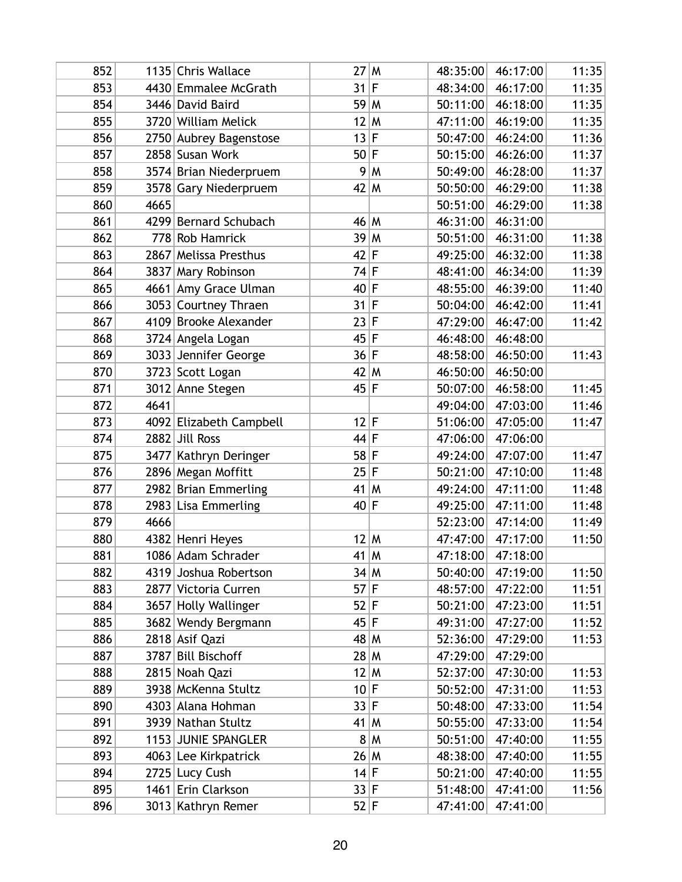| | | | | | | | |
|---|---|---|---|---|---|---|---|
| 852 | 1135 | Chris Wallace | 27 | M | 48:35:00 | 46:17:00 | 11:35 |
| 853 | 4430 | Emmalee McGrath | 31 | F | 48:34:00 | 46:17:00 | 11:35 |
| 854 | 3446 | David Baird | 59 | M | 50:11:00 | 46:18:00 | 11:35 |
| 855 | 3720 | William Melick | 12 | M | 47:11:00 | 46:19:00 | 11:35 |
| 856 | 2750 | Aubrey Bagenstose | 13 | F | 50:47:00 | 46:24:00 | 11:36 |
| 857 | 2858 | Susan Work | 50 | F | 50:15:00 | 46:26:00 | 11:37 |
| 858 | 3574 | Brian Niederpruem | 9 | M | 50:49:00 | 46:28:00 | 11:37 |
| 859 | 3578 | Gary Niederpruem | 42 | M | 50:50:00 | 46:29:00 | 11:38 |
| 860 | 4665 | | | | 50:51:00 | 46:29:00 | 11:38 |
| 861 | 4299 | Bernard Schubach | 46 | M | 46:31:00 | 46:31:00 | |
| 862 | 778 | Rob Hamrick | 39 | M | 50:51:00 | 46:31:00 | 11:38 |
| 863 | 2867 | Melissa Presthus | 42 | F | 49:25:00 | 46:32:00 | 11:38 |
| 864 | 3837 | Mary Robinson | 74 | F | 48:41:00 | 46:34:00 | 11:39 |
| 865 | 4661 | Amy Grace Ulman | 40 | F | 48:55:00 | 46:39:00 | 11:40 |
| 866 | 3053 | Courtney Thraen | 31 | F | 50:04:00 | 46:42:00 | 11:41 |
| 867 | 4109 | Brooke Alexander | 23 | F | 47:29:00 | 46:47:00 | 11:42 |
| 868 | 3724 | Angela Logan | 45 | F | 46:48:00 | 46:48:00 | |
| 869 | 3033 | Jennifer George | 36 | F | 48:58:00 | 46:50:00 | 11:43 |
| 870 | 3723 | Scott Logan | 42 | M | 46:50:00 | 46:50:00 | |
| 871 | 3012 | Anne Stegen | 45 | F | 50:07:00 | 46:58:00 | 11:45 |
| 872 | 4641 | | | | 49:04:00 | 47:03:00 | 11:46 |
| 873 | 4092 | Elizabeth Campbell | 12 | F | 51:06:00 | 47:05:00 | 11:47 |
| 874 | 2882 | Jill Ross | 44 | F | 47:06:00 | 47:06:00 | |
| 875 | 3477 | Kathryn Deringer | 58 | F | 49:24:00 | 47:07:00 | 11:47 |
| 876 | 2896 | Megan Moffitt | 25 | F | 50:21:00 | 47:10:00 | 11:48 |
| 877 | 2982 | Brian Emmerling | 41 | M | 49:24:00 | 47:11:00 | 11:48 |
| 878 | 2983 | Lisa Emmerling | 40 | F | 49:25:00 | 47:11:00 | 11:48 |
| 879 | 4666 | | | | 52:23:00 | 47:14:00 | 11:49 |
| 880 | 4382 | Henri Heyes | 12 | M | 47:47:00 | 47:17:00 | 11:50 |
| 881 | 1086 | Adam Schrader | 41 | M | 47:18:00 | 47:18:00 | |
| 882 | 4319 | Joshua Robertson | 34 | M | 50:40:00 | 47:19:00 | 11:50 |
| 883 | 2877 | Victoria Curren | 57 | F | 48:57:00 | 47:22:00 | 11:51 |
| 884 | 3657 | Holly Wallinger | 52 | F | 50:21:00 | 47:23:00 | 11:51 |
| 885 | 3682 | Wendy Bergmann | 45 | F | 49:31:00 | 47:27:00 | 11:52 |
| 886 | 2818 | Asif Qazi | 48 | M | 52:36:00 | 47:29:00 | 11:53 |
| 887 | 3787 | Bill Bischoff | 28 | M | 47:29:00 | 47:29:00 | |
| 888 | 2815 | Noah Qazi | 12 | M | 52:37:00 | 47:30:00 | 11:53 |
| 889 | 3938 | McKenna Stultz | 10 | F | 50:52:00 | 47:31:00 | 11:53 |
| 890 | 4303 | Alana Hohman | 33 | F | 50:48:00 | 47:33:00 | 11:54 |
| 891 | 3939 | Nathan Stultz | 41 | M | 50:55:00 | 47:33:00 | 11:54 |
| 892 | 1153 | JUNIE SPANGLER | 8 | M | 50:51:00 | 47:40:00 | 11:55 |
| 893 | 4063 | Lee Kirkpatrick | 26 | M | 48:38:00 | 47:40:00 | 11:55 |
| 894 | 2725 | Lucy Cush | 14 | F | 50:21:00 | 47:40:00 | 11:55 |
| 895 | 1461 | Erin Clarkson | 33 | F | 51:48:00 | 47:41:00 | 11:56 |
| 896 | 3013 | Kathryn Remer | 52 | F | 47:41:00 | 47:41:00 | |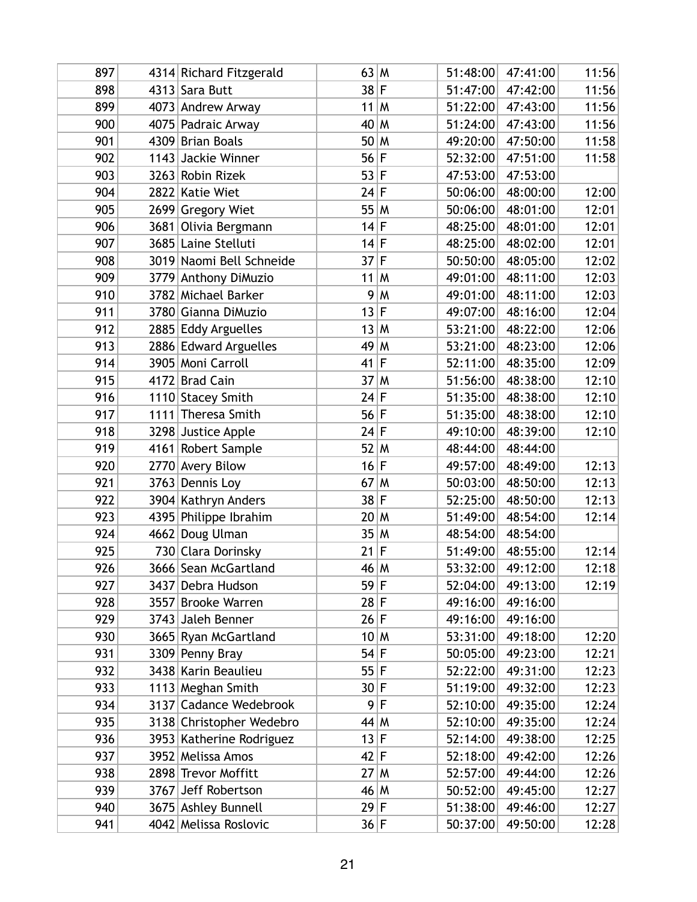| | | | | | | | |
|---|---|---|---|---|---|---|---|
| 897 | 4314 | Richard Fitzgerald | 63 | M | 51:48:00 | 47:41:00 | 11:56 |
| 898 | 4313 | Sara Butt | 38 | F | 51:47:00 | 47:42:00 | 11:56 |
| 899 | 4073 | Andrew Arway | 11 | M | 51:22:00 | 47:43:00 | 11:56 |
| 900 | 4075 | Padraic Arway | 40 | M | 51:24:00 | 47:43:00 | 11:56 |
| 901 | 4309 | Brian Boals | 50 | M | 49:20:00 | 47:50:00 | 11:58 |
| 902 | 1143 | Jackie Winner | 56 | F | 52:32:00 | 47:51:00 | 11:58 |
| 903 | 3263 | Robin Rizek | 53 | F | 47:53:00 | 47:53:00 | |
| 904 | 2822 | Katie Wiet | 24 | F | 50:06:00 | 48:00:00 | 12:00 |
| 905 | 2699 | Gregory Wiet | 55 | M | 50:06:00 | 48:01:00 | 12:01 |
| 906 | 3681 | Olivia Bergmann | 14 | F | 48:25:00 | 48:01:00 | 12:01 |
| 907 | 3685 | Laine Stelluti | 14 | F | 48:25:00 | 48:02:00 | 12:01 |
| 908 | 3019 | Naomi Bell Schneide | 37 | F | 50:50:00 | 48:05:00 | 12:02 |
| 909 | 3779 | Anthony DiMuzio | 11 | M | 49:01:00 | 48:11:00 | 12:03 |
| 910 | 3782 | Michael Barker | 9 | M | 49:01:00 | 48:11:00 | 12:03 |
| 911 | 3780 | Gianna DiMuzio | 13 | F | 49:07:00 | 48:16:00 | 12:04 |
| 912 | 2885 | Eddy Arguelles | 13 | M | 53:21:00 | 48:22:00 | 12:06 |
| 913 | 2886 | Edward Arguelles | 49 | M | 53:21:00 | 48:23:00 | 12:06 |
| 914 | 3905 | Moni Carroll | 41 | F | 52:11:00 | 48:35:00 | 12:09 |
| 915 | 4172 | Brad Cain | 37 | M | 51:56:00 | 48:38:00 | 12:10 |
| 916 | 1110 | Stacey Smith | 24 | F | 51:35:00 | 48:38:00 | 12:10 |
| 917 | 1111 | Theresa Smith | 56 | F | 51:35:00 | 48:38:00 | 12:10 |
| 918 | 3298 | Justice Apple | 24 | F | 49:10:00 | 48:39:00 | 12:10 |
| 919 | 4161 | Robert Sample | 52 | M | 48:44:00 | 48:44:00 | |
| 920 | 2770 | Avery Bilow | 16 | F | 49:57:00 | 48:49:00 | 12:13 |
| 921 | 3763 | Dennis Loy | 67 | M | 50:03:00 | 48:50:00 | 12:13 |
| 922 | 3904 | Kathryn Anders | 38 | F | 52:25:00 | 48:50:00 | 12:13 |
| 923 | 4395 | Philippe Ibrahim | 20 | M | 51:49:00 | 48:54:00 | 12:14 |
| 924 | 4662 | Doug Ulman | 35 | M | 48:54:00 | 48:54:00 | |
| 925 | 730 | Clara Dorinsky | 21 | F | 51:49:00 | 48:55:00 | 12:14 |
| 926 | 3666 | Sean McGartland | 46 | M | 53:32:00 | 49:12:00 | 12:18 |
| 927 | 3437 | Debra Hudson | 59 | F | 52:04:00 | 49:13:00 | 12:19 |
| 928 | 3557 | Brooke Warren | 28 | F | 49:16:00 | 49:16:00 | |
| 929 | 3743 | Jaleh Benner | 26 | F | 49:16:00 | 49:16:00 | |
| 930 | 3665 | Ryan McGartland | 10 | M | 53:31:00 | 49:18:00 | 12:20 |
| 931 | 3309 | Penny Bray | 54 | F | 50:05:00 | 49:23:00 | 12:21 |
| 932 | 3438 | Karin Beaulieu | 55 | F | 52:22:00 | 49:31:00 | 12:23 |
| 933 | 1113 | Meghan Smith | 30 | F | 51:19:00 | 49:32:00 | 12:23 |
| 934 | 3137 | Cadance Wedebrook | 9 | F | 52:10:00 | 49:35:00 | 12:24 |
| 935 | 3138 | Christopher Wedebro | 44 | M | 52:10:00 | 49:35:00 | 12:24 |
| 936 | 3953 | Katherine Rodriguez | 13 | F | 52:14:00 | 49:38:00 | 12:25 |
| 937 | 3952 | Melissa Amos | 42 | F | 52:18:00 | 49:42:00 | 12:26 |
| 938 | 2898 | Trevor Moffitt | 27 | M | 52:57:00 | 49:44:00 | 12:26 |
| 939 | 3767 | Jeff Robertson | 46 | M | 50:52:00 | 49:45:00 | 12:27 |
| 940 | 3675 | Ashley Bunnell | 29 | F | 51:38:00 | 49:46:00 | 12:27 |
| 941 | 4042 | Melissa Roslovic | 36 | F | 50:37:00 | 49:50:00 | 12:28 |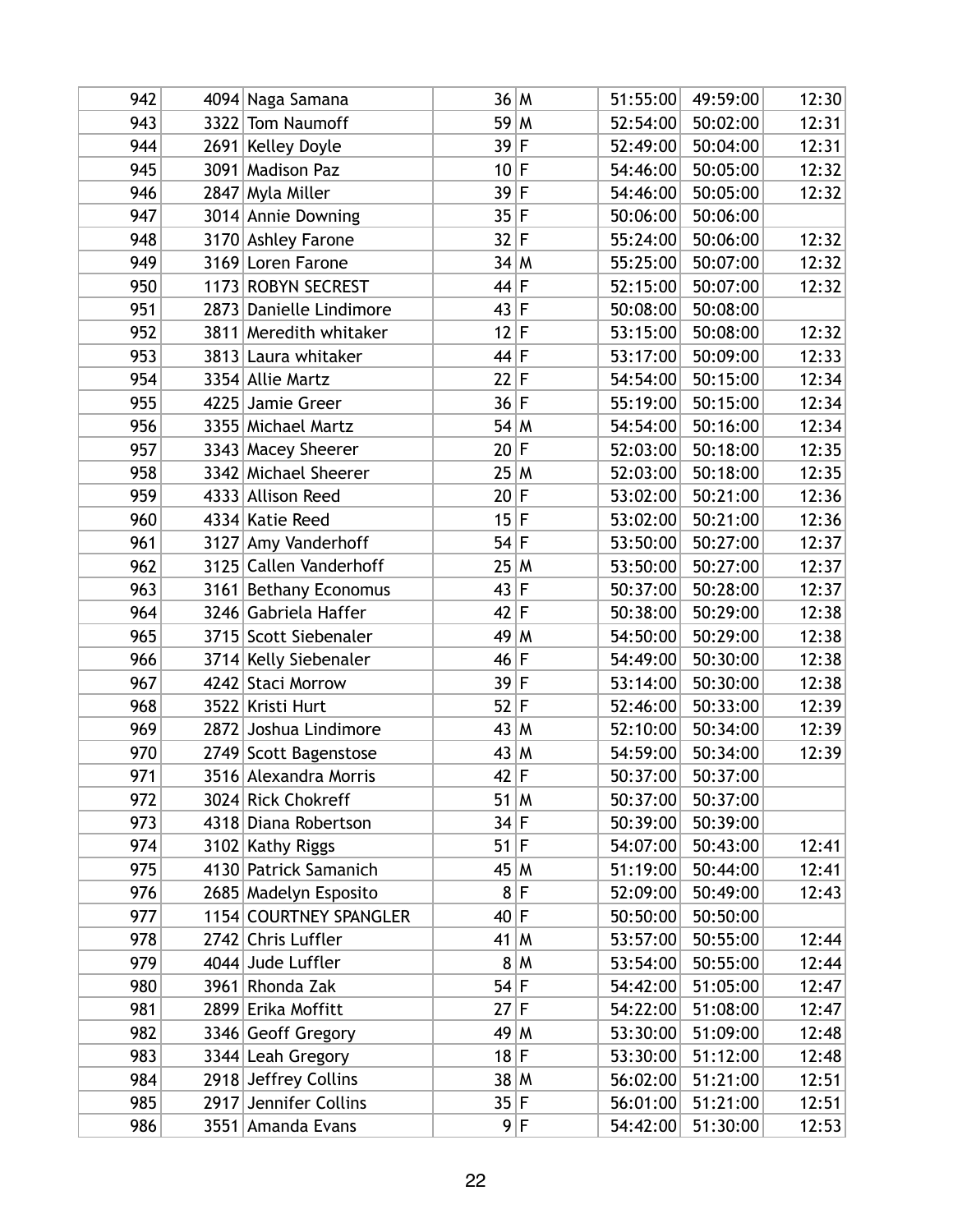| | | | | | | | |
|---|---|---|---|---|---|---|---|
| 942 | 4094 | Naga Samana | 36 | M | 51:55:00 | 49:59:00 | 12:30 |
| 943 | 3322 | Tom Naumoff | 59 | M | 52:54:00 | 50:02:00 | 12:31 |
| 944 | 2691 | Kelley Doyle | 39 | F | 52:49:00 | 50:04:00 | 12:31 |
| 945 | 3091 | Madison Paz | 10 | F | 54:46:00 | 50:05:00 | 12:32 |
| 946 | 2847 | Myla Miller | 39 | F | 54:46:00 | 50:05:00 | 12:32 |
| 947 | 3014 | Annie Downing | 35 | F | 50:06:00 | 50:06:00 | |
| 948 | 3170 | Ashley Farone | 32 | F | 55:24:00 | 50:06:00 | 12:32 |
| 949 | 3169 | Loren Farone | 34 | M | 55:25:00 | 50:07:00 | 12:32 |
| 950 | 1173 | ROBYN SECREST | 44 | F | 52:15:00 | 50:07:00 | 12:32 |
| 951 | 2873 | Danielle Lindimore | 43 | F | 50:08:00 | 50:08:00 | |
| 952 | 3811 | Meredith whitaker | 12 | F | 53:15:00 | 50:08:00 | 12:32 |
| 953 | 3813 | Laura whitaker | 44 | F | 53:17:00 | 50:09:00 | 12:33 |
| 954 | 3354 | Allie Martz | 22 | F | 54:54:00 | 50:15:00 | 12:34 |
| 955 | 4225 | Jamie Greer | 36 | F | 55:19:00 | 50:15:00 | 12:34 |
| 956 | 3355 | Michael Martz | 54 | M | 54:54:00 | 50:16:00 | 12:34 |
| 957 | 3343 | Macey Sheerer | 20 | F | 52:03:00 | 50:18:00 | 12:35 |
| 958 | 3342 | Michael Sheerer | 25 | M | 52:03:00 | 50:18:00 | 12:35 |
| 959 | 4333 | Allison Reed | 20 | F | 53:02:00 | 50:21:00 | 12:36 |
| 960 | 4334 | Katie Reed | 15 | F | 53:02:00 | 50:21:00 | 12:36 |
| 961 | 3127 | Amy Vanderhoff | 54 | F | 53:50:00 | 50:27:00 | 12:37 |
| 962 | 3125 | Callen Vanderhoff | 25 | M | 53:50:00 | 50:27:00 | 12:37 |
| 963 | 3161 | Bethany Economus | 43 | F | 50:37:00 | 50:28:00 | 12:37 |
| 964 | 3246 | Gabriela Haffer | 42 | F | 50:38:00 | 50:29:00 | 12:38 |
| 965 | 3715 | Scott Siebenaler | 49 | M | 54:50:00 | 50:29:00 | 12:38 |
| 966 | 3714 | Kelly Siebenaler | 46 | F | 54:49:00 | 50:30:00 | 12:38 |
| 967 | 4242 | Staci Morrow | 39 | F | 53:14:00 | 50:30:00 | 12:38 |
| 968 | 3522 | Kristi Hurt | 52 | F | 52:46:00 | 50:33:00 | 12:39 |
| 969 | 2872 | Joshua Lindimore | 43 | M | 52:10:00 | 50:34:00 | 12:39 |
| 970 | 2749 | Scott Bagenstose | 43 | M | 54:59:00 | 50:34:00 | 12:39 |
| 971 | 3516 | Alexandra Morris | 42 | F | 50:37:00 | 50:37:00 | |
| 972 | 3024 | Rick Chokreff | 51 | M | 50:37:00 | 50:37:00 | |
| 973 | 4318 | Diana Robertson | 34 | F | 50:39:00 | 50:39:00 | |
| 974 | 3102 | Kathy Riggs | 51 | F | 54:07:00 | 50:43:00 | 12:41 |
| 975 | 4130 | Patrick Samanich | 45 | M | 51:19:00 | 50:44:00 | 12:41 |
| 976 | 2685 | Madelyn Esposito | 8 | F | 52:09:00 | 50:49:00 | 12:43 |
| 977 | 1154 | COURTNEY SPANGLER | 40 | F | 50:50:00 | 50:50:00 | |
| 978 | 2742 | Chris Luffler | 41 | M | 53:57:00 | 50:55:00 | 12:44 |
| 979 | 4044 | Jude Luffler | 8 | M | 53:54:00 | 50:55:00 | 12:44 |
| 980 | 3961 | Rhonda Zak | 54 | F | 54:42:00 | 51:05:00 | 12:47 |
| 981 | 2899 | Erika Moffitt | 27 | F | 54:22:00 | 51:08:00 | 12:47 |
| 982 | 3346 | Geoff Gregory | 49 | M | 53:30:00 | 51:09:00 | 12:48 |
| 983 | 3344 | Leah Gregory | 18 | F | 53:30:00 | 51:12:00 | 12:48 |
| 984 | 2918 | Jeffrey Collins | 38 | M | 56:02:00 | 51:21:00 | 12:51 |
| 985 | 2917 | Jennifer Collins | 35 | F | 56:01:00 | 51:21:00 | 12:51 |
| 986 | 3551 | Amanda Evans | 9 | F | 54:42:00 | 51:30:00 | 12:53 |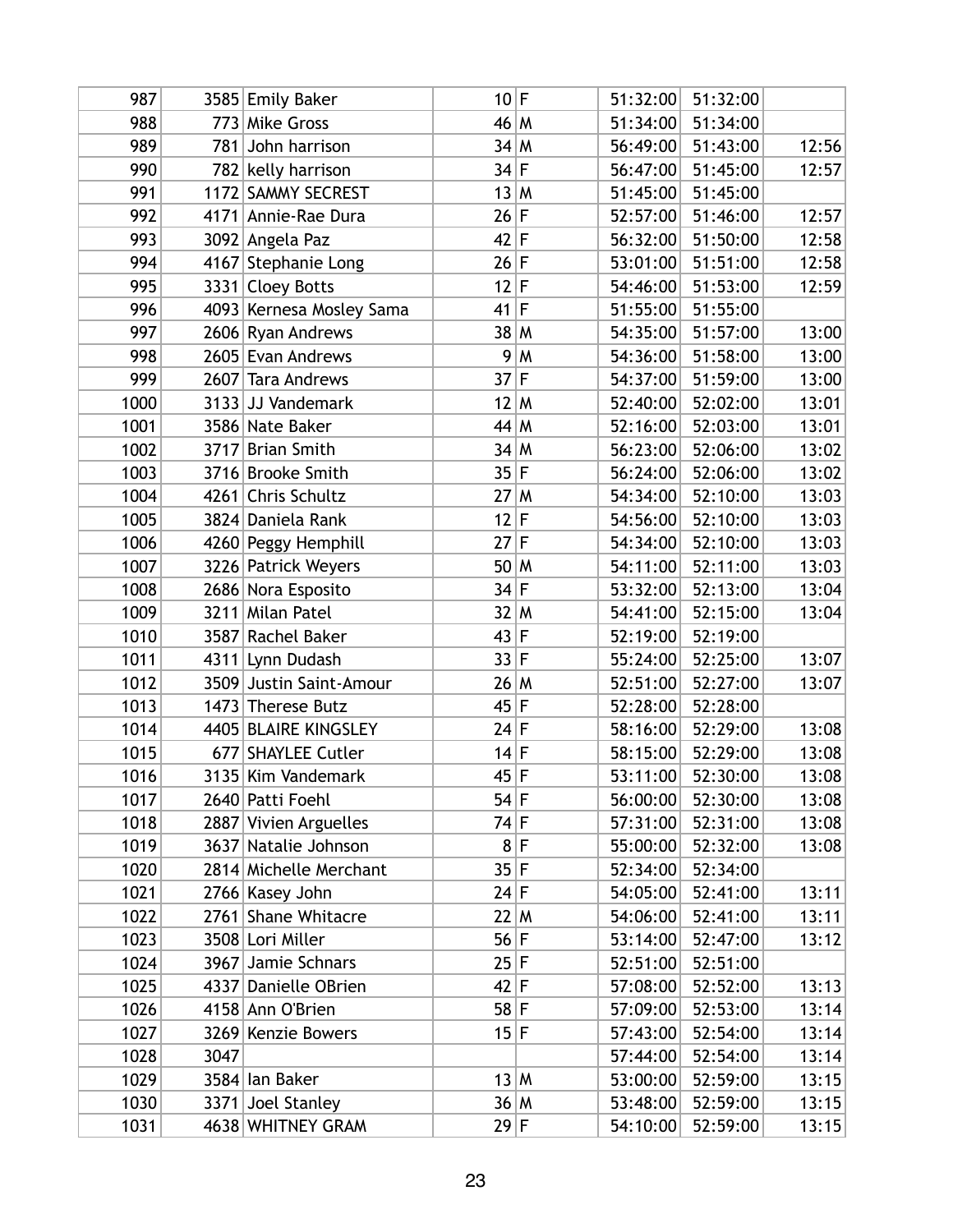| | | | | | | | |
|---|---|---|---|---|---|---|---|
| 987 | 3585 | Emily Baker | 10 | F | 51:32:00 | 51:32:00 | |
| 988 | 773 | Mike Gross | 46 | M | 51:34:00 | 51:34:00 | |
| 989 | 781 | John harrison | 34 | M | 56:49:00 | 51:43:00 | 12:56 |
| 990 | 782 | kelly harrison | 34 | F | 56:47:00 | 51:45:00 | 12:57 |
| 991 | 1172 | SAMMY SECREST | 13 | M | 51:45:00 | 51:45:00 | |
| 992 | 4171 | Annie-Rae Dura | 26 | F | 52:57:00 | 51:46:00 | 12:57 |
| 993 | 3092 | Angela Paz | 42 | F | 56:32:00 | 51:50:00 | 12:58 |
| 994 | 4167 | Stephanie Long | 26 | F | 53:01:00 | 51:51:00 | 12:58 |
| 995 | 3331 | Cloey Botts | 12 | F | 54:46:00 | 51:53:00 | 12:59 |
| 996 | 4093 | Kernesa Mosley Sama | 41 | F | 51:55:00 | 51:55:00 | |
| 997 | 2606 | Ryan Andrews | 38 | M | 54:35:00 | 51:57:00 | 13:00 |
| 998 | 2605 | Evan Andrews | 9 | M | 54:36:00 | 51:58:00 | 13:00 |
| 999 | 2607 | Tara Andrews | 37 | F | 54:37:00 | 51:59:00 | 13:00 |
| 1000 | 3133 | JJ Vandemark | 12 | M | 52:40:00 | 52:02:00 | 13:01 |
| 1001 | 3586 | Nate Baker | 44 | M | 52:16:00 | 52:03:00 | 13:01 |
| 1002 | 3717 | Brian Smith | 34 | M | 56:23:00 | 52:06:00 | 13:02 |
| 1003 | 3716 | Brooke Smith | 35 | F | 56:24:00 | 52:06:00 | 13:02 |
| 1004 | 4261 | Chris Schultz | 27 | M | 54:34:00 | 52:10:00 | 13:03 |
| 1005 | 3824 | Daniela Rank | 12 | F | 54:56:00 | 52:10:00 | 13:03 |
| 1006 | 4260 | Peggy Hemphill | 27 | F | 54:34:00 | 52:10:00 | 13:03 |
| 1007 | 3226 | Patrick Weyers | 50 | M | 54:11:00 | 52:11:00 | 13:03 |
| 1008 | 2686 | Nora Esposito | 34 | F | 53:32:00 | 52:13:00 | 13:04 |
| 1009 | 3211 | Milan Patel | 32 | M | 54:41:00 | 52:15:00 | 13:04 |
| 1010 | 3587 | Rachel Baker | 43 | F | 52:19:00 | 52:19:00 | |
| 1011 | 4311 | Lynn Dudash | 33 | F | 55:24:00 | 52:25:00 | 13:07 |
| 1012 | 3509 | Justin Saint-Amour | 26 | M | 52:51:00 | 52:27:00 | 13:07 |
| 1013 | 1473 | Therese Butz | 45 | F | 52:28:00 | 52:28:00 | |
| 1014 | 4405 | BLAIRE KINGSLEY | 24 | F | 58:16:00 | 52:29:00 | 13:08 |
| 1015 | 677 | SHAYLEE Cutler | 14 | F | 58:15:00 | 52:29:00 | 13:08 |
| 1016 | 3135 | Kim Vandemark | 45 | F | 53:11:00 | 52:30:00 | 13:08 |
| 1017 | 2640 | Patti Foehl | 54 | F | 56:00:00 | 52:30:00 | 13:08 |
| 1018 | 2887 | Vivien Arguelles | 74 | F | 57:31:00 | 52:31:00 | 13:08 |
| 1019 | 3637 | Natalie Johnson | 8 | F | 55:00:00 | 52:32:00 | 13:08 |
| 1020 | 2814 | Michelle Merchant | 35 | F | 52:34:00 | 52:34:00 | |
| 1021 | 2766 | Kasey John | 24 | F | 54:05:00 | 52:41:00 | 13:11 |
| 1022 | 2761 | Shane Whitacre | 22 | M | 54:06:00 | 52:41:00 | 13:11 |
| 1023 | 3508 | Lori Miller | 56 | F | 53:14:00 | 52:47:00 | 13:12 |
| 1024 | 3967 | Jamie Schnars | 25 | F | 52:51:00 | 52:51:00 | |
| 1025 | 4337 | Danielle OBrien | 42 | F | 57:08:00 | 52:52:00 | 13:13 |
| 1026 | 4158 | Ann O'Brien | 58 | F | 57:09:00 | 52:53:00 | 13:14 |
| 1027 | 3269 | Kenzie Bowers | 15 | F | 57:43:00 | 52:54:00 | 13:14 |
| 1028 | 3047 | | | | 57:44:00 | 52:54:00 | 13:14 |
| 1029 | 3584 | Ian Baker | 13 | M | 53:00:00 | 52:59:00 | 13:15 |
| 1030 | 3371 | Joel Stanley | 36 | M | 53:48:00 | 52:59:00 | 13:15 |
| 1031 | 4638 | WHITNEY GRAM | 29 | F | 54:10:00 | 52:59:00 | 13:15 |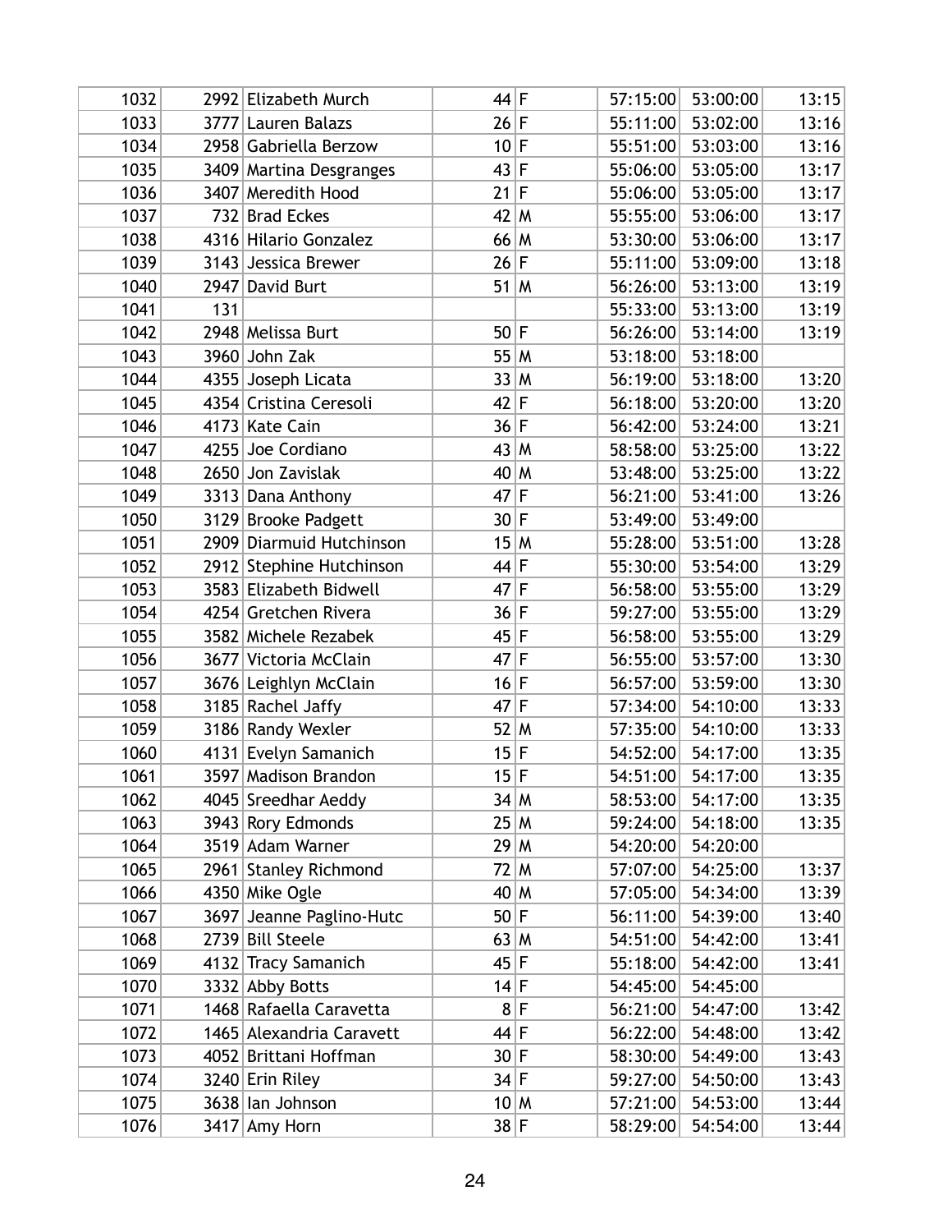| | | | | | | | |
|---|---|---|---|---|---|---|---|
| 1032 | 2992 | Elizabeth Murch | 44 | F | 57:15:00 | 53:00:00 | 13:15 |
| 1033 | 3777 | Lauren Balazs | 26 | F | 55:11:00 | 53:02:00 | 13:16 |
| 1034 | 2958 | Gabriella Berzow | 10 | F | 55:51:00 | 53:03:00 | 13:16 |
| 1035 | 3409 | Martina Desgranges | 43 | F | 55:06:00 | 53:05:00 | 13:17 |
| 1036 | 3407 | Meredith Hood | 21 | F | 55:06:00 | 53:05:00 | 13:17 |
| 1037 | 732 | Brad Eckes | 42 | M | 55:55:00 | 53:06:00 | 13:17 |
| 1038 | 4316 | Hilario Gonzalez | 66 | M | 53:30:00 | 53:06:00 | 13:17 |
| 1039 | 3143 | Jessica Brewer | 26 | F | 55:11:00 | 53:09:00 | 13:18 |
| 1040 | 2947 | David Burt | 51 | M | 56:26:00 | 53:13:00 | 13:19 |
| 1041 | 131 | | | | 55:33:00 | 53:13:00 | 13:19 |
| 1042 | 2948 | Melissa Burt | 50 | F | 56:26:00 | 53:14:00 | 13:19 |
| 1043 | 3960 | John Zak | 55 | M | 53:18:00 | 53:18:00 | |
| 1044 | 4355 | Joseph Licata | 33 | M | 56:19:00 | 53:18:00 | 13:20 |
| 1045 | 4354 | Cristina Ceresoli | 42 | F | 56:18:00 | 53:20:00 | 13:20 |
| 1046 | 4173 | Kate Cain | 36 | F | 56:42:00 | 53:24:00 | 13:21 |
| 1047 | 4255 | Joe Cordiano | 43 | M | 58:58:00 | 53:25:00 | 13:22 |
| 1048 | 2650 | Jon Zavislak | 40 | M | 53:48:00 | 53:25:00 | 13:22 |
| 1049 | 3313 | Dana Anthony | 47 | F | 56:21:00 | 53:41:00 | 13:26 |
| 1050 | 3129 | Brooke Padgett | 30 | F | 53:49:00 | 53:49:00 | |
| 1051 | 2909 | Diarmuid Hutchinson | 15 | M | 55:28:00 | 53:51:00 | 13:28 |
| 1052 | 2912 | Stephine Hutchinson | 44 | F | 55:30:00 | 53:54:00 | 13:29 |
| 1053 | 3583 | Elizabeth Bidwell | 47 | F | 56:58:00 | 53:55:00 | 13:29 |
| 1054 | 4254 | Gretchen Rivera | 36 | F | 59:27:00 | 53:55:00 | 13:29 |
| 1055 | 3582 | Michele Rezabek | 45 | F | 56:58:00 | 53:55:00 | 13:29 |
| 1056 | 3677 | Victoria McClain | 47 | F | 56:55:00 | 53:57:00 | 13:30 |
| 1057 | 3676 | Leighlyn McClain | 16 | F | 56:57:00 | 53:59:00 | 13:30 |
| 1058 | 3185 | Rachel Jaffy | 47 | F | 57:34:00 | 54:10:00 | 13:33 |
| 1059 | 3186 | Randy Wexler | 52 | M | 57:35:00 | 54:10:00 | 13:33 |
| 1060 | 4131 | Evelyn Samanich | 15 | F | 54:52:00 | 54:17:00 | 13:35 |
| 1061 | 3597 | Madison Brandon | 15 | F | 54:51:00 | 54:17:00 | 13:35 |
| 1062 | 4045 | Sreedhar Aeddy | 34 | M | 58:53:00 | 54:17:00 | 13:35 |
| 1063 | 3943 | Rory Edmonds | 25 | M | 59:24:00 | 54:18:00 | 13:35 |
| 1064 | 3519 | Adam Warner | 29 | M | 54:20:00 | 54:20:00 | |
| 1065 | 2961 | Stanley Richmond | 72 | M | 57:07:00 | 54:25:00 | 13:37 |
| 1066 | 4350 | Mike Ogle | 40 | M | 57:05:00 | 54:34:00 | 13:39 |
| 1067 | 3697 | Jeanne Paglino-Hutc | 50 | F | 56:11:00 | 54:39:00 | 13:40 |
| 1068 | 2739 | Bill Steele | 63 | M | 54:51:00 | 54:42:00 | 13:41 |
| 1069 | 4132 | Tracy Samanich | 45 | F | 55:18:00 | 54:42:00 | 13:41 |
| 1070 | 3332 | Abby Botts | 14 | F | 54:45:00 | 54:45:00 | |
| 1071 | 1468 | Rafaella Caravetta | 8 | F | 56:21:00 | 54:47:00 | 13:42 |
| 1072 | 1465 | Alexandria Caravett | 44 | F | 56:22:00 | 54:48:00 | 13:42 |
| 1073 | 4052 | Brittani Hoffman | 30 | F | 58:30:00 | 54:49:00 | 13:43 |
| 1074 | 3240 | Erin Riley | 34 | F | 59:27:00 | 54:50:00 | 13:43 |
| 1075 | 3638 | Ian Johnson | 10 | M | 57:21:00 | 54:53:00 | 13:44 |
| 1076 | 3417 | Amy Horn | 38 | F | 58:29:00 | 54:54:00 | 13:44 |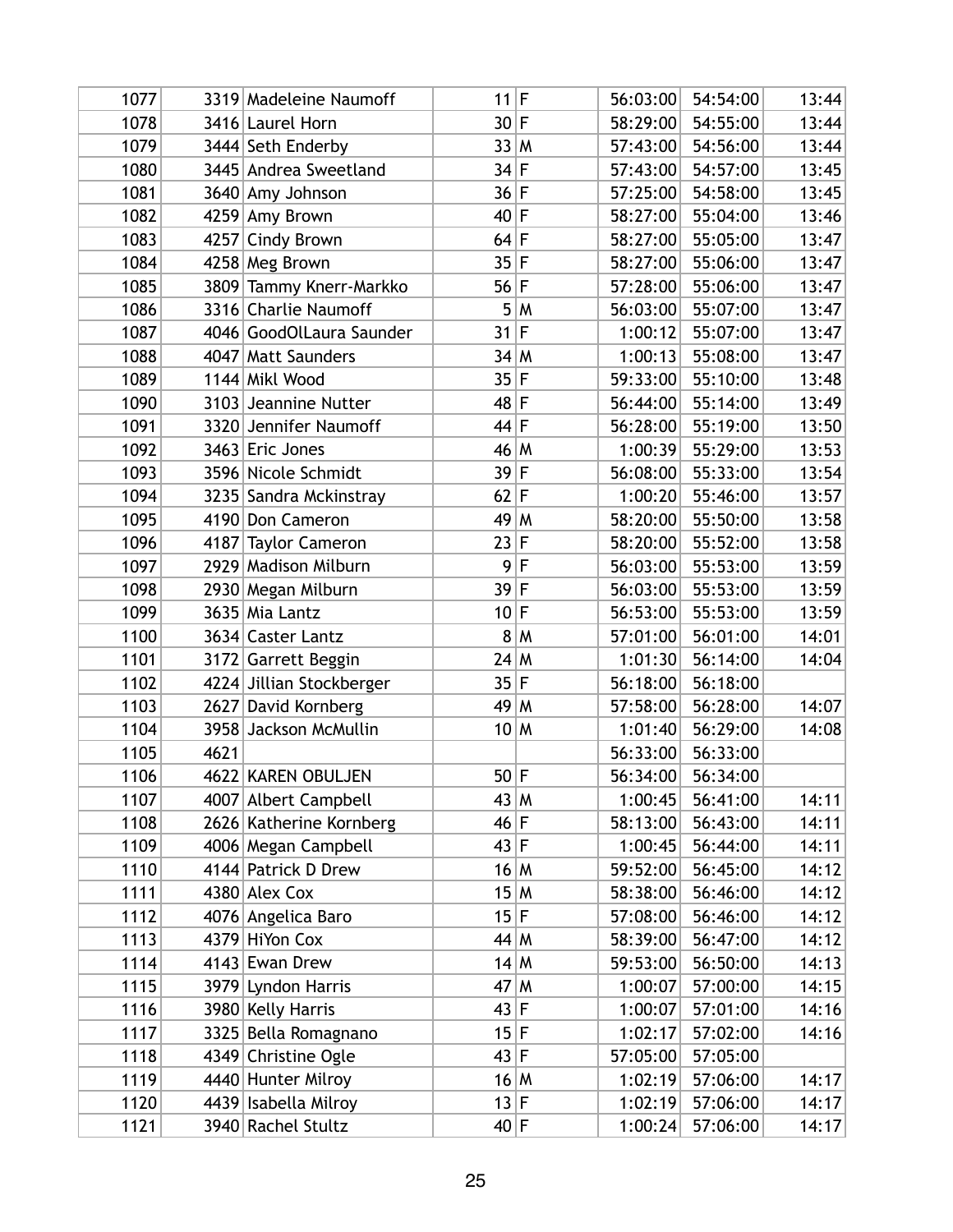| | | | | | | | |
|---|---|---|---|---|---|---|---|
| 1077 | 3319 | Madeleine Naumoff | 11 | F | 56:03:00 | 54:54:00 | 13:44 |
| 1078 | 3416 | Laurel Horn | 30 | F | 58:29:00 | 54:55:00 | 13:44 |
| 1079 | 3444 | Seth Enderby | 33 | M | 57:43:00 | 54:56:00 | 13:44 |
| 1080 | 3445 | Andrea Sweetland | 34 | F | 57:43:00 | 54:57:00 | 13:45 |
| 1081 | 3640 | Amy Johnson | 36 | F | 57:25:00 | 54:58:00 | 13:45 |
| 1082 | 4259 | Amy Brown | 40 | F | 58:27:00 | 55:04:00 | 13:46 |
| 1083 | 4257 | Cindy Brown | 64 | F | 58:27:00 | 55:05:00 | 13:47 |
| 1084 | 4258 | Meg Brown | 35 | F | 58:27:00 | 55:06:00 | 13:47 |
| 1085 | 3809 | Tammy Knerr-Markko | 56 | F | 57:28:00 | 55:06:00 | 13:47 |
| 1086 | 3316 | Charlie Naumoff | 5 | M | 56:03:00 | 55:07:00 | 13:47 |
| 1087 | 4046 | GoodOlLaura Saunder | 31 | F | 1:00:12 | 55:07:00 | 13:47 |
| 1088 | 4047 | Matt Saunders | 34 | M | 1:00:13 | 55:08:00 | 13:47 |
| 1089 | 1144 | Mikl Wood | 35 | F | 59:33:00 | 55:10:00 | 13:48 |
| 1090 | 3103 | Jeannine Nutter | 48 | F | 56:44:00 | 55:14:00 | 13:49 |
| 1091 | 3320 | Jennifer Naumoff | 44 | F | 56:28:00 | 55:19:00 | 13:50 |
| 1092 | 3463 | Eric Jones | 46 | M | 1:00:39 | 55:29:00 | 13:53 |
| 1093 | 3596 | Nicole Schmidt | 39 | F | 56:08:00 | 55:33:00 | 13:54 |
| 1094 | 3235 | Sandra Mckinstray | 62 | F | 1:00:20 | 55:46:00 | 13:57 |
| 1095 | 4190 | Don Cameron | 49 | M | 58:20:00 | 55:50:00 | 13:58 |
| 1096 | 4187 | Taylor Cameron | 23 | F | 58:20:00 | 55:52:00 | 13:58 |
| 1097 | 2929 | Madison Milburn | 9 | F | 56:03:00 | 55:53:00 | 13:59 |
| 1098 | 2930 | Megan Milburn | 39 | F | 56:03:00 | 55:53:00 | 13:59 |
| 1099 | 3635 | Mia Lantz | 10 | F | 56:53:00 | 55:53:00 | 13:59 |
| 1100 | 3634 | Caster Lantz | 8 | M | 57:01:00 | 56:01:00 | 14:01 |
| 1101 | 3172 | Garrett Beggin | 24 | M | 1:01:30 | 56:14:00 | 14:04 |
| 1102 | 4224 | Jillian Stockberger | 35 | F | 56:18:00 | 56:18:00 | |
| 1103 | 2627 | David Kornberg | 49 | M | 57:58:00 | 56:28:00 | 14:07 |
| 1104 | 3958 | Jackson McMullin | 10 | M | 1:01:40 | 56:29:00 | 14:08 |
| 1105 | 4621 | | | | 56:33:00 | 56:33:00 | |
| 1106 | 4622 | KAREN OBULJEN | 50 | F | 56:34:00 | 56:34:00 | |
| 1107 | 4007 | Albert Campbell | 43 | M | 1:00:45 | 56:41:00 | 14:11 |
| 1108 | 2626 | Katherine Kornberg | 46 | F | 58:13:00 | 56:43:00 | 14:11 |
| 1109 | 4006 | Megan Campbell | 43 | F | 1:00:45 | 56:44:00 | 14:11 |
| 1110 | 4144 | Patrick D Drew | 16 | M | 59:52:00 | 56:45:00 | 14:12 |
| 1111 | 4380 | Alex Cox | 15 | M | 58:38:00 | 56:46:00 | 14:12 |
| 1112 | 4076 | Angelica Baro | 15 | F | 57:08:00 | 56:46:00 | 14:12 |
| 1113 | 4379 | HiYon Cox | 44 | M | 58:39:00 | 56:47:00 | 14:12 |
| 1114 | 4143 | Ewan Drew | 14 | M | 59:53:00 | 56:50:00 | 14:13 |
| 1115 | 3979 | Lyndon Harris | 47 | M | 1:00:07 | 57:00:00 | 14:15 |
| 1116 | 3980 | Kelly Harris | 43 | F | 1:00:07 | 57:01:00 | 14:16 |
| 1117 | 3325 | Bella Romagnano | 15 | F | 1:02:17 | 57:02:00 | 14:16 |
| 1118 | 4349 | Christine Ogle | 43 | F | 57:05:00 | 57:05:00 | |
| 1119 | 4440 | Hunter Milroy | 16 | M | 1:02:19 | 57:06:00 | 14:17 |
| 1120 | 4439 | Isabella Milroy | 13 | F | 1:02:19 | 57:06:00 | 14:17 |
| 1121 | 3940 | Rachel Stultz | 40 | F | 1:00:24 | 57:06:00 | 14:17 |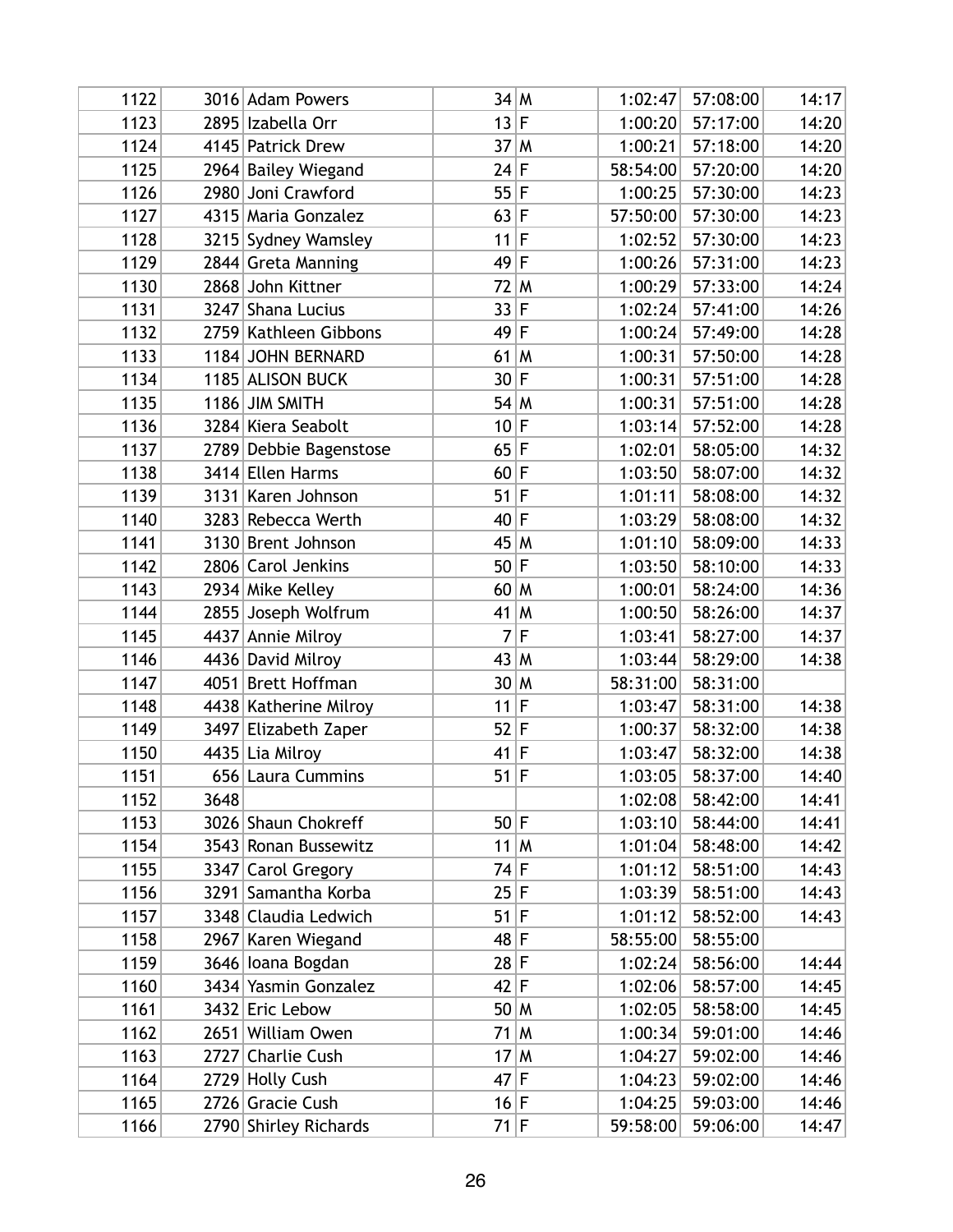| | | | | | | | |
|---|---|---|---|---|---|---|---|
| 1122 | 3016 | Adam Powers | 34 | M | 1:02:47 | 57:08:00 | 14:17 |
| 1123 | 2895 | Izabella Orr | 13 | F | 1:00:20 | 57:17:00 | 14:20 |
| 1124 | 4145 | Patrick Drew | 37 | M | 1:00:21 | 57:18:00 | 14:20 |
| 1125 | 2964 | Bailey Wiegand | 24 | F | 58:54:00 | 57:20:00 | 14:20 |
| 1126 | 2980 | Joni Crawford | 55 | F | 1:00:25 | 57:30:00 | 14:23 |
| 1127 | 4315 | Maria Gonzalez | 63 | F | 57:50:00 | 57:30:00 | 14:23 |
| 1128 | 3215 | Sydney Wamsley | 11 | F | 1:02:52 | 57:30:00 | 14:23 |
| 1129 | 2844 | Greta Manning | 49 | F | 1:00:26 | 57:31:00 | 14:23 |
| 1130 | 2868 | John Kittner | 72 | M | 1:00:29 | 57:33:00 | 14:24 |
| 1131 | 3247 | Shana Lucius | 33 | F | 1:02:24 | 57:41:00 | 14:26 |
| 1132 | 2759 | Kathleen Gibbons | 49 | F | 1:00:24 | 57:49:00 | 14:28 |
| 1133 | 1184 | JOHN BERNARD | 61 | M | 1:00:31 | 57:50:00 | 14:28 |
| 1134 | 1185 | ALISON BUCK | 30 | F | 1:00:31 | 57:51:00 | 14:28 |
| 1135 | 1186 | JIM SMITH | 54 | M | 1:00:31 | 57:51:00 | 14:28 |
| 1136 | 3284 | Kiera Seabolt | 10 | F | 1:03:14 | 57:52:00 | 14:28 |
| 1137 | 2789 | Debbie Bagenstose | 65 | F | 1:02:01 | 58:05:00 | 14:32 |
| 1138 | 3414 | Ellen Harms | 60 | F | 1:03:50 | 58:07:00 | 14:32 |
| 1139 | 3131 | Karen Johnson | 51 | F | 1:01:11 | 58:08:00 | 14:32 |
| 1140 | 3283 | Rebecca Werth | 40 | F | 1:03:29 | 58:08:00 | 14:32 |
| 1141 | 3130 | Brent Johnson | 45 | M | 1:01:10 | 58:09:00 | 14:33 |
| 1142 | 2806 | Carol Jenkins | 50 | F | 1:03:50 | 58:10:00 | 14:33 |
| 1143 | 2934 | Mike Kelley | 60 | M | 1:00:01 | 58:24:00 | 14:36 |
| 1144 | 2855 | Joseph Wolfrum | 41 | M | 1:00:50 | 58:26:00 | 14:37 |
| 1145 | 4437 | Annie Milroy | 7 | F | 1:03:41 | 58:27:00 | 14:37 |
| 1146 | 4436 | David Milroy | 43 | M | 1:03:44 | 58:29:00 | 14:38 |
| 1147 | 4051 | Brett Hoffman | 30 | M | 58:31:00 | 58:31:00 | |
| 1148 | 4438 | Katherine Milroy | 11 | F | 1:03:47 | 58:31:00 | 14:38 |
| 1149 | 3497 | Elizabeth Zaper | 52 | F | 1:00:37 | 58:32:00 | 14:38 |
| 1150 | 4435 | Lia Milroy | 41 | F | 1:03:47 | 58:32:00 | 14:38 |
| 1151 | 656 | Laura Cummins | 51 | F | 1:03:05 | 58:37:00 | 14:40 |
| 1152 | 3648 | | | | 1:02:08 | 58:42:00 | 14:41 |
| 1153 | 3026 | Shaun Chokreff | 50 | F | 1:03:10 | 58:44:00 | 14:41 |
| 1154 | 3543 | Ronan Bussewitz | 11 | M | 1:01:04 | 58:48:00 | 14:42 |
| 1155 | 3347 | Carol Gregory | 74 | F | 1:01:12 | 58:51:00 | 14:43 |
| 1156 | 3291 | Samantha Korba | 25 | F | 1:03:39 | 58:51:00 | 14:43 |
| 1157 | 3348 | Claudia Ledwich | 51 | F | 1:01:12 | 58:52:00 | 14:43 |
| 1158 | 2967 | Karen Wiegand | 48 | F | 58:55:00 | 58:55:00 | |
| 1159 | 3646 | Ioana Bogdan | 28 | F | 1:02:24 | 58:56:00 | 14:44 |
| 1160 | 3434 | Yasmin Gonzalez | 42 | F | 1:02:06 | 58:57:00 | 14:45 |
| 1161 | 3432 | Eric Lebow | 50 | M | 1:02:05 | 58:58:00 | 14:45 |
| 1162 | 2651 | William Owen | 71 | M | 1:00:34 | 59:01:00 | 14:46 |
| 1163 | 2727 | Charlie Cush | 17 | M | 1:04:27 | 59:02:00 | 14:46 |
| 1164 | 2729 | Holly Cush | 47 | F | 1:04:23 | 59:02:00 | 14:46 |
| 1165 | 2726 | Gracie Cush | 16 | F | 1:04:25 | 59:03:00 | 14:46 |
| 1166 | 2790 | Shirley Richards | 71 | F | 59:58:00 | 59:06:00 | 14:47 |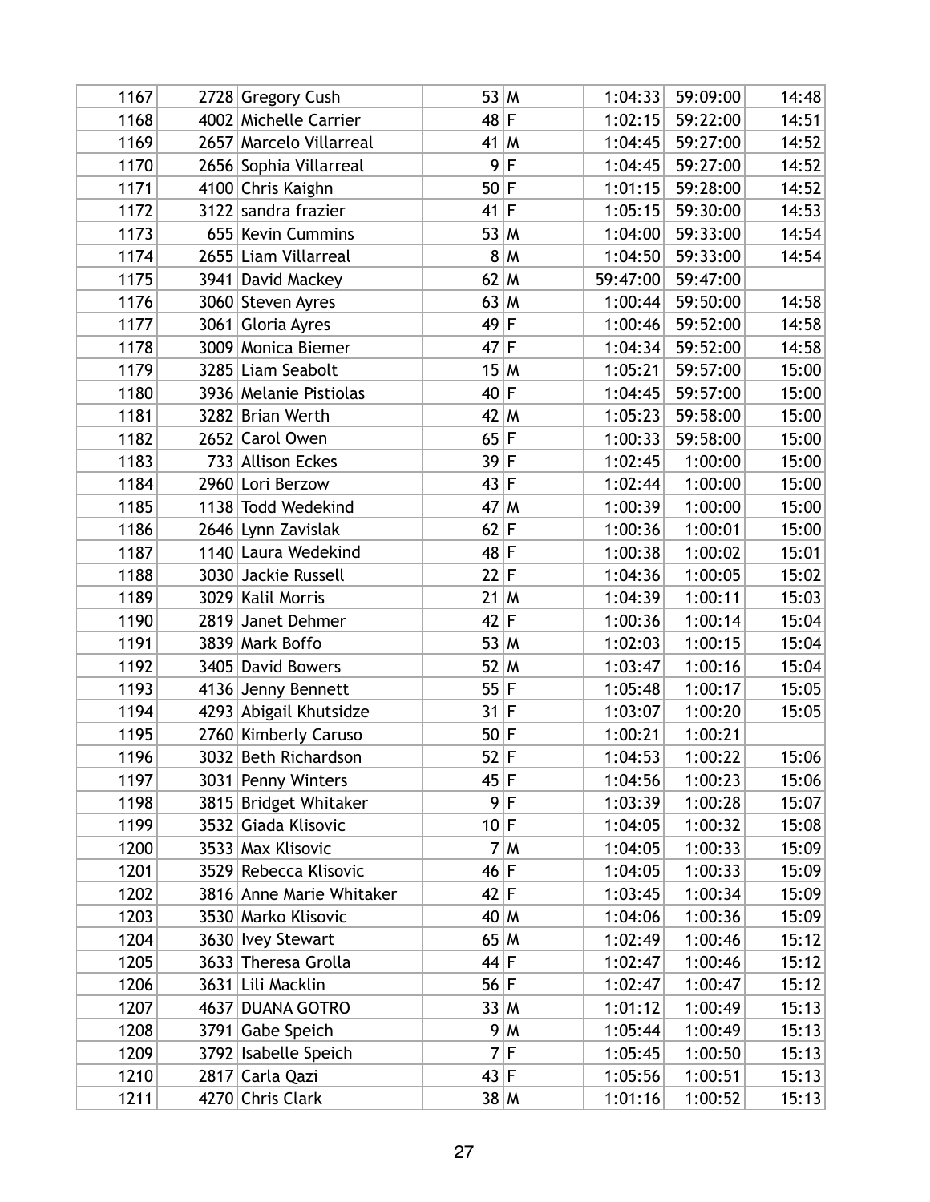| | | | | | | | |
|---|---|---|---|---|---|---|---|
| 1167 | 2728 | Gregory Cush | 53 | M | 1:04:33 | 59:09:00 | 14:48 |
| 1168 | 4002 | Michelle Carrier | 48 | F | 1:02:15 | 59:22:00 | 14:51 |
| 1169 | 2657 | Marcelo Villarreal | 41 | M | 1:04:45 | 59:27:00 | 14:52 |
| 1170 | 2656 | Sophia Villarreal | 9 | F | 1:04:45 | 59:27:00 | 14:52 |
| 1171 | 4100 | Chris Kaighn | 50 | F | 1:01:15 | 59:28:00 | 14:52 |
| 1172 | 3122 | sandra frazier | 41 | F | 1:05:15 | 59:30:00 | 14:53 |
| 1173 | 655 | Kevin Cummins | 53 | M | 1:04:00 | 59:33:00 | 14:54 |
| 1174 | 2655 | Liam Villarreal | 8 | M | 1:04:50 | 59:33:00 | 14:54 |
| 1175 | 3941 | David Mackey | 62 | M | 59:47:00 | 59:47:00 | |
| 1176 | 3060 | Steven Ayres | 63 | M | 1:00:44 | 59:50:00 | 14:58 |
| 1177 | 3061 | Gloria Ayres | 49 | F | 1:00:46 | 59:52:00 | 14:58 |
| 1178 | 3009 | Monica Biemer | 47 | F | 1:04:34 | 59:52:00 | 14:58 |
| 1179 | 3285 | Liam Seabolt | 15 | M | 1:05:21 | 59:57:00 | 15:00 |
| 1180 | 3936 | Melanie Pistiolas | 40 | F | 1:04:45 | 59:57:00 | 15:00 |
| 1181 | 3282 | Brian Werth | 42 | M | 1:05:23 | 59:58:00 | 15:00 |
| 1182 | 2652 | Carol Owen | 65 | F | 1:00:33 | 59:58:00 | 15:00 |
| 1183 | 733 | Allison Eckes | 39 | F | 1:02:45 | 1:00:00 | 15:00 |
| 1184 | 2960 | Lori Berzow | 43 | F | 1:02:44 | 1:00:00 | 15:00 |
| 1185 | 1138 | Todd Wedekind | 47 | M | 1:00:39 | 1:00:00 | 15:00 |
| 1186 | 2646 | Lynn Zavislak | 62 | F | 1:00:36 | 1:00:01 | 15:00 |
| 1187 | 1140 | Laura Wedekind | 48 | F | 1:00:38 | 1:00:02 | 15:01 |
| 1188 | 3030 | Jackie Russell | 22 | F | 1:04:36 | 1:00:05 | 15:02 |
| 1189 | 3029 | Kalil Morris | 21 | M | 1:04:39 | 1:00:11 | 15:03 |
| 1190 | 2819 | Janet Dehmer | 42 | F | 1:00:36 | 1:00:14 | 15:04 |
| 1191 | 3839 | Mark Boffo | 53 | M | 1:02:03 | 1:00:15 | 15:04 |
| 1192 | 3405 | David Bowers | 52 | M | 1:03:47 | 1:00:16 | 15:04 |
| 1193 | 4136 | Jenny Bennett | 55 | F | 1:05:48 | 1:00:17 | 15:05 |
| 1194 | 4293 | Abigail Khutsidze | 31 | F | 1:03:07 | 1:00:20 | 15:05 |
| 1195 | 2760 | Kimberly Caruso | 50 | F | 1:00:21 | 1:00:21 | |
| 1196 | 3032 | Beth Richardson | 52 | F | 1:04:53 | 1:00:22 | 15:06 |
| 1197 | 3031 | Penny Winters | 45 | F | 1:04:56 | 1:00:23 | 15:06 |
| 1198 | 3815 | Bridget Whitaker | 9 | F | 1:03:39 | 1:00:28 | 15:07 |
| 1199 | 3532 | Giada Klisovic | 10 | F | 1:04:05 | 1:00:32 | 15:08 |
| 1200 | 3533 | Max Klisovic | 7 | M | 1:04:05 | 1:00:33 | 15:09 |
| 1201 | 3529 | Rebecca Klisovic | 46 | F | 1:04:05 | 1:00:33 | 15:09 |
| 1202 | 3816 | Anne Marie Whitaker | 42 | F | 1:03:45 | 1:00:34 | 15:09 |
| 1203 | 3530 | Marko Klisovic | 40 | M | 1:04:06 | 1:00:36 | 15:09 |
| 1204 | 3630 | Ivey Stewart | 65 | M | 1:02:49 | 1:00:46 | 15:12 |
| 1205 | 3633 | Theresa Grolla | 44 | F | 1:02:47 | 1:00:46 | 15:12 |
| 1206 | 3631 | Lili Macklin | 56 | F | 1:02:47 | 1:00:47 | 15:12 |
| 1207 | 4637 | DUANA GOTRO | 33 | M | 1:01:12 | 1:00:49 | 15:13 |
| 1208 | 3791 | Gabe Speich | 9 | M | 1:05:44 | 1:00:49 | 15:13 |
| 1209 | 3792 | Isabelle Speich | 7 | F | 1:05:45 | 1:00:50 | 15:13 |
| 1210 | 2817 | Carla Qazi | 43 | F | 1:05:56 | 1:00:51 | 15:13 |
| 1211 | 4270 | Chris Clark | 38 | M | 1:01:16 | 1:00:52 | 15:13 |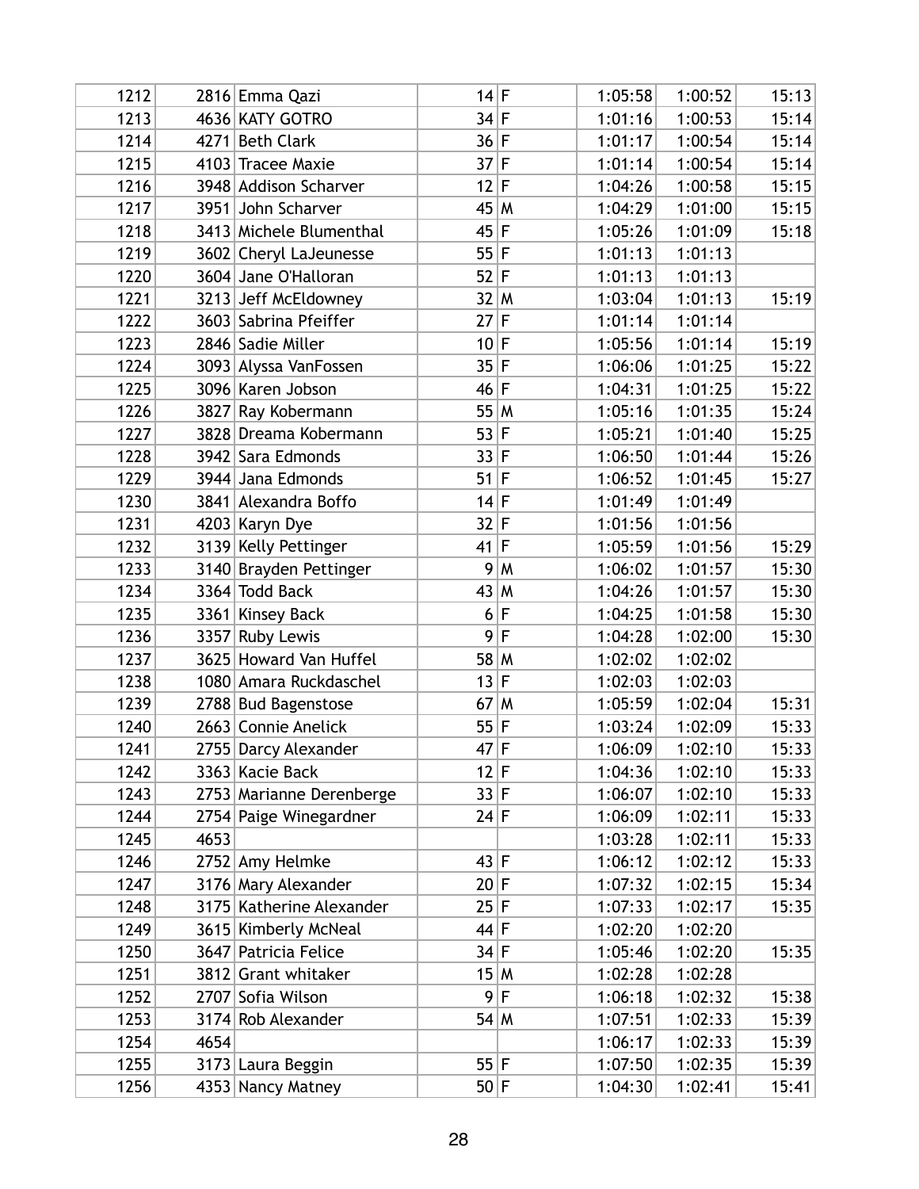| | | | | | | | |
|---|---|---|---|---|---|---|---|
| 1212 | 2816 | Emma Qazi | 14 | F | 1:05:58 | 1:00:52 | 15:13 |
| 1213 | 4636 | KATY GOTRO | 34 | F | 1:01:16 | 1:00:53 | 15:14 |
| 1214 | 4271 | Beth Clark | 36 | F | 1:01:17 | 1:00:54 | 15:14 |
| 1215 | 4103 | Tracee Maxie | 37 | F | 1:01:14 | 1:00:54 | 15:14 |
| 1216 | 3948 | Addison Scharver | 12 | F | 1:04:26 | 1:00:58 | 15:15 |
| 1217 | 3951 | John Scharver | 45 | M | 1:04:29 | 1:01:00 | 15:15 |
| 1218 | 3413 | Michele Blumenthal | 45 | F | 1:05:26 | 1:01:09 | 15:18 |
| 1219 | 3602 | Cheryl LaJeunesse | 55 | F | 1:01:13 | 1:01:13 | |
| 1220 | 3604 | Jane O'Halloran | 52 | F | 1:01:13 | 1:01:13 | |
| 1221 | 3213 | Jeff McEldowney | 32 | M | 1:03:04 | 1:01:13 | 15:19 |
| 1222 | 3603 | Sabrina Pfeiffer | 27 | F | 1:01:14 | 1:01:14 | |
| 1223 | 2846 | Sadie Miller | 10 | F | 1:05:56 | 1:01:14 | 15:19 |
| 1224 | 3093 | Alyssa VanFossen | 35 | F | 1:06:06 | 1:01:25 | 15:22 |
| 1225 | 3096 | Karen Jobson | 46 | F | 1:04:31 | 1:01:25 | 15:22 |
| 1226 | 3827 | Ray Kobermann | 55 | M | 1:05:16 | 1:01:35 | 15:24 |
| 1227 | 3828 | Dreama Kobermann | 53 | F | 1:05:21 | 1:01:40 | 15:25 |
| 1228 | 3942 | Sara Edmonds | 33 | F | 1:06:50 | 1:01:44 | 15:26 |
| 1229 | 3944 | Jana Edmonds | 51 | F | 1:06:52 | 1:01:45 | 15:27 |
| 1230 | 3841 | Alexandra Boffo | 14 | F | 1:01:49 | 1:01:49 | |
| 1231 | 4203 | Karyn Dye | 32 | F | 1:01:56 | 1:01:56 | |
| 1232 | 3139 | Kelly Pettinger | 41 | F | 1:05:59 | 1:01:56 | 15:29 |
| 1233 | 3140 | Brayden Pettinger | 9 | M | 1:06:02 | 1:01:57 | 15:30 |
| 1234 | 3364 | Todd Back | 43 | M | 1:04:26 | 1:01:57 | 15:30 |
| 1235 | 3361 | Kinsey Back | 6 | F | 1:04:25 | 1:01:58 | 15:30 |
| 1236 | 3357 | Ruby Lewis | 9 | F | 1:04:28 | 1:02:00 | 15:30 |
| 1237 | 3625 | Howard Van Huffel | 58 | M | 1:02:02 | 1:02:02 | |
| 1238 | 1080 | Amara Ruckdaschel | 13 | F | 1:02:03 | 1:02:03 | |
| 1239 | 2788 | Bud Bagenstose | 67 | M | 1:05:59 | 1:02:04 | 15:31 |
| 1240 | 2663 | Connie Anelick | 55 | F | 1:03:24 | 1:02:09 | 15:33 |
| 1241 | 2755 | Darcy Alexander | 47 | F | 1:06:09 | 1:02:10 | 15:33 |
| 1242 | 3363 | Kacie Back | 12 | F | 1:04:36 | 1:02:10 | 15:33 |
| 1243 | 2753 | Marianne Derenberge | 33 | F | 1:06:07 | 1:02:10 | 15:33 |
| 1244 | 2754 | Paige Winegardner | 24 | F | 1:06:09 | 1:02:11 | 15:33 |
| 1245 | 4653 | | | | 1:03:28 | 1:02:11 | 15:33 |
| 1246 | 2752 | Amy Helmke | 43 | F | 1:06:12 | 1:02:12 | 15:33 |
| 1247 | 3176 | Mary Alexander | 20 | F | 1:07:32 | 1:02:15 | 15:34 |
| 1248 | 3175 | Katherine Alexander | 25 | F | 1:07:33 | 1:02:17 | 15:35 |
| 1249 | 3615 | Kimberly McNeal | 44 | F | 1:02:20 | 1:02:20 | |
| 1250 | 3647 | Patricia Felice | 34 | F | 1:05:46 | 1:02:20 | 15:35 |
| 1251 | 3812 | Grant whitaker | 15 | M | 1:02:28 | 1:02:28 | |
| 1252 | 2707 | Sofia Wilson | 9 | F | 1:06:18 | 1:02:32 | 15:38 |
| 1253 | 3174 | Rob Alexander | 54 | M | 1:07:51 | 1:02:33 | 15:39 |
| 1254 | 4654 | | | | 1:06:17 | 1:02:33 | 15:39 |
| 1255 | 3173 | Laura Beggin | 55 | F | 1:07:50 | 1:02:35 | 15:39 |
| 1256 | 4353 | Nancy Matney | 50 | F | 1:04:30 | 1:02:41 | 15:41 |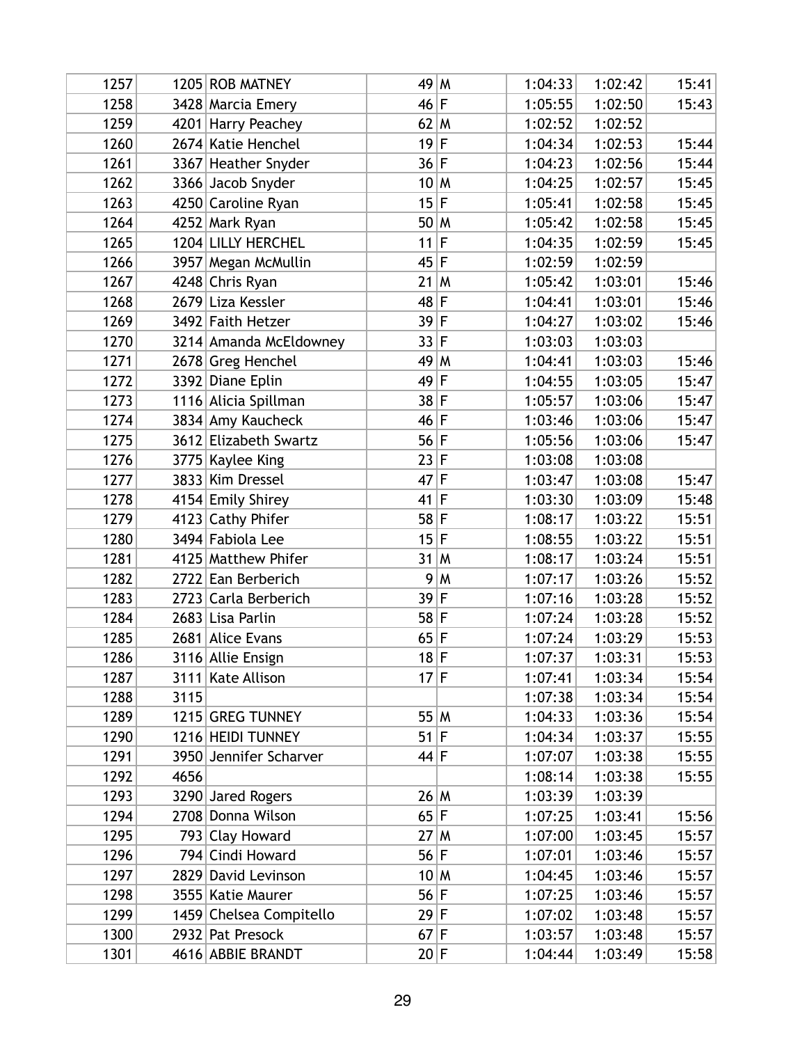| | | | | | | | |
|---|---|---|---|---|---|---|---|
| 1257 | 1205 | ROB MATNEY | 49 | M | 1:04:33 | 1:02:42 | 15:41 |
| 1258 | 3428 | Marcia Emery | 46 | F | 1:05:55 | 1:02:50 | 15:43 |
| 1259 | 4201 | Harry Peachey | 62 | M | 1:02:52 | 1:02:52 | |
| 1260 | 2674 | Katie Henchel | 19 | F | 1:04:34 | 1:02:53 | 15:44 |
| 1261 | 3367 | Heather Snyder | 36 | F | 1:04:23 | 1:02:56 | 15:44 |
| 1262 | 3366 | Jacob Snyder | 10 | M | 1:04:25 | 1:02:57 | 15:45 |
| 1263 | 4250 | Caroline Ryan | 15 | F | 1:05:41 | 1:02:58 | 15:45 |
| 1264 | 4252 | Mark Ryan | 50 | M | 1:05:42 | 1:02:58 | 15:45 |
| 1265 | 1204 | LILLY HERCHEL | 11 | F | 1:04:35 | 1:02:59 | 15:45 |
| 1266 | 3957 | Megan McMullin | 45 | F | 1:02:59 | 1:02:59 | |
| 1267 | 4248 | Chris Ryan | 21 | M | 1:05:42 | 1:03:01 | 15:46 |
| 1268 | 2679 | Liza Kessler | 48 | F | 1:04:41 | 1:03:01 | 15:46 |
| 1269 | 3492 | Faith Hetzer | 39 | F | 1:04:27 | 1:03:02 | 15:46 |
| 1270 | 3214 | Amanda McEldowney | 33 | F | 1:03:03 | 1:03:03 | |
| 1271 | 2678 | Greg Henchel | 49 | M | 1:04:41 | 1:03:03 | 15:46 |
| 1272 | 3392 | Diane Eplin | 49 | F | 1:04:55 | 1:03:05 | 15:47 |
| 1273 | 1116 | Alicia Spillman | 38 | F | 1:05:57 | 1:03:06 | 15:47 |
| 1274 | 3834 | Amy Kaucheck | 46 | F | 1:03:46 | 1:03:06 | 15:47 |
| 1275 | 3612 | Elizabeth Swartz | 56 | F | 1:05:56 | 1:03:06 | 15:47 |
| 1276 | 3775 | Kaylee King | 23 | F | 1:03:08 | 1:03:08 | |
| 1277 | 3833 | Kim Dressel | 47 | F | 1:03:47 | 1:03:08 | 15:47 |
| 1278 | 4154 | Emily Shirey | 41 | F | 1:03:30 | 1:03:09 | 15:48 |
| 1279 | 4123 | Cathy Phifer | 58 | F | 1:08:17 | 1:03:22 | 15:51 |
| 1280 | 3494 | Fabiola Lee | 15 | F | 1:08:55 | 1:03:22 | 15:51 |
| 1281 | 4125 | Matthew Phifer | 31 | M | 1:08:17 | 1:03:24 | 15:51 |
| 1282 | 2722 | Ean Berberich | 9 | M | 1:07:17 | 1:03:26 | 15:52 |
| 1283 | 2723 | Carla Berberich | 39 | F | 1:07:16 | 1:03:28 | 15:52 |
| 1284 | 2683 | Lisa Parlin | 58 | F | 1:07:24 | 1:03:28 | 15:52 |
| 1285 | 2681 | Alice Evans | 65 | F | 1:07:24 | 1:03:29 | 15:53 |
| 1286 | 3116 | Allie Ensign | 18 | F | 1:07:37 | 1:03:31 | 15:53 |
| 1287 | 3111 | Kate Allison | 17 | F | 1:07:41 | 1:03:34 | 15:54 |
| 1288 | 3115 | | | | 1:07:38 | 1:03:34 | 15:54 |
| 1289 | 1215 | GREG TUNNEY | 55 | M | 1:04:33 | 1:03:36 | 15:54 |
| 1290 | 1216 | HEIDI TUNNEY | 51 | F | 1:04:34 | 1:03:37 | 15:55 |
| 1291 | 3950 | Jennifer Scharver | 44 | F | 1:07:07 | 1:03:38 | 15:55 |
| 1292 | 4656 | | | | 1:08:14 | 1:03:38 | 15:55 |
| 1293 | 3290 | Jared Rogers | 26 | M | 1:03:39 | 1:03:39 | |
| 1294 | 2708 | Donna Wilson | 65 | F | 1:07:25 | 1:03:41 | 15:56 |
| 1295 | 793 | Clay Howard | 27 | M | 1:07:00 | 1:03:45 | 15:57 |
| 1296 | 794 | Cindi Howard | 56 | F | 1:07:01 | 1:03:46 | 15:57 |
| 1297 | 2829 | David Levinson | 10 | M | 1:04:45 | 1:03:46 | 15:57 |
| 1298 | 3555 | Katie Maurer | 56 | F | 1:07:25 | 1:03:46 | 15:57 |
| 1299 | 1459 | Chelsea Compitello | 29 | F | 1:07:02 | 1:03:48 | 15:57 |
| 1300 | 2932 | Pat Presock | 67 | F | 1:03:57 | 1:03:48 | 15:57 |
| 1301 | 4616 | ABBIE BRANDT | 20 | F | 1:04:44 | 1:03:49 | 15:58 |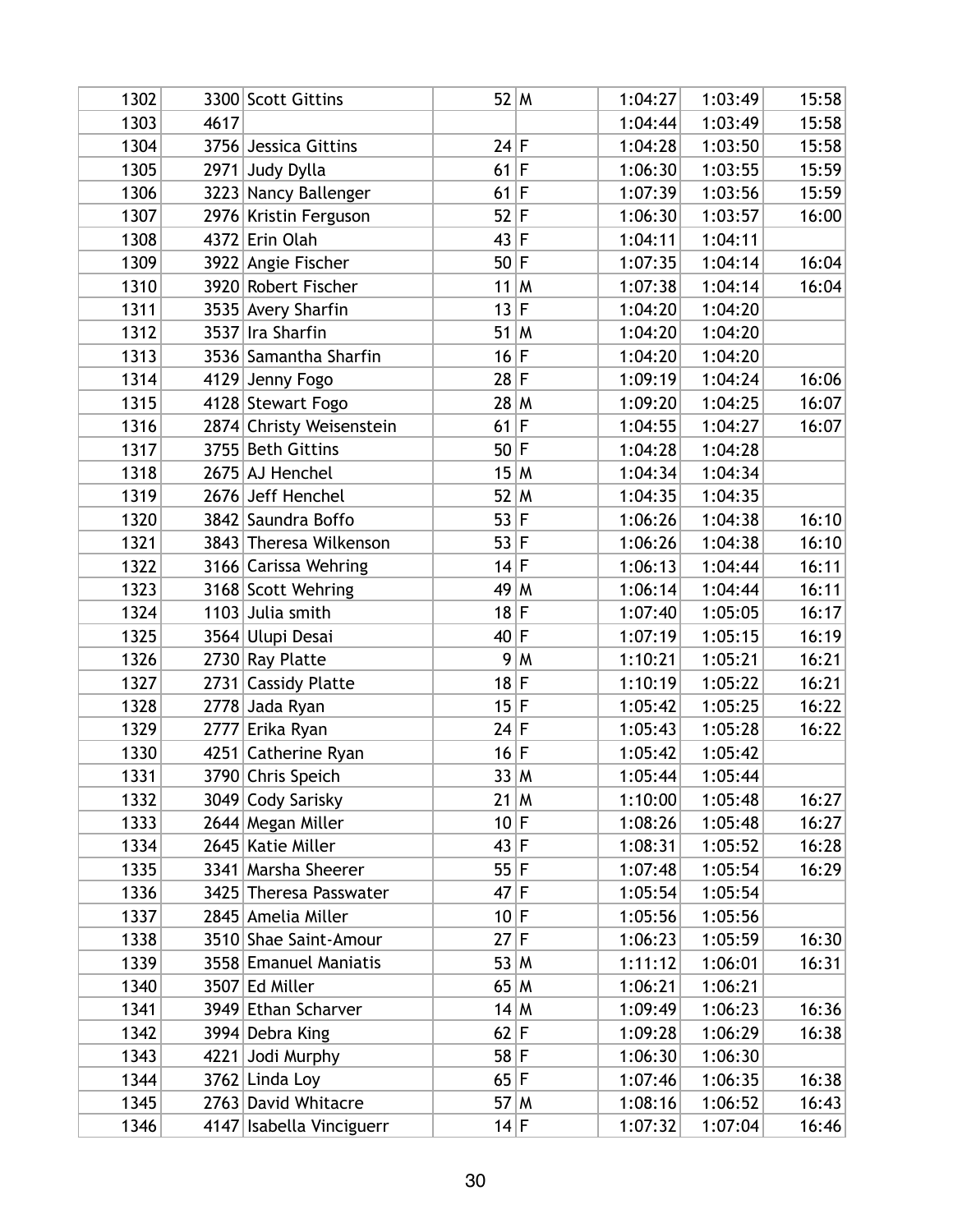| | | | | | | | |
|---|---|---|---|---|---|---|---|
| 1302 | 3300 | Scott Gittins | 52 | M | 1:04:27 | 1:03:49 | 15:58 |
| 1303 | 4617 | | | | 1:04:44 | 1:03:49 | 15:58 |
| 1304 | 3756 | Jessica Gittins | 24 | F | 1:04:28 | 1:03:50 | 15:58 |
| 1305 | 2971 | Judy Dylla | 61 | F | 1:06:30 | 1:03:55 | 15:59 |
| 1306 | 3223 | Nancy Ballenger | 61 | F | 1:07:39 | 1:03:56 | 15:59 |
| 1307 | 2976 | Kristin Ferguson | 52 | F | 1:06:30 | 1:03:57 | 16:00 |
| 1308 | 4372 | Erin Olah | 43 | F | 1:04:11 | 1:04:11 | |
| 1309 | 3922 | Angie Fischer | 50 | F | 1:07:35 | 1:04:14 | 16:04 |
| 1310 | 3920 | Robert Fischer | 11 | M | 1:07:38 | 1:04:14 | 16:04 |
| 1311 | 3535 | Avery Sharfin | 13 | F | 1:04:20 | 1:04:20 | |
| 1312 | 3537 | Ira Sharfin | 51 | M | 1:04:20 | 1:04:20 | |
| 1313 | 3536 | Samantha Sharfin | 16 | F | 1:04:20 | 1:04:20 | |
| 1314 | 4129 | Jenny Fogo | 28 | F | 1:09:19 | 1:04:24 | 16:06 |
| 1315 | 4128 | Stewart Fogo | 28 | M | 1:09:20 | 1:04:25 | 16:07 |
| 1316 | 2874 | Christy Weisenstein | 61 | F | 1:04:55 | 1:04:27 | 16:07 |
| 1317 | 3755 | Beth Gittins | 50 | F | 1:04:28 | 1:04:28 | |
| 1318 | 2675 | AJ Henchel | 15 | M | 1:04:34 | 1:04:34 | |
| 1319 | 2676 | Jeff Henchel | 52 | M | 1:04:35 | 1:04:35 | |
| 1320 | 3842 | Saundra Boffo | 53 | F | 1:06:26 | 1:04:38 | 16:10 |
| 1321 | 3843 | Theresa Wilkenson | 53 | F | 1:06:26 | 1:04:38 | 16:10 |
| 1322 | 3166 | Carissa Wehring | 14 | F | 1:06:13 | 1:04:44 | 16:11 |
| 1323 | 3168 | Scott Wehring | 49 | M | 1:06:14 | 1:04:44 | 16:11 |
| 1324 | 1103 | Julia smith | 18 | F | 1:07:40 | 1:05:05 | 16:17 |
| 1325 | 3564 | Ulupi Desai | 40 | F | 1:07:19 | 1:05:15 | 16:19 |
| 1326 | 2730 | Ray Platte | 9 | M | 1:10:21 | 1:05:21 | 16:21 |
| 1327 | 2731 | Cassidy Platte | 18 | F | 1:10:19 | 1:05:22 | 16:21 |
| 1328 | 2778 | Jada Ryan | 15 | F | 1:05:42 | 1:05:25 | 16:22 |
| 1329 | 2777 | Erika Ryan | 24 | F | 1:05:43 | 1:05:28 | 16:22 |
| 1330 | 4251 | Catherine Ryan | 16 | F | 1:05:42 | 1:05:42 | |
| 1331 | 3790 | Chris Speich | 33 | M | 1:05:44 | 1:05:44 | |
| 1332 | 3049 | Cody Sarisky | 21 | M | 1:10:00 | 1:05:48 | 16:27 |
| 1333 | 2644 | Megan Miller | 10 | F | 1:08:26 | 1:05:48 | 16:27 |
| 1334 | 2645 | Katie Miller | 43 | F | 1:08:31 | 1:05:52 | 16:28 |
| 1335 | 3341 | Marsha Sheerer | 55 | F | 1:07:48 | 1:05:54 | 16:29 |
| 1336 | 3425 | Theresa Passwater | 47 | F | 1:05:54 | 1:05:54 | |
| 1337 | 2845 | Amelia Miller | 10 | F | 1:05:56 | 1:05:56 | |
| 1338 | 3510 | Shae Saint-Amour | 27 | F | 1:06:23 | 1:05:59 | 16:30 |
| 1339 | 3558 | Emanuel Maniatis | 53 | M | 1:11:12 | 1:06:01 | 16:31 |
| 1340 | 3507 | Ed Miller | 65 | M | 1:06:21 | 1:06:21 | |
| 1341 | 3949 | Ethan Scharver | 14 | M | 1:09:49 | 1:06:23 | 16:36 |
| 1342 | 3994 | Debra King | 62 | F | 1:09:28 | 1:06:29 | 16:38 |
| 1343 | 4221 | Jodi Murphy | 58 | F | 1:06:30 | 1:06:30 | |
| 1344 | 3762 | Linda Loy | 65 | F | 1:07:46 | 1:06:35 | 16:38 |
| 1345 | 2763 | David Whitacre | 57 | M | 1:08:16 | 1:06:52 | 16:43 |
| 1346 | 4147 | Isabella Vinciguerr | 14 | F | 1:07:32 | 1:07:04 | 16:46 |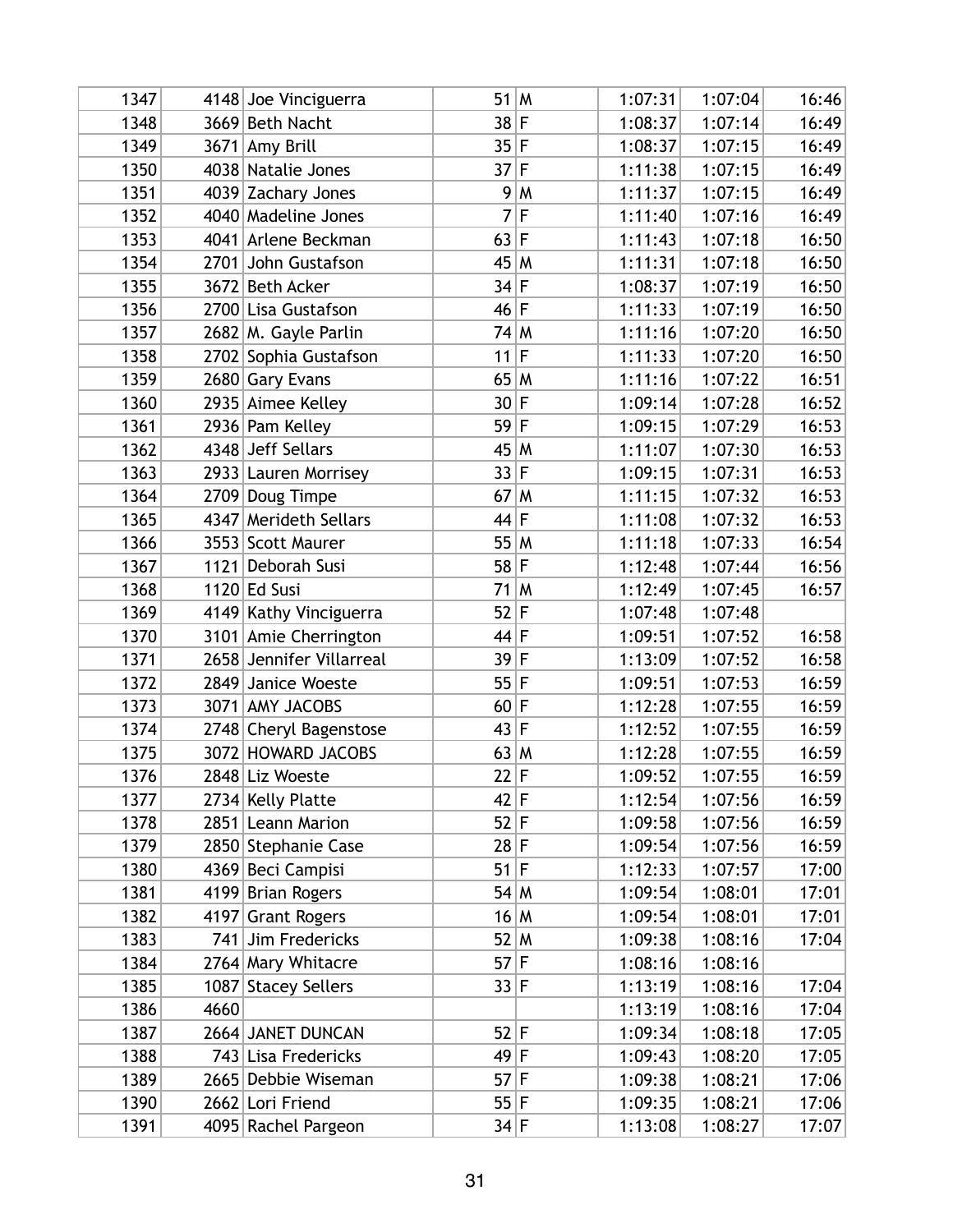| | | | | | | | |
|---|---|---|---|---|---|---|---|
| 1347 | 4148 | Joe Vinciguerra | 51 | M | 1:07:31 | 1:07:04 | 16:46 |
| 1348 | 3669 | Beth Nacht | 38 | F | 1:08:37 | 1:07:14 | 16:49 |
| 1349 | 3671 | Amy Brill | 35 | F | 1:08:37 | 1:07:15 | 16:49 |
| 1350 | 4038 | Natalie Jones | 37 | F | 1:11:38 | 1:07:15 | 16:49 |
| 1351 | 4039 | Zachary Jones | 9 | M | 1:11:37 | 1:07:15 | 16:49 |
| 1352 | 4040 | Madeline Jones | 7 | F | 1:11:40 | 1:07:16 | 16:49 |
| 1353 | 4041 | Arlene Beckman | 63 | F | 1:11:43 | 1:07:18 | 16:50 |
| 1354 | 2701 | John Gustafson | 45 | M | 1:11:31 | 1:07:18 | 16:50 |
| 1355 | 3672 | Beth Acker | 34 | F | 1:08:37 | 1:07:19 | 16:50 |
| 1356 | 2700 | Lisa Gustafson | 46 | F | 1:11:33 | 1:07:19 | 16:50 |
| 1357 | 2682 | M. Gayle Parlin | 74 | M | 1:11:16 | 1:07:20 | 16:50 |
| 1358 | 2702 | Sophia Gustafson | 11 | F | 1:11:33 | 1:07:20 | 16:50 |
| 1359 | 2680 | Gary Evans | 65 | M | 1:11:16 | 1:07:22 | 16:51 |
| 1360 | 2935 | Aimee Kelley | 30 | F | 1:09:14 | 1:07:28 | 16:52 |
| 1361 | 2936 | Pam Kelley | 59 | F | 1:09:15 | 1:07:29 | 16:53 |
| 1362 | 4348 | Jeff Sellars | 45 | M | 1:11:07 | 1:07:30 | 16:53 |
| 1363 | 2933 | Lauren Morrisey | 33 | F | 1:09:15 | 1:07:31 | 16:53 |
| 1364 | 2709 | Doug Timpe | 67 | M | 1:11:15 | 1:07:32 | 16:53 |
| 1365 | 4347 | Merideth Sellars | 44 | F | 1:11:08 | 1:07:32 | 16:53 |
| 1366 | 3553 | Scott Maurer | 55 | M | 1:11:18 | 1:07:33 | 16:54 |
| 1367 | 1121 | Deborah Susi | 58 | F | 1:12:48 | 1:07:44 | 16:56 |
| 1368 | 1120 | Ed Susi | 71 | M | 1:12:49 | 1:07:45 | 16:57 |
| 1369 | 4149 | Kathy Vinciguerra | 52 | F | 1:07:48 | 1:07:48 | |
| 1370 | 3101 | Amie Cherrington | 44 | F | 1:09:51 | 1:07:52 | 16:58 |
| 1371 | 2658 | Jennifer Villarreal | 39 | F | 1:13:09 | 1:07:52 | 16:58 |
| 1372 | 2849 | Janice Woeste | 55 | F | 1:09:51 | 1:07:53 | 16:59 |
| 1373 | 3071 | AMY JACOBS | 60 | F | 1:12:28 | 1:07:55 | 16:59 |
| 1374 | 2748 | Cheryl Bagenstose | 43 | F | 1:12:52 | 1:07:55 | 16:59 |
| 1375 | 3072 | HOWARD JACOBS | 63 | M | 1:12:28 | 1:07:55 | 16:59 |
| 1376 | 2848 | Liz Woeste | 22 | F | 1:09:52 | 1:07:55 | 16:59 |
| 1377 | 2734 | Kelly Platte | 42 | F | 1:12:54 | 1:07:56 | 16:59 |
| 1378 | 2851 | Leann Marion | 52 | F | 1:09:58 | 1:07:56 | 16:59 |
| 1379 | 2850 | Stephanie Case | 28 | F | 1:09:54 | 1:07:56 | 16:59 |
| 1380 | 4369 | Beci Campisi | 51 | F | 1:12:33 | 1:07:57 | 17:00 |
| 1381 | 4199 | Brian Rogers | 54 | M | 1:09:54 | 1:08:01 | 17:01 |
| 1382 | 4197 | Grant Rogers | 16 | M | 1:09:54 | 1:08:01 | 17:01 |
| 1383 | 741 | Jim Fredericks | 52 | M | 1:09:38 | 1:08:16 | 17:04 |
| 1384 | 2764 | Mary Whitacre | 57 | F | 1:08:16 | 1:08:16 | |
| 1385 | 1087 | Stacey Sellers | 33 | F | 1:13:19 | 1:08:16 | 17:04 |
| 1386 | 4660 | | | | 1:13:19 | 1:08:16 | 17:04 |
| 1387 | 2664 | JANET DUNCAN | 52 | F | 1:09:34 | 1:08:18 | 17:05 |
| 1388 | 743 | Lisa Fredericks | 49 | F | 1:09:43 | 1:08:20 | 17:05 |
| 1389 | 2665 | Debbie Wiseman | 57 | F | 1:09:38 | 1:08:21 | 17:06 |
| 1390 | 2662 | Lori Friend | 55 | F | 1:09:35 | 1:08:21 | 17:06 |
| 1391 | 4095 | Rachel Pargeon | 34 | F | 1:13:08 | 1:08:27 | 17:07 |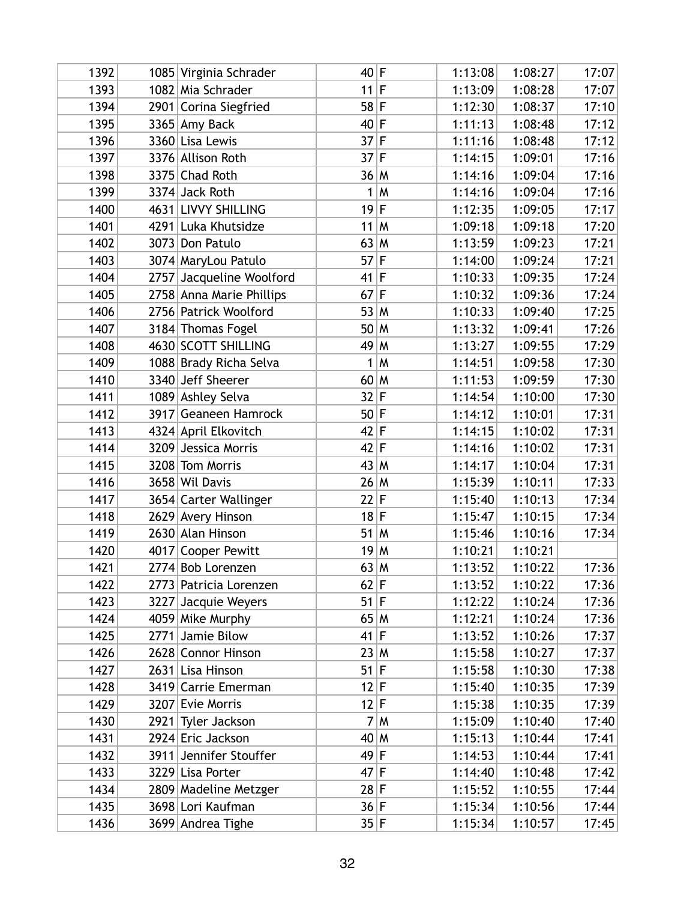| | | | | | | | |
|---|---|---|---|---|---|---|---|
| 1392 | 1085 | Virginia Schrader | 40 | F | 1:13:08 | 1:08:27 | 17:07 |
| 1393 | 1082 | Mia Schrader | 11 | F | 1:13:09 | 1:08:28 | 17:07 |
| 1394 | 2901 | Corina Siegfried | 58 | F | 1:12:30 | 1:08:37 | 17:10 |
| 1395 | 3365 | Amy Back | 40 | F | 1:11:13 | 1:08:48 | 17:12 |
| 1396 | 3360 | Lisa Lewis | 37 | F | 1:11:16 | 1:08:48 | 17:12 |
| 1397 | 3376 | Allison Roth | 37 | F | 1:14:15 | 1:09:01 | 17:16 |
| 1398 | 3375 | Chad Roth | 36 | M | 1:14:16 | 1:09:04 | 17:16 |
| 1399 | 3374 | Jack Roth | 1 | M | 1:14:16 | 1:09:04 | 17:16 |
| 1400 | 4631 | LIVVY SHILLING | 19 | F | 1:12:35 | 1:09:05 | 17:17 |
| 1401 | 4291 | Luka Khutsidze | 11 | M | 1:09:18 | 1:09:18 | 17:20 |
| 1402 | 3073 | Don Patulo | 63 | M | 1:13:59 | 1:09:23 | 17:21 |
| 1403 | 3074 | MaryLou Patulo | 57 | F | 1:14:00 | 1:09:24 | 17:21 |
| 1404 | 2757 | Jacqueline Woolford | 41 | F | 1:10:33 | 1:09:35 | 17:24 |
| 1405 | 2758 | Anna Marie Phillips | 67 | F | 1:10:32 | 1:09:36 | 17:24 |
| 1406 | 2756 | Patrick Woolford | 53 | M | 1:10:33 | 1:09:40 | 17:25 |
| 1407 | 3184 | Thomas Fogel | 50 | M | 1:13:32 | 1:09:41 | 17:26 |
| 1408 | 4630 | SCOTT SHILLING | 49 | M | 1:13:27 | 1:09:55 | 17:29 |
| 1409 | 1088 | Brady Richa Selva | 1 | M | 1:14:51 | 1:09:58 | 17:30 |
| 1410 | 3340 | Jeff Sheerer | 60 | M | 1:11:53 | 1:09:59 | 17:30 |
| 1411 | 1089 | Ashley Selva | 32 | F | 1:14:54 | 1:10:00 | 17:30 |
| 1412 | 3917 | Geaneen Hamrock | 50 | F | 1:14:12 | 1:10:01 | 17:31 |
| 1413 | 4324 | April Elkovitch | 42 | F | 1:14:15 | 1:10:02 | 17:31 |
| 1414 | 3209 | Jessica Morris | 42 | F | 1:14:16 | 1:10:02 | 17:31 |
| 1415 | 3208 | Tom Morris | 43 | M | 1:14:17 | 1:10:04 | 17:31 |
| 1416 | 3658 | Wil Davis | 26 | M | 1:15:39 | 1:10:11 | 17:33 |
| 1417 | 3654 | Carter Wallinger | 22 | F | 1:15:40 | 1:10:13 | 17:34 |
| 1418 | 2629 | Avery Hinson | 18 | F | 1:15:47 | 1:10:15 | 17:34 |
| 1419 | 2630 | Alan Hinson | 51 | M | 1:15:46 | 1:10:16 | 17:34 |
| 1420 | 4017 | Cooper Pewitt | 19 | M | 1:10:21 | 1:10:21 | |
| 1421 | 2774 | Bob Lorenzen | 63 | M | 1:13:52 | 1:10:22 | 17:36 |
| 1422 | 2773 | Patricia Lorenzen | 62 | F | 1:13:52 | 1:10:22 | 17:36 |
| 1423 | 3227 | Jacquie Weyers | 51 | F | 1:12:22 | 1:10:24 | 17:36 |
| 1424 | 4059 | Mike Murphy | 65 | M | 1:12:21 | 1:10:24 | 17:36 |
| 1425 | 2771 | Jamie Bilow | 41 | F | 1:13:52 | 1:10:26 | 17:37 |
| 1426 | 2628 | Connor Hinson | 23 | M | 1:15:58 | 1:10:27 | 17:37 |
| 1427 | 2631 | Lisa Hinson | 51 | F | 1:15:58 | 1:10:30 | 17:38 |
| 1428 | 3419 | Carrie Emerman | 12 | F | 1:15:40 | 1:10:35 | 17:39 |
| 1429 | 3207 | Evie Morris | 12 | F | 1:15:38 | 1:10:35 | 17:39 |
| 1430 | 2921 | Tyler Jackson | 7 | M | 1:15:09 | 1:10:40 | 17:40 |
| 1431 | 2924 | Eric Jackson | 40 | M | 1:15:13 | 1:10:44 | 17:41 |
| 1432 | 3911 | Jennifer Stouffer | 49 | F | 1:14:53 | 1:10:44 | 17:41 |
| 1433 | 3229 | Lisa Porter | 47 | F | 1:14:40 | 1:10:48 | 17:42 |
| 1434 | 2809 | Madeline Metzger | 28 | F | 1:15:52 | 1:10:55 | 17:44 |
| 1435 | 3698 | Lori Kaufman | 36 | F | 1:15:34 | 1:10:56 | 17:44 |
| 1436 | 3699 | Andrea Tighe | 35 | F | 1:15:34 | 1:10:57 | 17:45 |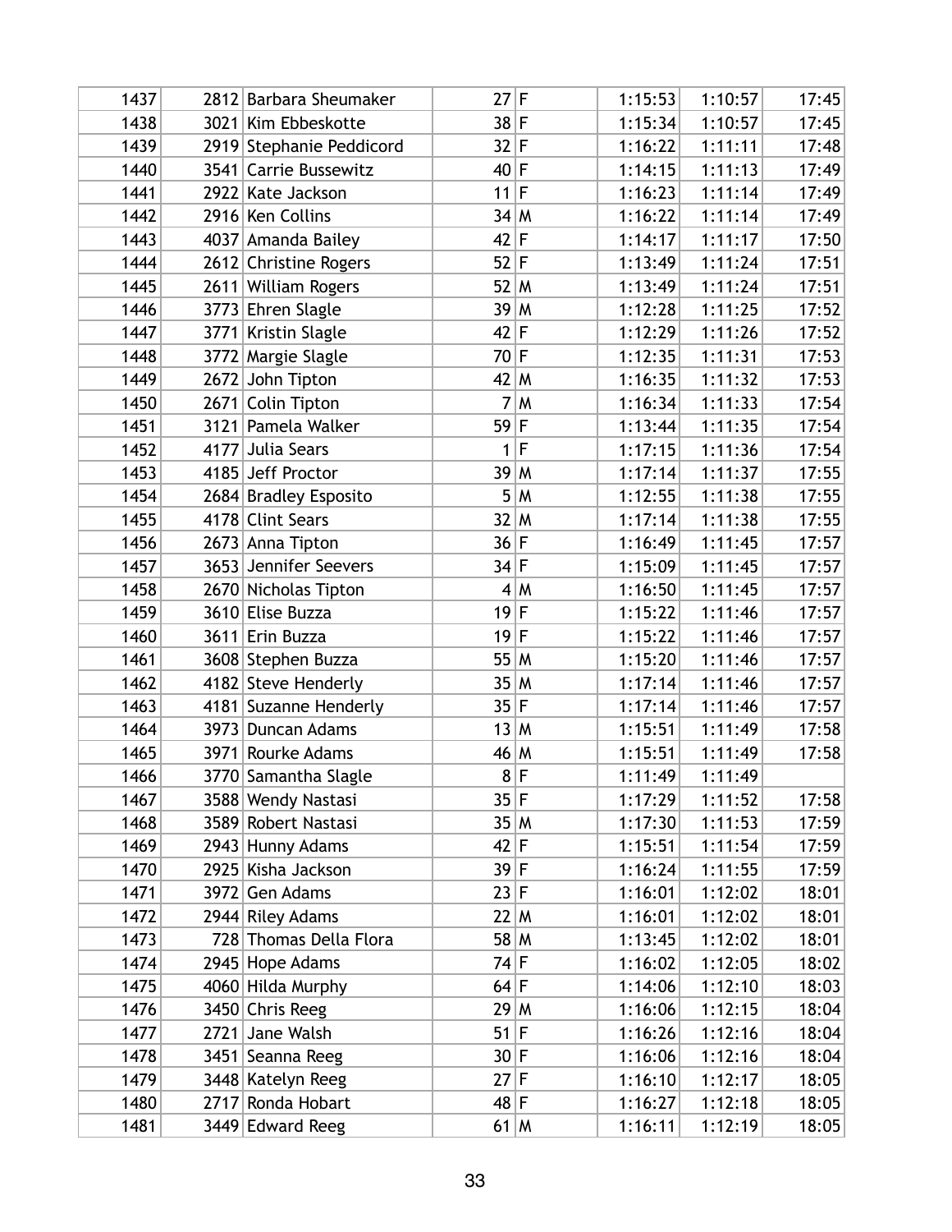| | | | | | | | |
|---|---|---|---|---|---|---|---|
| 1437 | 2812 | Barbara Sheumaker | 27 | F | 1:15:53 | 1:10:57 | 17:45 |
| 1438 | 3021 | Kim Ebbeskotte | 38 | F | 1:15:34 | 1:10:57 | 17:45 |
| 1439 | 2919 | Stephanie Peddicord | 32 | F | 1:16:22 | 1:11:11 | 17:48 |
| 1440 | 3541 | Carrie Bussewitz | 40 | F | 1:14:15 | 1:11:13 | 17:49 |
| 1441 | 2922 | Kate Jackson | 11 | F | 1:16:23 | 1:11:14 | 17:49 |
| 1442 | 2916 | Ken Collins | 34 | M | 1:16:22 | 1:11:14 | 17:49 |
| 1443 | 4037 | Amanda Bailey | 42 | F | 1:14:17 | 1:11:17 | 17:50 |
| 1444 | 2612 | Christine Rogers | 52 | F | 1:13:49 | 1:11:24 | 17:51 |
| 1445 | 2611 | William Rogers | 52 | M | 1:13:49 | 1:11:24 | 17:51 |
| 1446 | 3773 | Ehren Slagle | 39 | M | 1:12:28 | 1:11:25 | 17:52 |
| 1447 | 3771 | Kristin Slagle | 42 | F | 1:12:29 | 1:11:26 | 17:52 |
| 1448 | 3772 | Margie Slagle | 70 | F | 1:12:35 | 1:11:31 | 17:53 |
| 1449 | 2672 | John Tipton | 42 | M | 1:16:35 | 1:11:32 | 17:53 |
| 1450 | 2671 | Colin Tipton | 7 | M | 1:16:34 | 1:11:33 | 17:54 |
| 1451 | 3121 | Pamela Walker | 59 | F | 1:13:44 | 1:11:35 | 17:54 |
| 1452 | 4177 | Julia Sears | 1 | F | 1:17:15 | 1:11:36 | 17:54 |
| 1453 | 4185 | Jeff Proctor | 39 | M | 1:17:14 | 1:11:37 | 17:55 |
| 1454 | 2684 | Bradley Esposito | 5 | M | 1:12:55 | 1:11:38 | 17:55 |
| 1455 | 4178 | Clint Sears | 32 | M | 1:17:14 | 1:11:38 | 17:55 |
| 1456 | 2673 | Anna Tipton | 36 | F | 1:16:49 | 1:11:45 | 17:57 |
| 1457 | 3653 | Jennifer Seevers | 34 | F | 1:15:09 | 1:11:45 | 17:57 |
| 1458 | 2670 | Nicholas Tipton | 4 | M | 1:16:50 | 1:11:45 | 17:57 |
| 1459 | 3610 | Elise Buzza | 19 | F | 1:15:22 | 1:11:46 | 17:57 |
| 1460 | 3611 | Erin Buzza | 19 | F | 1:15:22 | 1:11:46 | 17:57 |
| 1461 | 3608 | Stephen Buzza | 55 | M | 1:15:20 | 1:11:46 | 17:57 |
| 1462 | 4182 | Steve Henderly | 35 | M | 1:17:14 | 1:11:46 | 17:57 |
| 1463 | 4181 | Suzanne Henderly | 35 | F | 1:17:14 | 1:11:46 | 17:57 |
| 1464 | 3973 | Duncan Adams | 13 | M | 1:15:51 | 1:11:49 | 17:58 |
| 1465 | 3971 | Rourke Adams | 46 | M | 1:15:51 | 1:11:49 | 17:58 |
| 1466 | 3770 | Samantha Slagle | 8 | F | 1:11:49 | 1:11:49 | |
| 1467 | 3588 | Wendy Nastasi | 35 | F | 1:17:29 | 1:11:52 | 17:58 |
| 1468 | 3589 | Robert Nastasi | 35 | M | 1:17:30 | 1:11:53 | 17:59 |
| 1469 | 2943 | Hunny Adams | 42 | F | 1:15:51 | 1:11:54 | 17:59 |
| 1470 | 2925 | Kisha Jackson | 39 | F | 1:16:24 | 1:11:55 | 17:59 |
| 1471 | 3972 | Gen Adams | 23 | F | 1:16:01 | 1:12:02 | 18:01 |
| 1472 | 2944 | Riley Adams | 22 | M | 1:16:01 | 1:12:02 | 18:01 |
| 1473 | 728 | Thomas Della Flora | 58 | M | 1:13:45 | 1:12:02 | 18:01 |
| 1474 | 2945 | Hope Adams | 74 | F | 1:16:02 | 1:12:05 | 18:02 |
| 1475 | 4060 | Hilda Murphy | 64 | F | 1:14:06 | 1:12:10 | 18:03 |
| 1476 | 3450 | Chris Reeg | 29 | M | 1:16:06 | 1:12:15 | 18:04 |
| 1477 | 2721 | Jane Walsh | 51 | F | 1:16:26 | 1:12:16 | 18:04 |
| 1478 | 3451 | Seanna Reeg | 30 | F | 1:16:06 | 1:12:16 | 18:04 |
| 1479 | 3448 | Katelyn Reeg | 27 | F | 1:16:10 | 1:12:17 | 18:05 |
| 1480 | 2717 | Ronda Hobart | 48 | F | 1:16:27 | 1:12:18 | 18:05 |
| 1481 | 3449 | Edward Reeg | 61 | M | 1:16:11 | 1:12:19 | 18:05 |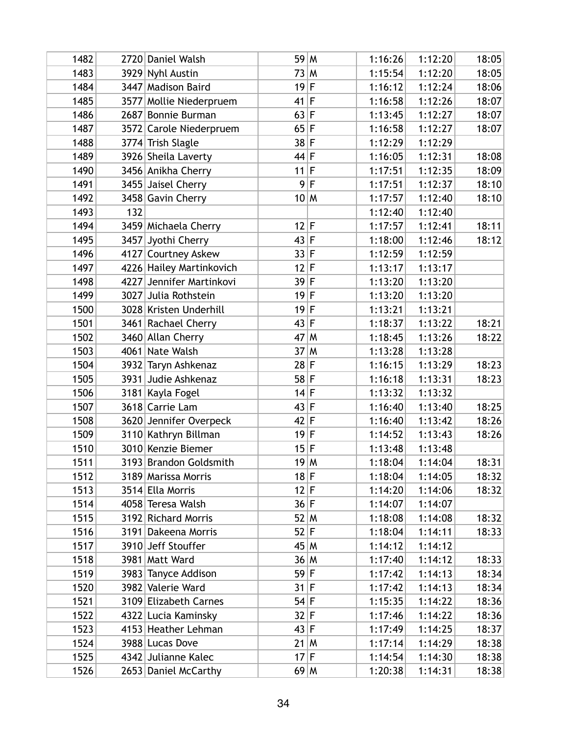| | | | | | | | |
|---|---|---|---|---|---|---|---|
| 1482 | 2720 | Daniel Walsh | 59 | M | 1:16:26 | 1:12:20 | 18:05 |
| 1483 | 3929 | Nyhl Austin | 73 | M | 1:15:54 | 1:12:20 | 18:05 |
| 1484 | 3447 | Madison Baird | 19 | F | 1:16:12 | 1:12:24 | 18:06 |
| 1485 | 3577 | Mollie Niederpruem | 41 | F | 1:16:58 | 1:12:26 | 18:07 |
| 1486 | 2687 | Bonnie Burman | 63 | F | 1:13:45 | 1:12:27 | 18:07 |
| 1487 | 3572 | Carole Niederpruem | 65 | F | 1:16:58 | 1:12:27 | 18:07 |
| 1488 | 3774 | Trish Slagle | 38 | F | 1:12:29 | 1:12:29 | |
| 1489 | 3926 | Sheila Laverty | 44 | F | 1:16:05 | 1:12:31 | 18:08 |
| 1490 | 3456 | Anikha Cherry | 11 | F | 1:17:51 | 1:12:35 | 18:09 |
| 1491 | 3455 | Jaisel Cherry | 9 | F | 1:17:51 | 1:12:37 | 18:10 |
| 1492 | 3458 | Gavin Cherry | 10 | M | 1:17:57 | 1:12:40 | 18:10 |
| 1493 | 132 | | | | 1:12:40 | 1:12:40 | |
| 1494 | 3459 | Michaela Cherry | 12 | F | 1:17:57 | 1:12:41 | 18:11 |
| 1495 | 3457 | Jyothi Cherry | 43 | F | 1:18:00 | 1:12:46 | 18:12 |
| 1496 | 4127 | Courtney Askew | 33 | F | 1:12:59 | 1:12:59 | |
| 1497 | 4226 | Hailey Martinkovich | 12 | F | 1:13:17 | 1:13:17 | |
| 1498 | 4227 | Jennifer Martinkovi | 39 | F | 1:13:20 | 1:13:20 | |
| 1499 | 3027 | Julia Rothstein | 19 | F | 1:13:20 | 1:13:20 | |
| 1500 | 3028 | Kristen Underhill | 19 | F | 1:13:21 | 1:13:21 | |
| 1501 | 3461 | Rachael Cherry | 43 | F | 1:18:37 | 1:13:22 | 18:21 |
| 1502 | 3460 | Allan Cherry | 47 | M | 1:18:45 | 1:13:26 | 18:22 |
| 1503 | 4061 | Nate Walsh | 37 | M | 1:13:28 | 1:13:28 | |
| 1504 | 3932 | Taryn Ashkenaz | 28 | F | 1:16:15 | 1:13:29 | 18:23 |
| 1505 | 3931 | Judie Ashkenaz | 58 | F | 1:16:18 | 1:13:31 | 18:23 |
| 1506 | 3181 | Kayla Fogel | 14 | F | 1:13:32 | 1:13:32 | |
| 1507 | 3618 | Carrie Lam | 43 | F | 1:16:40 | 1:13:40 | 18:25 |
| 1508 | 3620 | Jennifer Overpeck | 42 | F | 1:16:40 | 1:13:42 | 18:26 |
| 1509 | 3110 | Kathryn Billman | 19 | F | 1:14:52 | 1:13:43 | 18:26 |
| 1510 | 3010 | Kenzie Biemer | 15 | F | 1:13:48 | 1:13:48 | |
| 1511 | 3193 | Brandon Goldsmith | 19 | M | 1:18:04 | 1:14:04 | 18:31 |
| 1512 | 3189 | Marissa Morris | 18 | F | 1:18:04 | 1:14:05 | 18:32 |
| 1513 | 3514 | Ella Morris | 12 | F | 1:14:20 | 1:14:06 | 18:32 |
| 1514 | 4058 | Teresa Walsh | 36 | F | 1:14:07 | 1:14:07 | |
| 1515 | 3192 | Richard Morris | 52 | M | 1:18:08 | 1:14:08 | 18:32 |
| 1516 | 3191 | Dakeena Morris | 52 | F | 1:18:04 | 1:14:11 | 18:33 |
| 1517 | 3910 | Jeff Stouffer | 45 | M | 1:14:12 | 1:14:12 | |
| 1518 | 3981 | Matt Ward | 36 | M | 1:17:40 | 1:14:12 | 18:33 |
| 1519 | 3983 | Tanyce Addison | 59 | F | 1:17:42 | 1:14:13 | 18:34 |
| 1520 | 3982 | Valerie Ward | 31 | F | 1:17:42 | 1:14:13 | 18:34 |
| 1521 | 3109 | Elizabeth Carnes | 54 | F | 1:15:35 | 1:14:22 | 18:36 |
| 1522 | 4322 | Lucia Kaminsky | 32 | F | 1:17:46 | 1:14:22 | 18:36 |
| 1523 | 4153 | Heather Lehman | 43 | F | 1:17:49 | 1:14:25 | 18:37 |
| 1524 | 3988 | Lucas Dove | 21 | M | 1:17:14 | 1:14:29 | 18:38 |
| 1525 | 4342 | Julianne Kalec | 17 | F | 1:14:54 | 1:14:30 | 18:38 |
| 1526 | 2653 | Daniel McCarthy | 69 | M | 1:20:38 | 1:14:31 | 18:38 |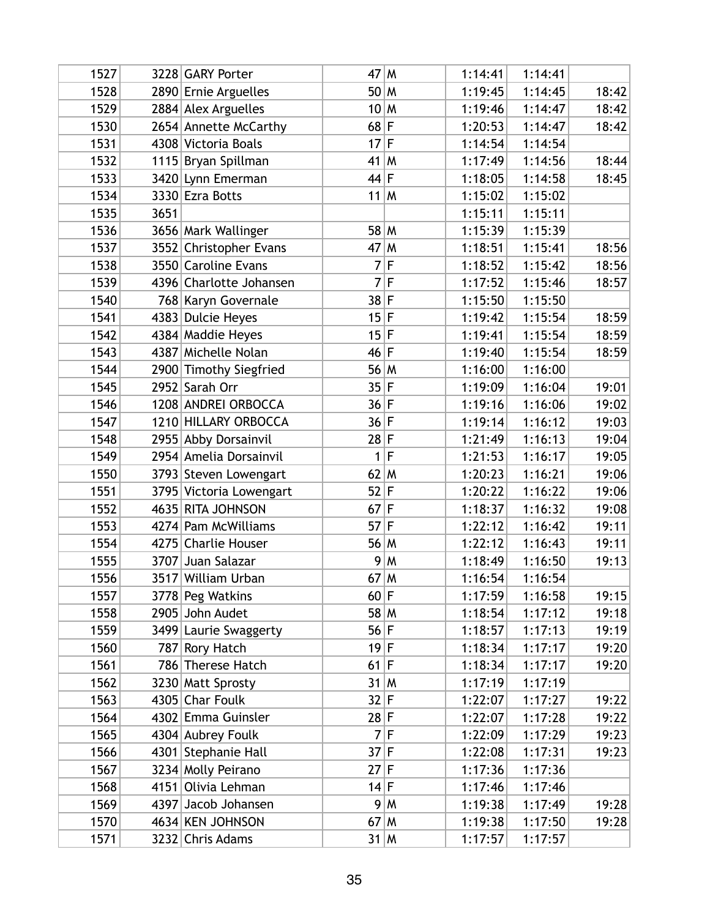| | | | | | | | |
|---|---|---|---|---|---|---|---|
| 1527 | 3228 | GARY Porter | 47 | M | 1:14:41 | 1:14:41 | |
| 1528 | 2890 | Ernie Arguelles | 50 | M | 1:19:45 | 1:14:45 | 18:42 |
| 1529 | 2884 | Alex Arguelles | 10 | M | 1:19:46 | 1:14:47 | 18:42 |
| 1530 | 2654 | Annette McCarthy | 68 | F | 1:20:53 | 1:14:47 | 18:42 |
| 1531 | 4308 | Victoria Boals | 17 | F | 1:14:54 | 1:14:54 | |
| 1532 | 1115 | Bryan Spillman | 41 | M | 1:17:49 | 1:14:56 | 18:44 |
| 1533 | 3420 | Lynn Emerman | 44 | F | 1:18:05 | 1:14:58 | 18:45 |
| 1534 | 3330 | Ezra Botts | 11 | M | 1:15:02 | 1:15:02 | |
| 1535 | 3651 | | | | 1:15:11 | 1:15:11 | |
| 1536 | 3656 | Mark Wallinger | 58 | M | 1:15:39 | 1:15:39 | |
| 1537 | 3552 | Christopher Evans | 47 | M | 1:18:51 | 1:15:41 | 18:56 |
| 1538 | 3550 | Caroline Evans | 7 | F | 1:18:52 | 1:15:42 | 18:56 |
| 1539 | 4396 | Charlotte Johansen | 7 | F | 1:17:52 | 1:15:46 | 18:57 |
| 1540 | 768 | Karyn Governale | 38 | F | 1:15:50 | 1:15:50 | |
| 1541 | 4383 | Dulcie Heyes | 15 | F | 1:19:42 | 1:15:54 | 18:59 |
| 1542 | 4384 | Maddie Heyes | 15 | F | 1:19:41 | 1:15:54 | 18:59 |
| 1543 | 4387 | Michelle Nolan | 46 | F | 1:19:40 | 1:15:54 | 18:59 |
| 1544 | 2900 | Timothy Siegfried | 56 | M | 1:16:00 | 1:16:00 | |
| 1545 | 2952 | Sarah Orr | 35 | F | 1:19:09 | 1:16:04 | 19:01 |
| 1546 | 1208 | ANDREI ORBOCCA | 36 | F | 1:19:16 | 1:16:06 | 19:02 |
| 1547 | 1210 | HILLARY ORBOCCA | 36 | F | 1:19:14 | 1:16:12 | 19:03 |
| 1548 | 2955 | Abby Dorsainvil | 28 | F | 1:21:49 | 1:16:13 | 19:04 |
| 1549 | 2954 | Amelia Dorsainvil | 1 | F | 1:21:53 | 1:16:17 | 19:05 |
| 1550 | 3793 | Steven Lowengart | 62 | M | 1:20:23 | 1:16:21 | 19:06 |
| 1551 | 3795 | Victoria Lowengart | 52 | F | 1:20:22 | 1:16:22 | 19:06 |
| 1552 | 4635 | RITA JOHNSON | 67 | F | 1:18:37 | 1:16:32 | 19:08 |
| 1553 | 4274 | Pam McWilliams | 57 | F | 1:22:12 | 1:16:42 | 19:11 |
| 1554 | 4275 | Charlie Houser | 56 | M | 1:22:12 | 1:16:43 | 19:11 |
| 1555 | 3707 | Juan Salazar | 9 | M | 1:18:49 | 1:16:50 | 19:13 |
| 1556 | 3517 | William Urban | 67 | M | 1:16:54 | 1:16:54 | |
| 1557 | 3778 | Peg Watkins | 60 | F | 1:17:59 | 1:16:58 | 19:15 |
| 1558 | 2905 | John Audet | 58 | M | 1:18:54 | 1:17:12 | 19:18 |
| 1559 | 3499 | Laurie Swaggerty | 56 | F | 1:18:57 | 1:17:13 | 19:19 |
| 1560 | 787 | Rory Hatch | 19 | F | 1:18:34 | 1:17:17 | 19:20 |
| 1561 | 786 | Therese Hatch | 61 | F | 1:18:34 | 1:17:17 | 19:20 |
| 1562 | 3230 | Matt Sprosty | 31 | M | 1:17:19 | 1:17:19 | |
| 1563 | 4305 | Char Foulk | 32 | F | 1:22:07 | 1:17:27 | 19:22 |
| 1564 | 4302 | Emma Guinsler | 28 | F | 1:22:07 | 1:17:28 | 19:22 |
| 1565 | 4304 | Aubrey Foulk | 7 | F | 1:22:09 | 1:17:29 | 19:23 |
| 1566 | 4301 | Stephanie Hall | 37 | F | 1:22:08 | 1:17:31 | 19:23 |
| 1567 | 3234 | Molly Peirano | 27 | F | 1:17:36 | 1:17:36 | |
| 1568 | 4151 | Olivia Lehman | 14 | F | 1:17:46 | 1:17:46 | |
| 1569 | 4397 | Jacob Johansen | 9 | M | 1:19:38 | 1:17:49 | 19:28 |
| 1570 | 4634 | KEN JOHNSON | 67 | M | 1:19:38 | 1:17:50 | 19:28 |
| 1571 | 3232 | Chris Adams | 31 | M | 1:17:57 | 1:17:57 | |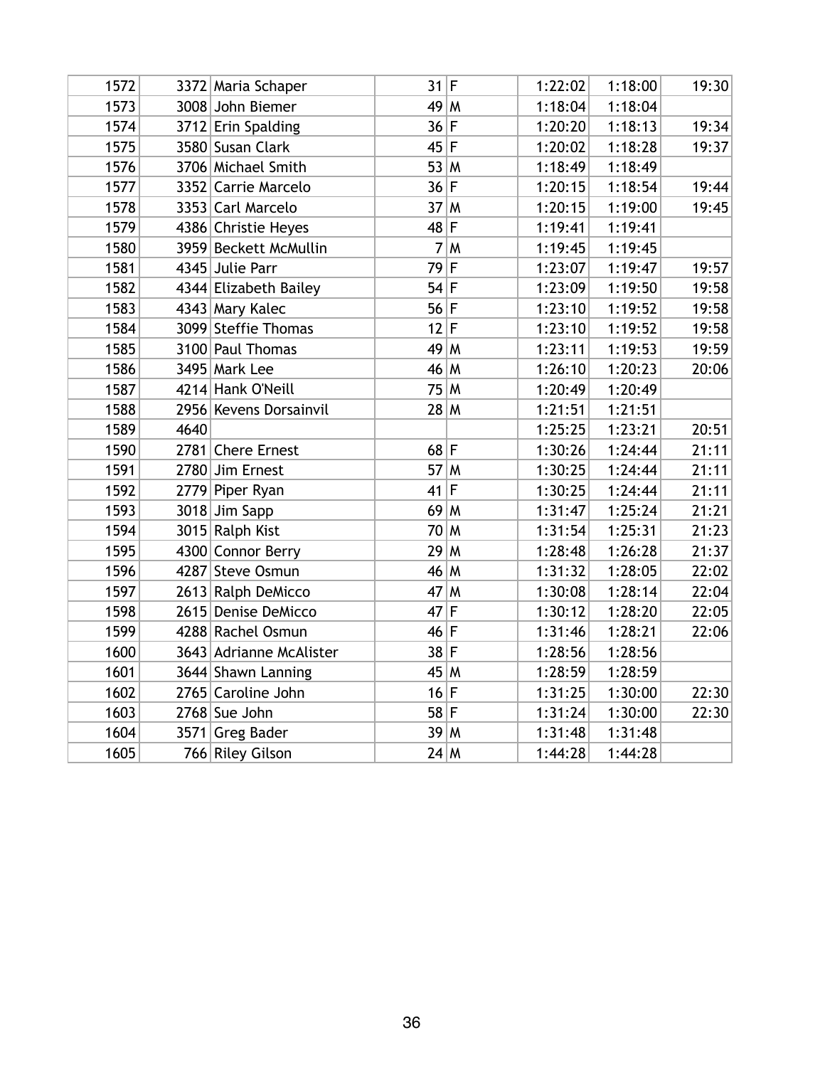| | | | | | | | |
|---|---|---|---|---|---|---|---|
| 1572 | 3372 | Maria Schaper | 31 | F | 1:22:02 | 1:18:00 | 19:30 |
| 1573 | 3008 | John Biemer | 49 | M | 1:18:04 | 1:18:04 | |
| 1574 | 3712 | Erin Spalding | 36 | F | 1:20:20 | 1:18:13 | 19:34 |
| 1575 | 3580 | Susan Clark | 45 | F | 1:20:02 | 1:18:28 | 19:37 |
| 1576 | 3706 | Michael Smith | 53 | M | 1:18:49 | 1:18:49 | |
| 1577 | 3352 | Carrie Marcelo | 36 | F | 1:20:15 | 1:18:54 | 19:44 |
| 1578 | 3353 | Carl Marcelo | 37 | M | 1:20:15 | 1:19:00 | 19:45 |
| 1579 | 4386 | Christie Heyes | 48 | F | 1:19:41 | 1:19:41 | |
| 1580 | 3959 | Beckett McMullin | 7 | M | 1:19:45 | 1:19:45 | |
| 1581 | 4345 | Julie Parr | 79 | F | 1:23:07 | 1:19:47 | 19:57 |
| 1582 | 4344 | Elizabeth Bailey | 54 | F | 1:23:09 | 1:19:50 | 19:58 |
| 1583 | 4343 | Mary Kalec | 56 | F | 1:23:10 | 1:19:52 | 19:58 |
| 1584 | 3099 | Steffie Thomas | 12 | F | 1:23:10 | 1:19:52 | 19:58 |
| 1585 | 3100 | Paul Thomas | 49 | M | 1:23:11 | 1:19:53 | 19:59 |
| 1586 | 3495 | Mark Lee | 46 | M | 1:26:10 | 1:20:23 | 20:06 |
| 1587 | 4214 | Hank O'Neill | 75 | M | 1:20:49 | 1:20:49 | |
| 1588 | 2956 | Kevens Dorsainvil | 28 | M | 1:21:51 | 1:21:51 | |
| 1589 | 4640 | | | | 1:25:25 | 1:23:21 | 20:51 |
| 1590 | 2781 | Chere Ernest | 68 | F | 1:30:26 | 1:24:44 | 21:11 |
| 1591 | 2780 | Jim Ernest | 57 | M | 1:30:25 | 1:24:44 | 21:11 |
| 1592 | 2779 | Piper Ryan | 41 | F | 1:30:25 | 1:24:44 | 21:11 |
| 1593 | 3018 | Jim Sapp | 69 | M | 1:31:47 | 1:25:24 | 21:21 |
| 1594 | 3015 | Ralph Kist | 70 | M | 1:31:54 | 1:25:31 | 21:23 |
| 1595 | 4300 | Connor Berry | 29 | M | 1:28:48 | 1:26:28 | 21:37 |
| 1596 | 4287 | Steve Osmun | 46 | M | 1:31:32 | 1:28:05 | 22:02 |
| 1597 | 2613 | Ralph DeMicco | 47 | M | 1:30:08 | 1:28:14 | 22:04 |
| 1598 | 2615 | Denise DeMicco | 47 | F | 1:30:12 | 1:28:20 | 22:05 |
| 1599 | 4288 | Rachel Osmun | 46 | F | 1:31:46 | 1:28:21 | 22:06 |
| 1600 | 3643 | Adrianne McAlister | 38 | F | 1:28:56 | 1:28:56 | |
| 1601 | 3644 | Shawn Lanning | 45 | M | 1:28:59 | 1:28:59 | |
| 1602 | 2765 | Caroline John | 16 | F | 1:31:25 | 1:30:00 | 22:30 |
| 1603 | 2768 | Sue John | 58 | F | 1:31:24 | 1:30:00 | 22:30 |
| 1604 | 3571 | Greg Bader | 39 | M | 1:31:48 | 1:31:48 | |
| 1605 | 766 | Riley Gilson | 24 | M | 1:44:28 | 1:44:28 | |